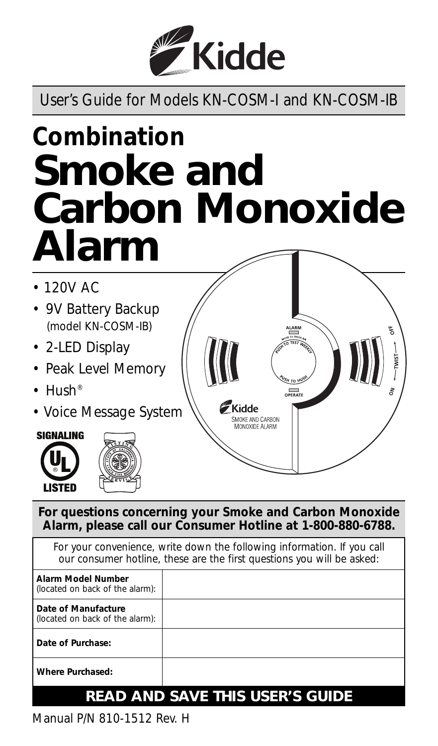# Kidde

User's Guide for Models KN-COSM-I and KN-COSM-IB

# Combination Smoke and Carbon Monoxide Alarm

- 120V AC
- 9V Battery Backup (model KN-COSM-IB)
- 2-LED Display
- Peak Level Memory
- Hush®
- Voice Message System

SIGNALING UL LISTED

**For questions concerning your Smoke and Carbon Monoxide Alarm, please call our Consumer Hotline at 1-800-880-6788.**

For your convenience, write down the following information. If you call our consumer hotline, these are the first questions you will be asked:

| | |
|---|---|
| **Alarm Model Number** (located on back of the alarm): | |
| **Date of Manufacture** (located on back of the alarm): | |
| **Date of Purchase:** | |
| **Where Purchased:** | |

## READ AND SAVE THIS USER'S GUIDE

Manual P/N 810-1512 Rev. H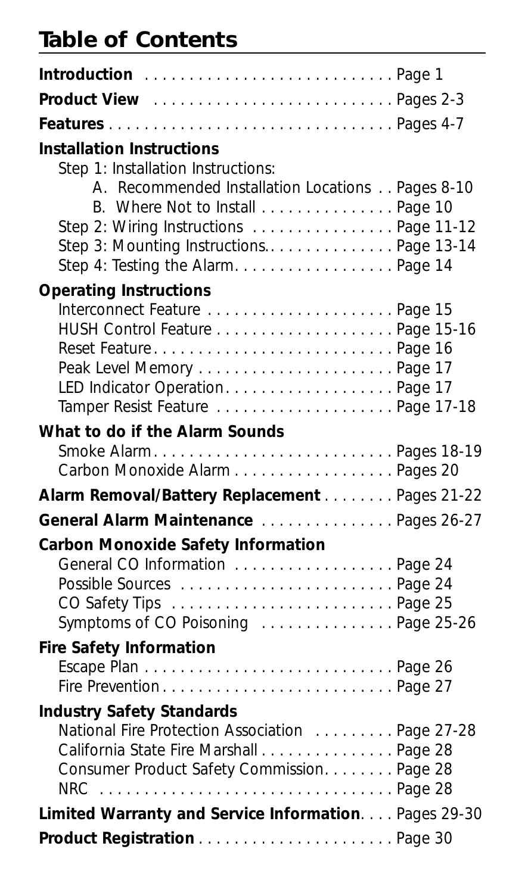# Table of Contents

**Introduction** . . . . . . . . . . . . . . . . . . . . . . . . . . . . Page 1

**Product View** . . . . . . . . . . . . . . . . . . . . . . . . . . . Pages 2-3

**Features** . . . . . . . . . . . . . . . . . . . . . . . . . . . . . . . . Pages 4-7

**Installation Instructions**

Step 1: Installation Instructions:

- A. Recommended Installation Locations . . Pages 8-10
- B. Where Not to Install . . . . . . . . . . . . . . . Page 10

Step 2: Wiring Instructions . . . . . . . . . . . . . . . . Page 11-12

Step 3: Mounting Instructions. . . . . . . . . . . . . . . Page 13-14

Step 4: Testing the Alarm. . . . . . . . . . . . . . . . . . Page 14

**Operating Instructions**

Interconnect Feature . . . . . . . . . . . . . . . . . . . . . Page 15

HUSH Control Feature . . . . . . . . . . . . . . . . . . . . Page 15-16

Reset Feature. . . . . . . . . . . . . . . . . . . . . . . . . . . Page 16

Peak Level Memory . . . . . . . . . . . . . . . . . . . . . . Page 17

LED Indicator Operation. . . . . . . . . . . . . . . . . . . Page 17

Tamper Resist Feature . . . . . . . . . . . . . . . . . . . . Page 17-18

**What to do if the Alarm Sounds**

Smoke Alarm. . . . . . . . . . . . . . . . . . . . . . . . . . . Pages 18-19

Carbon Monoxide Alarm . . . . . . . . . . . . . . . . . . Pages 20

**Alarm Removal/Battery Replacement** . . . . . . . . Pages 21-22

**General Alarm Maintenance** . . . . . . . . . . . . . . . Pages 26-27

**Carbon Monoxide Safety Information**

General CO Information . . . . . . . . . . . . . . . . . . Page 24

Possible Sources . . . . . . . . . . . . . . . . . . . . . . . . Page 24

CO Safety Tips . . . . . . . . . . . . . . . . . . . . . . . . . Page 25

Symptoms of CO Poisoning . . . . . . . . . . . . . . . Page 25-26

**Fire Safety Information**

Escape Plan . . . . . . . . . . . . . . . . . . . . . . . . . . . . Page 26

Fire Prevention. . . . . . . . . . . . . . . . . . . . . . . . . . Page 27

**Industry Safety Standards**

National Fire Protection Association . . . . . . . . . Page 27-28

California State Fire Marshall . . . . . . . . . . . . . . . Page 28

Consumer Product Safety Commission. . . . . . . . Page 28

NRC . . . . . . . . . . . . . . . . . . . . . . . . . . . . . . . . . Page 28

**Limited Warranty and Service Information**. . . . Pages 29-30

**Product Registration** . . . . . . . . . . . . . . . . . . . . . Page 30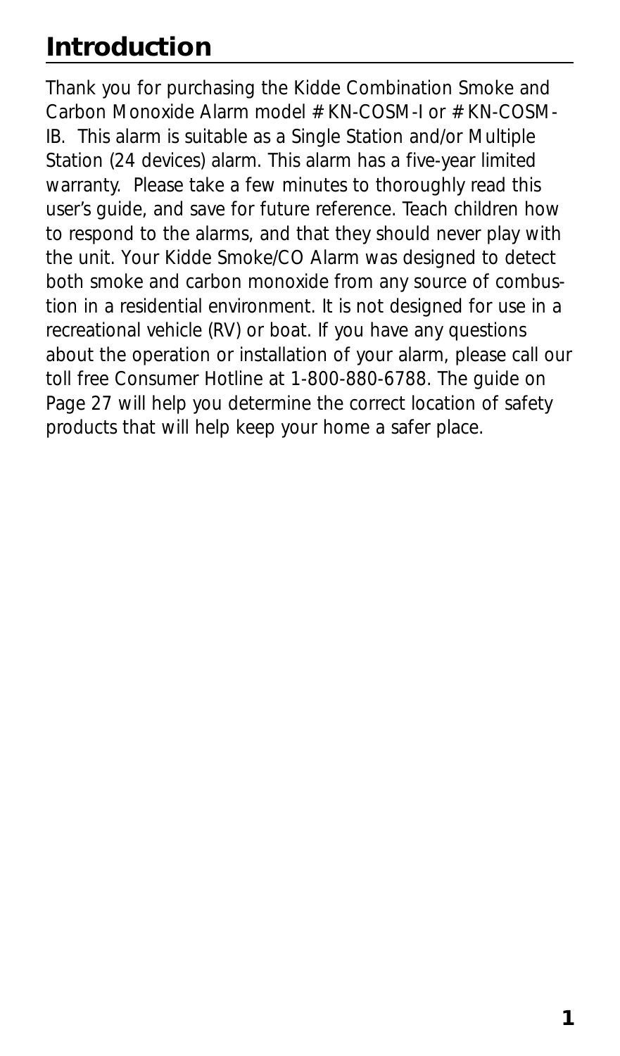# Introduction

Thank you for purchasing the Kidde Combination Smoke and Carbon Monoxide Alarm model # KN-COSM-I or # KN-COSM-IB. This alarm is suitable as a Single Station and/or Multiple Station (24 devices) alarm. This alarm has a five-year limited warranty. Please take a few minutes to thoroughly read this user's guide, and save for future reference. Teach children how to respond to the alarms, and that they should never play with the unit. Your Kidde Smoke/CO Alarm was designed to detect both smoke and carbon monoxide from any source of combustion in a residential environment. It is not designed for use in a recreational vehicle (RV) or boat. If you have any questions about the operation or installation of your alarm, please call our toll free Consumer Hotline at 1-800-880-6788. The guide on Page 27 will help you determine the correct location of safety products that will help keep your home a safer place.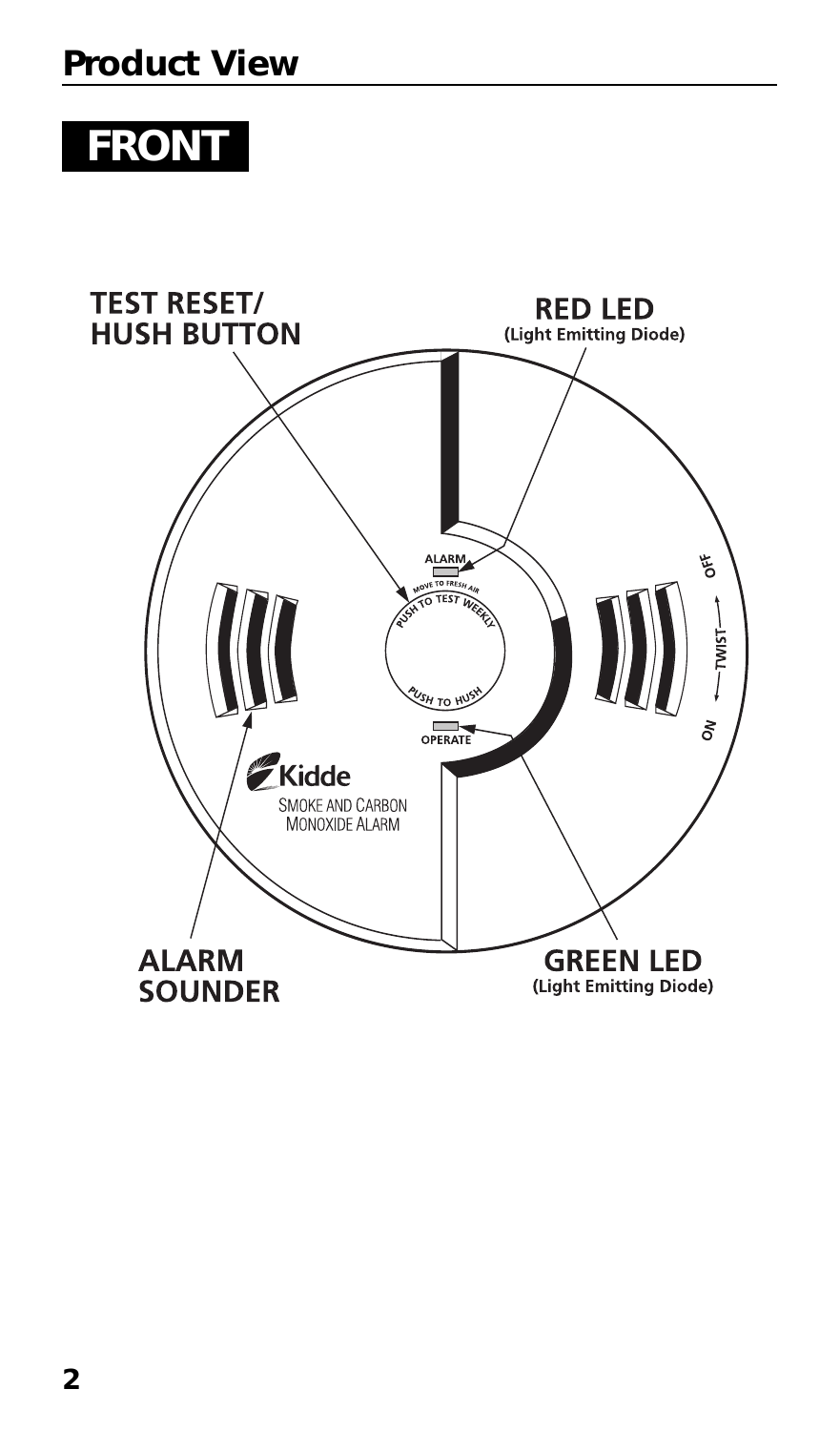## Product View

**FRONT**

TEST RESET/
HUSH BUTTON

RED LED
(Light Emitting Diode)

ALARM

MOVE TO FRESH AIR

PUSH TO TEST WEEKLY

PUSH TO HUSH

OPERATE

OFF

TWIST

ON

Kidde

SMOKE AND CARBON MONOXIDE ALARM

ALARM
SOUNDER

GREEN LED
(Light Emitting Diode)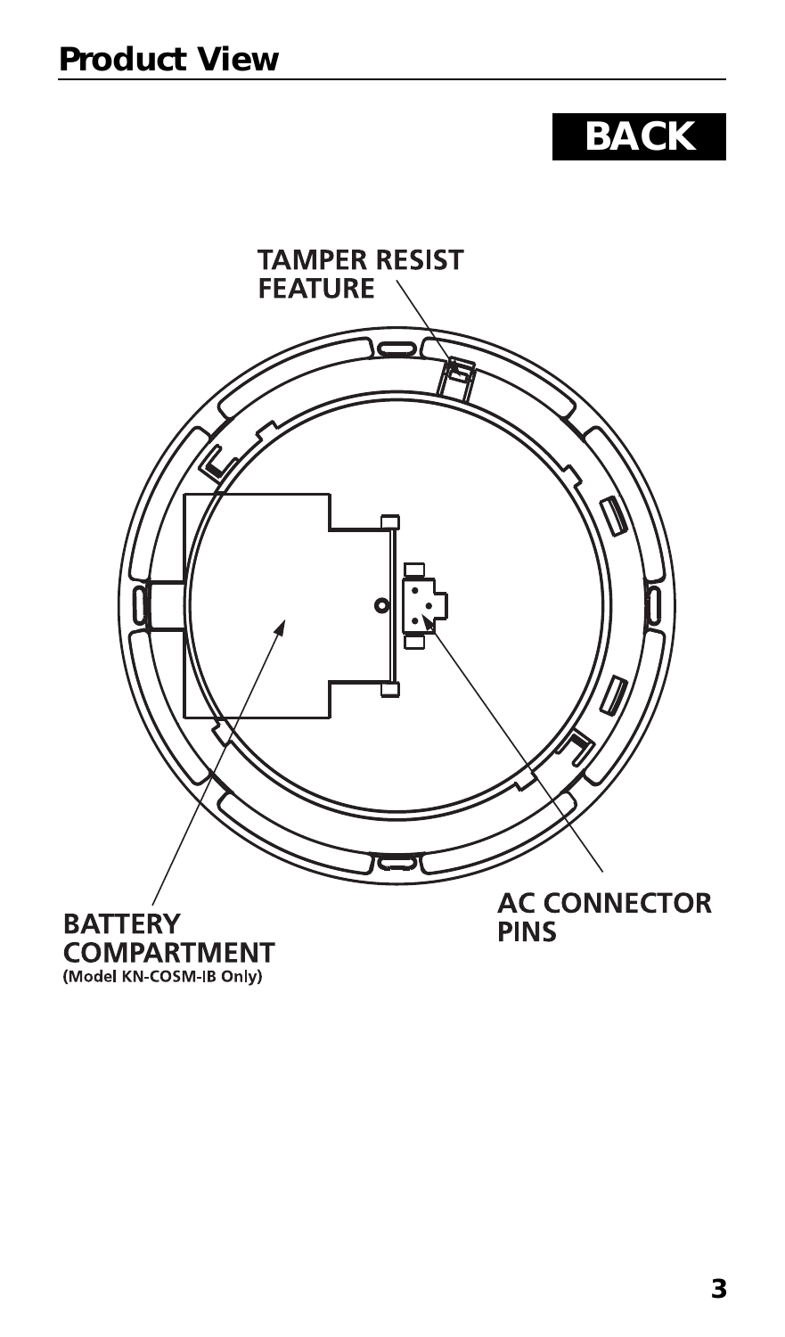# Product View

**BACK**

TAMPER RESIST FEATURE

BATTERY COMPARTMENT
(Model KN-COSM-IB Only)

AC CONNECTOR PINS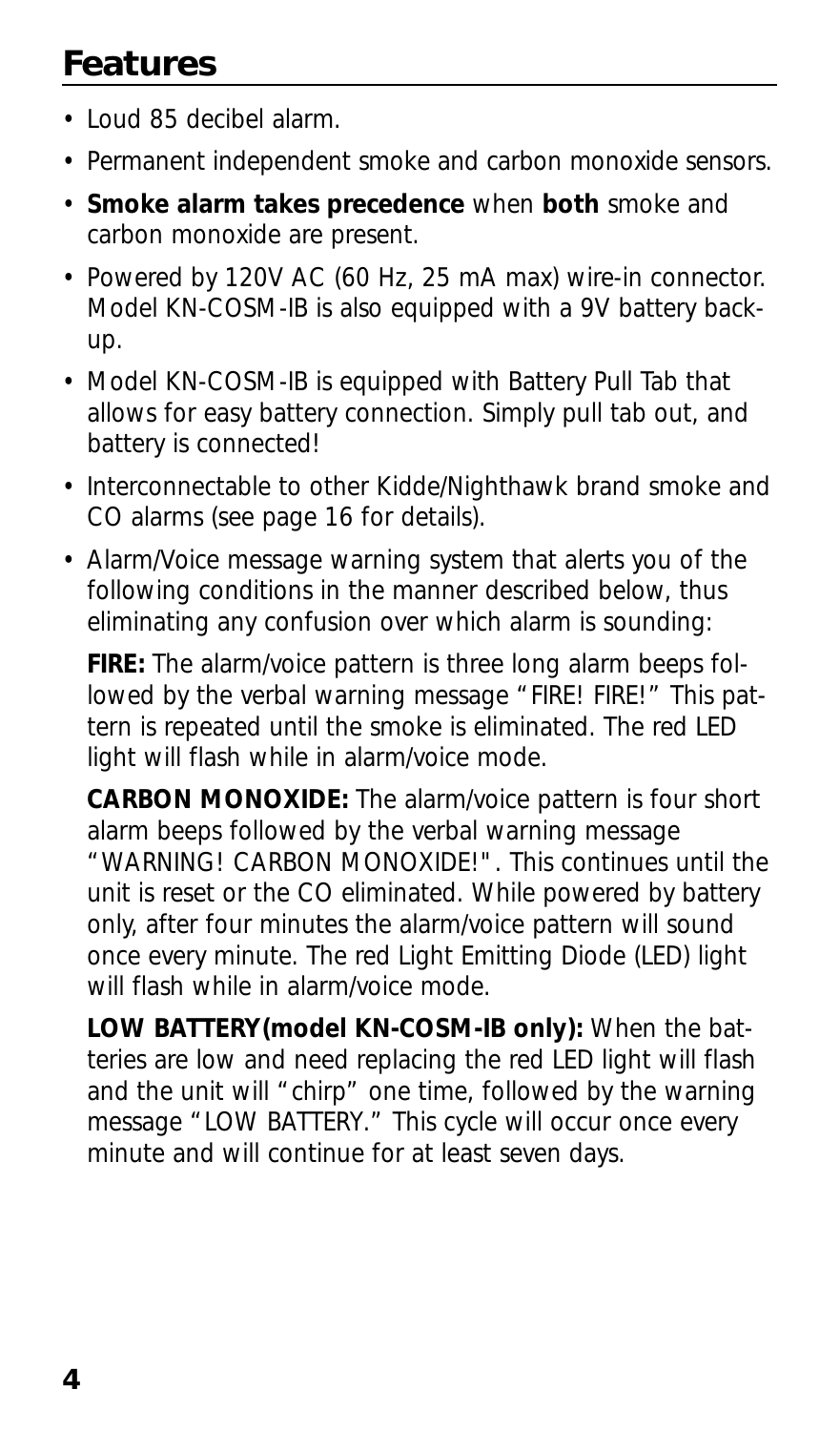## Features

- Loud 85 decibel alarm.
- Permanent independent smoke and carbon monoxide sensors.
- **Smoke alarm takes precedence** when **both** smoke and carbon monoxide are present.
- Powered by 120V AC (60 Hz, 25 mA max) wire-in connector. Model KN-COSM-IB is also equipped with a 9V battery back-up.
- Model KN-COSM-IB is equipped with Battery Pull Tab that allows for easy battery connection. Simply pull tab out, and battery is connected!
- Interconnectable to other Kidde/Nighthawk brand smoke and CO alarms (see page 16 for details).
- Alarm/Voice message warning system that alerts you of the following conditions in the manner described below, thus eliminating any confusion over which alarm is sounding:

  **FIRE:** The alarm/voice pattern is three long alarm beeps followed by the verbal warning message "FIRE! FIRE!" This pattern is repeated until the smoke is eliminated. The red LED light will flash while in alarm/voice mode.

  **CARBON MONOXIDE:** The alarm/voice pattern is four short alarm beeps followed by the verbal warning message "WARNING! CARBON MONOXIDE!". This continues until the unit is reset or the CO eliminated. While powered by battery only, after four minutes the alarm/voice pattern will sound once every minute. The red Light Emitting Diode (LED) light will flash while in alarm/voice mode.

  **LOW BATTERY(model KN-COSM-IB only):** When the batteries are low and need replacing the red LED light will flash and the unit will "chirp" one time, followed by the warning message "LOW BATTERY." This cycle will occur once every minute and will continue for at least seven days.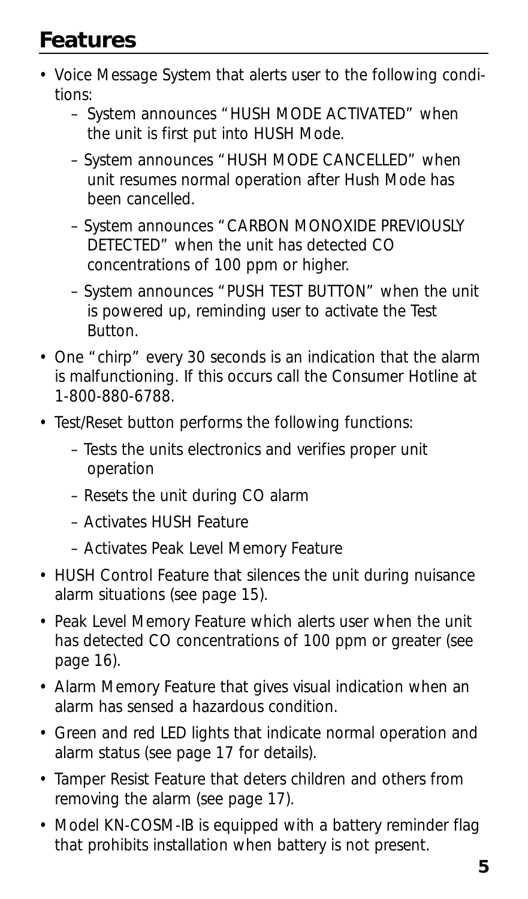## Features

- Voice Message System that alerts user to the following conditions:
  - System announces "HUSH MODE ACTIVATED" when the unit is first put into HUSH Mode.
  - System announces "HUSH MODE CANCELLED" when unit resumes normal operation after Hush Mode has been cancelled.
  - System announces "CARBON MONOXIDE PREVIOUSLY DETECTED" when the unit has detected CO concentrations of 100 ppm or higher.
  - System announces "PUSH TEST BUTTON" when the unit is powered up, reminding user to activate the Test Button.
- One "chirp" every 30 seconds is an indication that the alarm is malfunctioning. If this occurs call the Consumer Hotline at 1-800-880-6788.
- Test/Reset button performs the following functions:
  - Tests the units electronics and verifies proper unit operation
  - Resets the unit during CO alarm
  - Activates HUSH Feature
  - Activates Peak Level Memory Feature
- HUSH Control Feature that silences the unit during nuisance alarm situations (see page 15).
- Peak Level Memory Feature which alerts user when the unit has detected CO concentrations of 100 ppm or greater (see page 16).
- Alarm Memory Feature that gives visual indication when an alarm has sensed a hazardous condition.
- Green and red LED lights that indicate normal operation and alarm status (see page 17 for details).
- Tamper Resist Feature that deters children and others from removing the alarm (see page 17).
- Model KN-COSM-IB is equipped with a battery reminder flag that prohibits installation when battery is not present.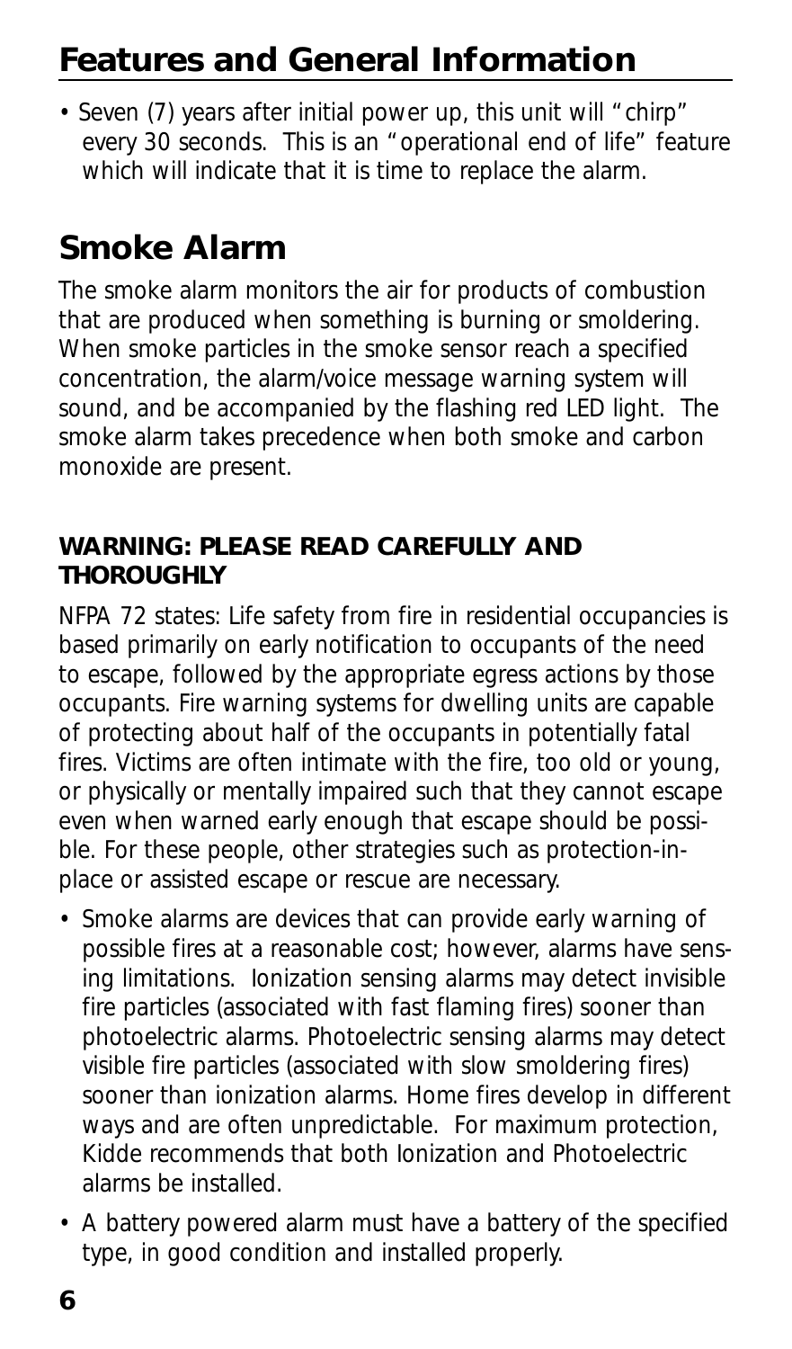## Features and General Information

- Seven (7) years after initial power up, this unit will "chirp" every 30 seconds. This is an "operational end of life" feature which will indicate that it is time to replace the alarm.

## Smoke Alarm

The smoke alarm monitors the air for products of combustion that are produced when something is burning or smoldering. When smoke particles in the smoke sensor reach a specified concentration, the alarm/voice message warning system will sound, and be accompanied by the flashing red LED light. The smoke alarm takes precedence when both smoke and carbon monoxide are present.

**WARNING: PLEASE READ CAREFULLY AND THOROUGHLY**

NFPA 72 states: Life safety from fire in residential occupancies is based primarily on early notification to occupants of the need to escape, followed by the appropriate egress actions by those occupants. Fire warning systems for dwelling units are capable of protecting about half of the occupants in potentially fatal fires. Victims are often intimate with the fire, too old or young, or physically or mentally impaired such that they cannot escape even when warned early enough that escape should be possible. For these people, other strategies such as protection-in-place or assisted escape or rescue are necessary.

- Smoke alarms are devices that can provide early warning of possible fires at a reasonable cost; however, alarms have sensing limitations. Ionization sensing alarms may detect invisible fire particles (associated with fast flaming fires) sooner than photoelectric alarms. Photoelectric sensing alarms may detect visible fire particles (associated with slow smoldering fires) sooner than ionization alarms. Home fires develop in different ways and are often unpredictable. For maximum protection, Kidde recommends that both Ionization and Photoelectric alarms be installed.
- A battery powered alarm must have a battery of the specified type, in good condition and installed properly.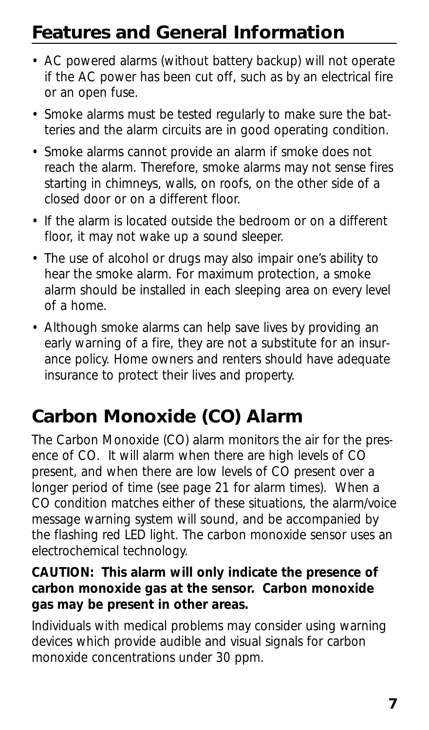## Features and General Information

- AC powered alarms (without battery backup) will not operate if the AC power has been cut off, such as by an electrical fire or an open fuse.
- Smoke alarms must be tested regularly to make sure the batteries and the alarm circuits are in good operating condition.
- Smoke alarms cannot provide an alarm if smoke does not reach the alarm. Therefore, smoke alarms may not sense fires starting in chimneys, walls, on roofs, on the other side of a closed door or on a different floor.
- If the alarm is located outside the bedroom or on a different floor, it may not wake up a sound sleeper.
- The use of alcohol or drugs may also impair one's ability to hear the smoke alarm. For maximum protection, a smoke alarm should be installed in each sleeping area on every level of a home.
- Although smoke alarms can help save lives by providing an early warning of a fire, they are not a substitute for an insurance policy. Home owners and renters should have adequate insurance to protect their lives and property.

## Carbon Monoxide (CO) Alarm

The Carbon Monoxide (CO) alarm monitors the air for the presence of CO. It will alarm when there are high levels of CO present, and when there are low levels of CO present over a longer period of time (see page 21 for alarm times). When a CO condition matches either of these situations, the alarm/voice message warning system will sound, and be accompanied by the flashing red LED light. The carbon monoxide sensor uses an electrochemical technology.

**CAUTION: This alarm will only indicate the presence of carbon monoxide gas at the sensor. Carbon monoxide gas may be present in other areas.**

Individuals with medical problems may consider using warning devices which provide audible and visual signals for carbon monoxide concentrations under 30 ppm.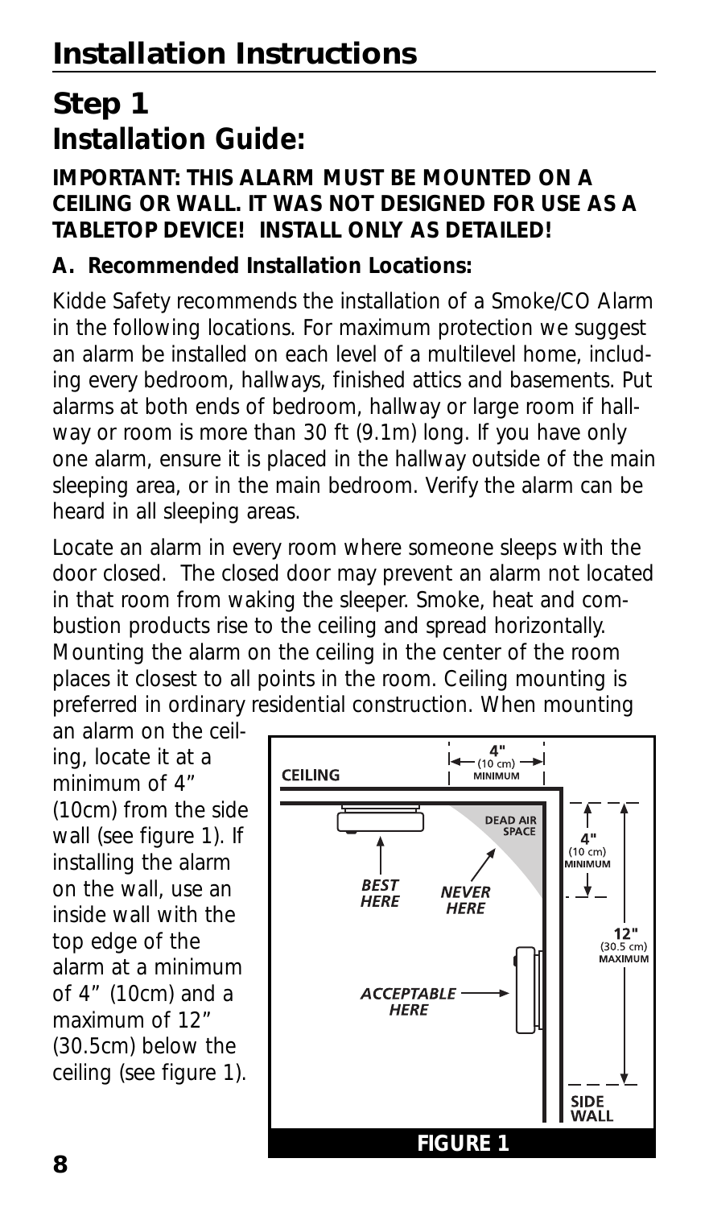# Installation Instructions

## Step 1
## Installation Guide:

**IMPORTANT: THIS ALARM MUST BE MOUNTED ON A CEILING OR WALL. IT WAS NOT DESIGNED FOR USE AS A TABLETOP DEVICE! INSTALL ONLY AS DETAILED!**

**A. Recommended Installation Locations:**

Kidde Safety recommends the installation of a Smoke/CO Alarm in the following locations. For maximum protection we suggest an alarm be installed on each level of a multilevel home, including every bedroom, hallways, finished attics and basements. Put alarms at both ends of bedroom, hallway or large room if hallway or room is more than 30 ft (9.1m) long. If you have only one alarm, ensure it is placed in the hallway outside of the main sleeping area, or in the main bedroom. Verify the alarm can be heard in all sleeping areas.

Locate an alarm in every room where someone sleeps with the door closed. The closed door may prevent an alarm not located in that room from waking the sleeper. Smoke, heat and combustion products rise to the ceiling and spread horizontally. Mounting the alarm on the ceiling in the center of the room places it closest to all points in the room. Ceiling mounting is preferred in ordinary residential construction. When mounting an alarm on the ceiling, locate it at a minimum of 4" (10cm) from the side wall (see figure 1). If installing the alarm on the wall, use an inside wall with the top edge of the alarm at a minimum of 4" (10cm) and a maximum of 12" (30.5cm) below the ceiling (see figure 1).

CEILING — 4" (10 cm) MINIMUM — DEAD AIR SPACE — BEST HERE — NEVER HERE — 4" (10 cm) MINIMUM — 12" (30.5 cm) MAXIMUM — ACCEPTABLE HERE — SIDE WALL

**FIGURE 1**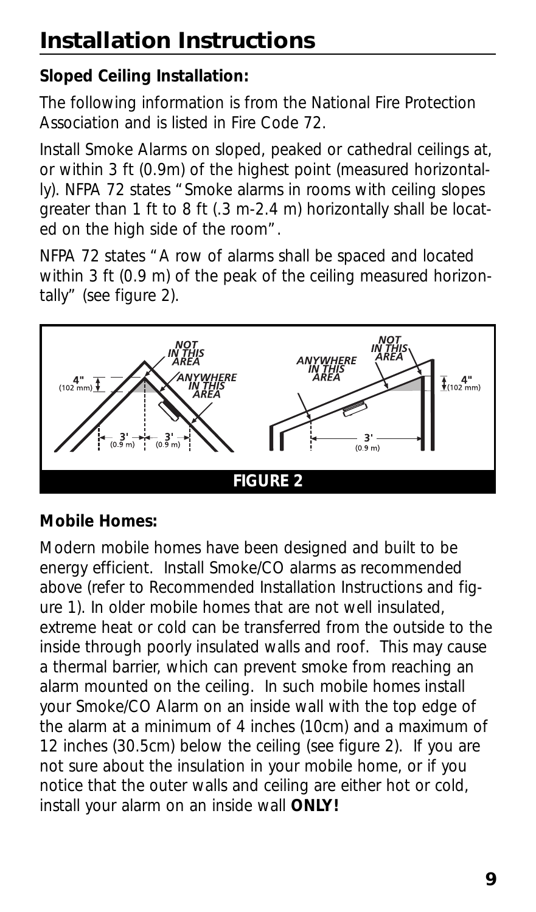# Installation Instructions

**Sloped Ceiling Installation:**

The following information is from the National Fire Protection Association and is listed in Fire Code 72.

Install Smoke Alarms on sloped, peaked or cathedral ceilings at, or within 3 ft (0.9m) of the highest point (measured horizontally). NFPA 72 states "Smoke alarms in rooms with ceiling slopes greater than 1 ft to 8 ft (.3 m-2.4 m) horizontally shall be located on the high side of the room".

NFPA 72 states "A row of alarms shall be spaced and located within 3 ft (0.9 m) of the peak of the ceiling measured horizontally" (see figure 2).

NOT IN THIS AREA

ANYWHERE IN THIS AREA

4" (102 mm)

3' (0.9 m)

FIGURE 2

**Mobile Homes:**

Modern mobile homes have been designed and built to be energy efficient. Install Smoke/CO alarms as recommended above (refer to Recommended Installation Instructions and figure 1). In older mobile homes that are not well insulated, extreme heat or cold can be transferred from the outside to the inside through poorly insulated walls and roof. This may cause a thermal barrier, which can prevent smoke from reaching an alarm mounted on the ceiling. In such mobile homes install your Smoke/CO Alarm on an inside wall with the top edge of the alarm at a minimum of 4 inches (10cm) and a maximum of 12 inches (30.5cm) below the ceiling (see figure 2). If you are not sure about the insulation in your mobile home, or if you notice that the outer walls and ceiling are either hot or cold, install your alarm on an inside wall **ONLY!**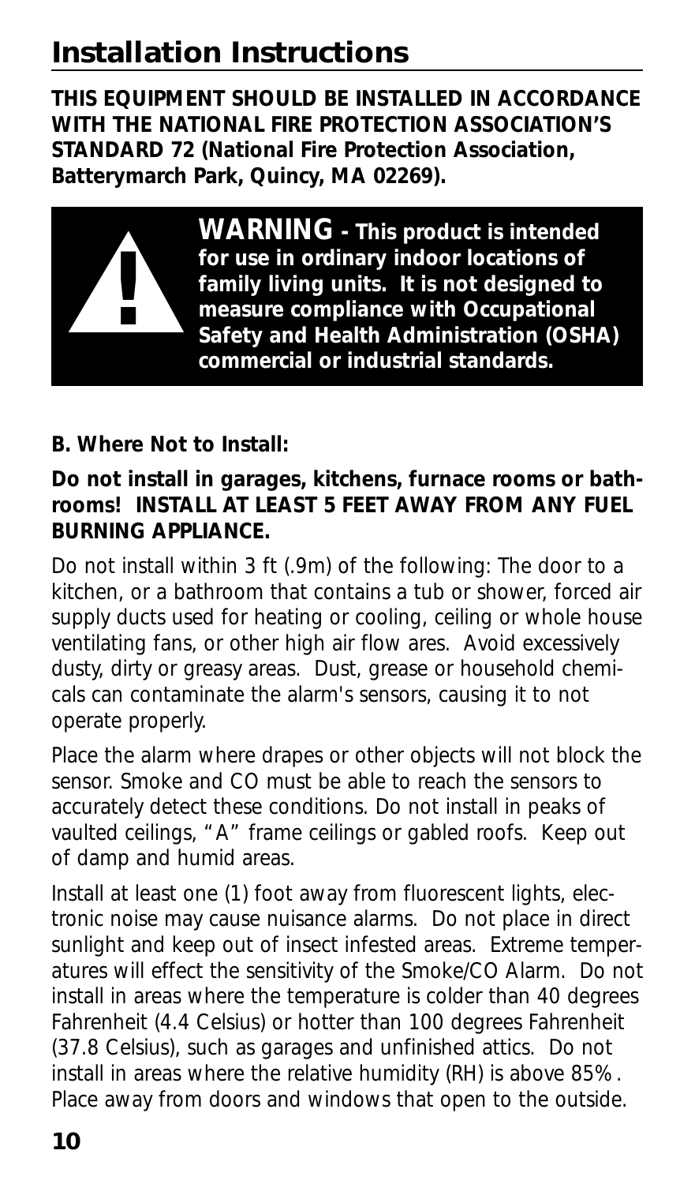# Installation Instructions

**THIS EQUIPMENT SHOULD BE INSTALLED IN ACCORDANCE WITH THE NATIONAL FIRE PROTECTION ASSOCIATION'S STANDARD 72 (National Fire Protection Association, Batterymarch Park, Quincy, MA 02269).**

> **!** **WARNING - This product is intended for use in ordinary indoor locations of family living units. It is not designed to measure compliance with Occupational Safety and Health Administration (OSHA) commercial or industrial standards.**

**B. Where Not to Install:**

**Do not install in garages, kitchens, furnace rooms or bathrooms! INSTALL AT LEAST 5 FEET AWAY FROM ANY FUEL BURNING APPLIANCE.**

Do not install within 3 ft (.9m) of the following: The door to a kitchen, or a bathroom that contains a tub or shower, forced air supply ducts used for heating or cooling, ceiling or whole house ventilating fans, or other high air flow ares. Avoid excessively dusty, dirty or greasy areas. Dust, grease or household chemicals can contaminate the alarm's sensors, causing it to not operate properly.

Place the alarm where drapes or other objects will not block the sensor. Smoke and CO must be able to reach the sensors to accurately detect these conditions. Do not install in peaks of vaulted ceilings, "A" frame ceilings or gabled roofs. Keep out of damp and humid areas.

Install at least one (1) foot away from fluorescent lights, electronic noise may cause nuisance alarms. Do not place in direct sunlight and keep out of insect infested areas. Extreme temperatures will effect the sensitivity of the Smoke/CO Alarm. Do not install in areas where the temperature is colder than 40 degrees Fahrenheit (4.4 Celsius) or hotter than 100 degrees Fahrenheit (37.8 Celsius), such as garages and unfinished attics. Do not install in areas where the relative humidity (RH) is above 85%. Place away from doors and windows that open to the outside.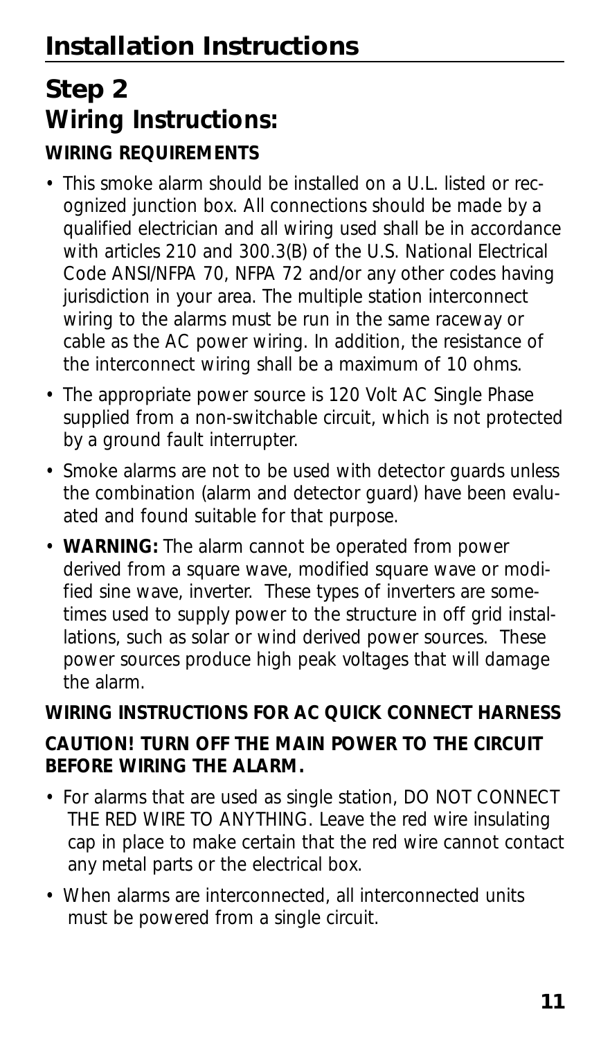# Installation Instructions

## Step 2
## Wiring Instructions:

**WIRING REQUIREMENTS**

- This smoke alarm should be installed on a U.L. listed or recognized junction box. All connections should be made by a qualified electrician and all wiring used shall be in accordance with articles 210 and 300.3(B) of the U.S. National Electrical Code ANSI/NFPA 70, NFPA 72 and/or any other codes having jurisdiction in your area. The multiple station interconnect wiring to the alarms must be run in the same raceway or cable as the AC power wiring. In addition, the resistance of the interconnect wiring shall be a maximum of 10 ohms.
- The appropriate power source is 120 Volt AC Single Phase supplied from a non-switchable circuit, which is not protected by a ground fault interrupter.
- Smoke alarms are not to be used with detector guards unless the combination (alarm and detector guard) have been evaluated and found suitable for that purpose.
- **WARNING:** The alarm cannot be operated from power derived from a square wave, modified square wave or modified sine wave, inverter. These types of inverters are sometimes used to supply power to the structure in off grid installations, such as solar or wind derived power sources. These power sources produce high peak voltages that will damage the alarm.

**WIRING INSTRUCTIONS FOR AC QUICK CONNECT HARNESS**

**CAUTION! TURN OFF THE MAIN POWER TO THE CIRCUIT BEFORE WIRING THE ALARM.**

- For alarms that are used as single station, DO NOT CONNECT THE RED WIRE TO ANYTHING. Leave the red wire insulating cap in place to make certain that the red wire cannot contact any metal parts or the electrical box.
- When alarms are interconnected, all interconnected units must be powered from a single circuit.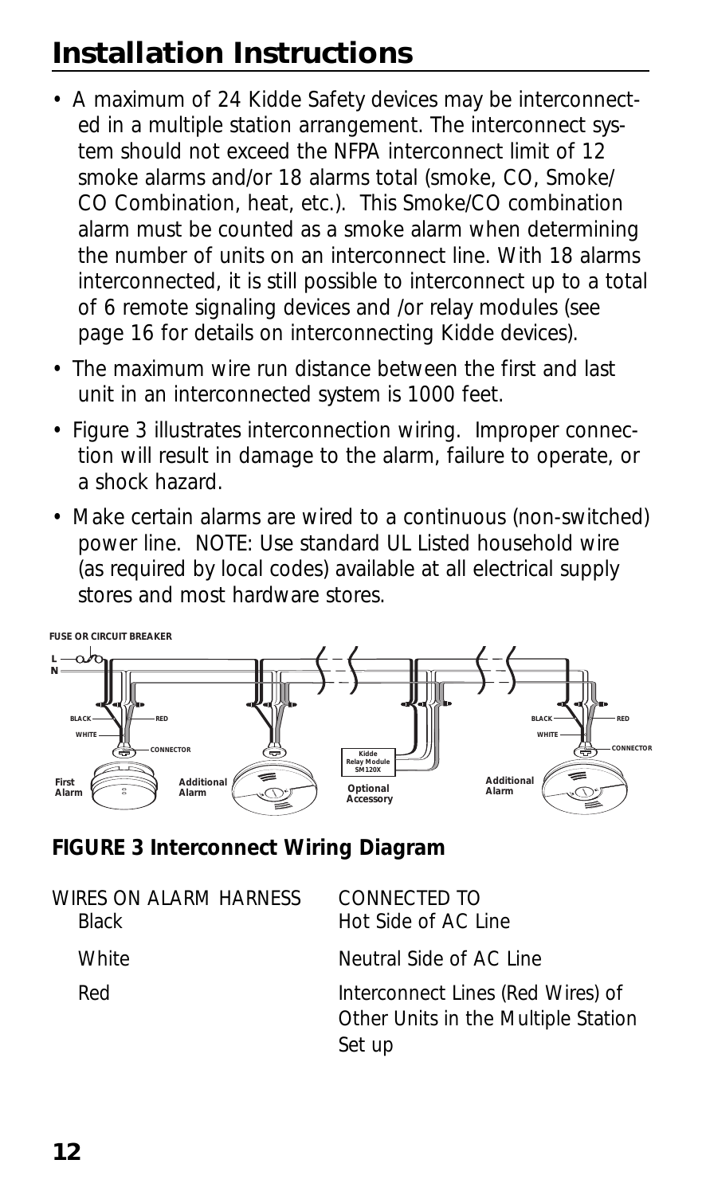# Installation Instructions

- A maximum of 24 Kidde Safety devices may be interconnected in a multiple station arrangement. The interconnect system should not exceed the NFPA interconnect limit of 12 smoke alarms and/or 18 alarms total (smoke, CO, Smoke/CO Combination, heat, etc.). This Smoke/CO combination alarm must be counted as a smoke alarm when determining the number of units on an interconnect line. With 18 alarms interconnected, it is still possible to interconnect up to a total of 6 remote signaling devices and /or relay modules (see page 16 for details on interconnecting Kidde devices).
- The maximum wire run distance between the first and last unit in an interconnected system is 1000 feet.
- Figure 3 illustrates interconnection wiring. Improper connection will result in damage to the alarm, failure to operate, or a shock hazard.
- Make certain alarms are wired to a continuous (non-switched) power line. NOTE: Use standard UL Listed household wire (as required by local codes) available at all electrical supply stores and most hardware stores.

FUSE OR CIRCUIT BREAKER

L N BLACK WHITE RED CONNECTOR First Alarm Additional Alarm Kidde Relay Module SM120X Optional Accessory Additional Alarm BLACK WHITE RED CONNECTOR

**FIGURE 3 Interconnect Wiring Diagram**

| WIRES ON ALARM HARNESS | CONNECTED TO |
|---|---|
| Black | Hot Side of AC Line |
| White | Neutral Side of AC Line |
| Red | Interconnect Lines (Red Wires) of Other Units in the Multiple Station Set up |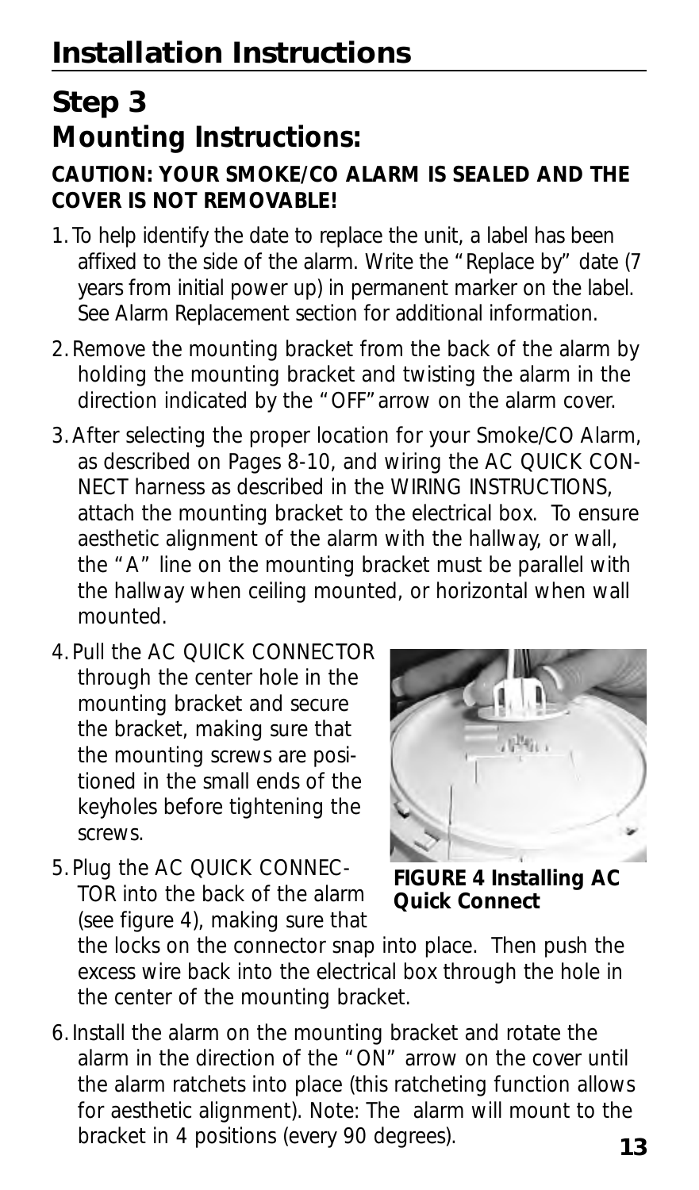# Installation Instructions

## Step 3
## Mounting Instructions:

**CAUTION: YOUR SMOKE/CO ALARM IS SEALED AND THE COVER IS NOT REMOVABLE!**

1. To help identify the date to replace the unit, a label has been affixed to the side of the alarm. Write the "Replace by" date (7 years from initial power up) in permanent marker on the label. See Alarm Replacement section for additional information.
2. Remove the mounting bracket from the back of the alarm by holding the mounting bracket and twisting the alarm in the direction indicated by the "OFF" arrow on the alarm cover.
3. After selecting the proper location for your Smoke/CO Alarm, as described on Pages 8-10, and wiring the AC QUICK CONNECT harness as described in the WIRING INSTRUCTIONS, attach the mounting bracket to the electrical box. To ensure aesthetic alignment of the alarm with the hallway, or wall, the "A" line on the mounting bracket must be parallel with the hallway when ceiling mounted, or horizontal when wall mounted.
4. Pull the AC QUICK CONNECTOR through the center hole in the mounting bracket and secure the bracket, making sure that the mounting screws are positioned in the small ends of the keyholes before tightening the screws.
5. Plug the AC QUICK CONNECTOR into the back of the alarm (see figure 4), making sure that the locks on the connector snap into place. Then push the excess wire back into the electrical box through the hole in the center of the mounting bracket.
6. Install the alarm on the mounting bracket and rotate the alarm in the direction of the "ON" arrow on the cover until the alarm ratchets into place (this ratcheting function allows for aesthetic alignment). Note: The alarm will mount to the bracket in 4 positions (every 90 degrees).

**FIGURE 4 Installing AC Quick Connect**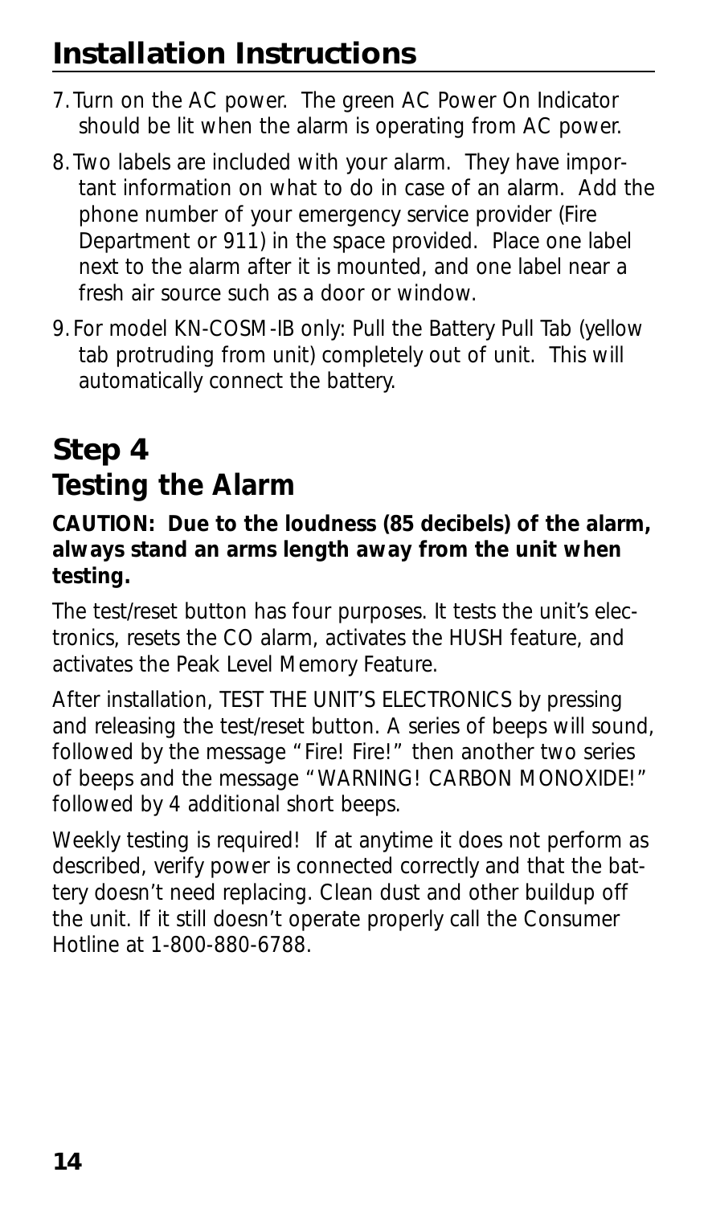## Installation Instructions

7. Turn on the AC power. The green AC Power On Indicator should be lit when the alarm is operating from AC power.
8. Two labels are included with your alarm. They have important information on what to do in case of an alarm. Add the phone number of your emergency service provider (Fire Department or 911) in the space provided. Place one label next to the alarm after it is mounted, and one label near a fresh air source such as a door or window.
9. For model KN-COSM-IB only: Pull the Battery Pull Tab (yellow tab protruding from unit) completely out of unit. This will automatically connect the battery.

# Step 4
# Testing the Alarm

**CAUTION: Due to the loudness (85 decibels) of the alarm, always stand an arms length away from the unit when testing.**

The test/reset button has four purposes. It tests the unit's electronics, resets the CO alarm, activates the HUSH feature, and activates the Peak Level Memory Feature.

After installation, TEST THE UNIT'S ELECTRONICS by pressing and releasing the test/reset button. A series of beeps will sound, followed by the message "Fire! Fire!" then another two series of beeps and the message "WARNING! CARBON MONOXIDE!" followed by 4 additional short beeps.

Weekly testing is required! If at anytime it does not perform as described, verify power is connected correctly and that the battery doesn't need replacing. Clean dust and other buildup off the unit. If it still doesn't operate properly call the Consumer Hotline at 1-800-880-6788.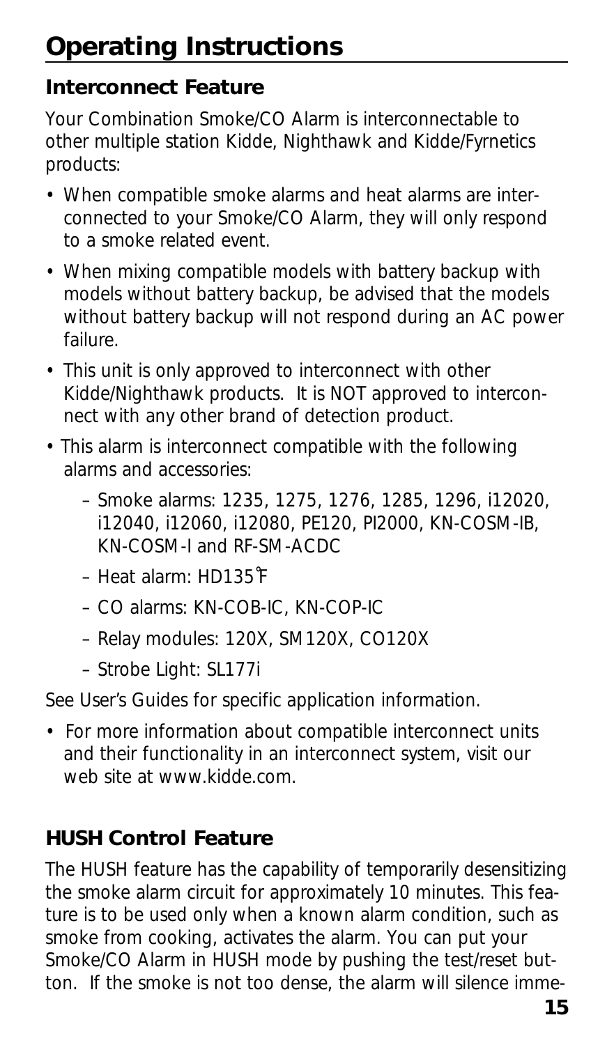# Operating Instructions

## Interconnect Feature

Your Combination Smoke/CO Alarm is interconnectable to other multiple station Kidde, Nighthawk and Kidde/Fyrnetics products:

- When compatible smoke alarms and heat alarms are interconnected to your Smoke/CO Alarm, they will only respond to a smoke related event.
- When mixing compatible models with battery backup with models without battery backup, be advised that the models without battery backup will not respond during an AC power failure.
- This unit is only approved to interconnect with other Kidde/Nighthawk products. It is NOT approved to interconnect with any other brand of detection product.
- This alarm is interconnect compatible with the following alarms and accessories:
  - Smoke alarms: 1235, 1275, 1276, 1285, 1296, i12020, i12040, i12060, i12080, PE120, PI2000, KN-COSM-IB, KN-COSM-I and RF-SM-ACDC
  - Heat alarm: HD135°F
  - CO alarms: KN-COB-IC, KN-COP-IC
  - Relay modules: 120X, SM120X, CO120X
  - Strobe Light: SL177i

See User's Guides for specific application information.

- For more information about compatible interconnect units and their functionality in an interconnect system, visit our web site at www.kidde.com.

## HUSH Control Feature

The HUSH feature has the capability of temporarily desensitizing the smoke alarm circuit for approximately 10 minutes. This feature is to be used only when a known alarm condition, such as smoke from cooking, activates the alarm. You can put your Smoke/CO Alarm in HUSH mode by pushing the test/reset button. If the smoke is not too dense, the alarm will silence imme-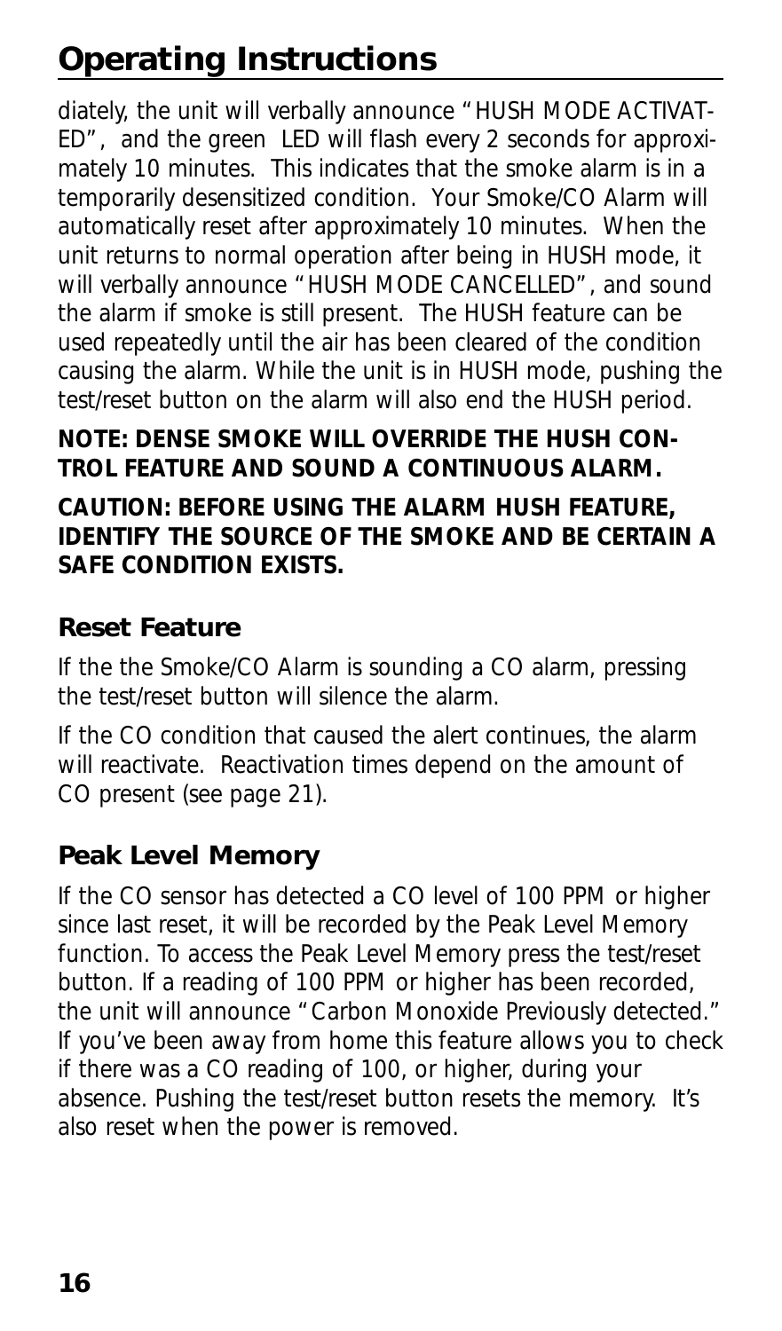diately, the unit will verbally announce "HUSH MODE ACTIVATED", and the green LED will flash every 2 seconds for approximately 10 minutes. This indicates that the smoke alarm is in a temporarily desensitized condition. Your Smoke/CO Alarm will automatically reset after approximately 10 minutes. When the unit returns to normal operation after being in HUSH mode, it will verbally announce "HUSH MODE CANCELLED", and sound the alarm if smoke is still present. The HUSH feature can be used repeatedly until the air has been cleared of the condition causing the alarm. While the unit is in HUSH mode, pushing the test/reset button on the alarm will also end the HUSH period.

**NOTE: DENSE SMOKE WILL OVERRIDE THE HUSH CONTROL FEATURE AND SOUND A CONTINUOUS ALARM.**

**CAUTION: BEFORE USING THE ALARM HUSH FEATURE, IDENTIFY THE SOURCE OF THE SMOKE AND BE CERTAIN A SAFE CONDITION EXISTS.**

### Reset Feature

If the the Smoke/CO Alarm is sounding a CO alarm, pressing the test/reset button will silence the alarm.

If the CO condition that caused the alert continues, the alarm will reactivate. Reactivation times depend on the amount of CO present (see page 21).

### Peak Level Memory

If the CO sensor has detected a CO level of 100 PPM or higher since last reset, it will be recorded by the Peak Level Memory function. To access the Peak Level Memory press the test/reset button. If a reading of 100 PPM or higher has been recorded, the unit will announce "Carbon Monoxide Previously detected." If you've been away from home this feature allows you to check if there was a CO reading of 100, or higher, during your absence. Pushing the test/reset button resets the memory. It's also reset when the power is removed.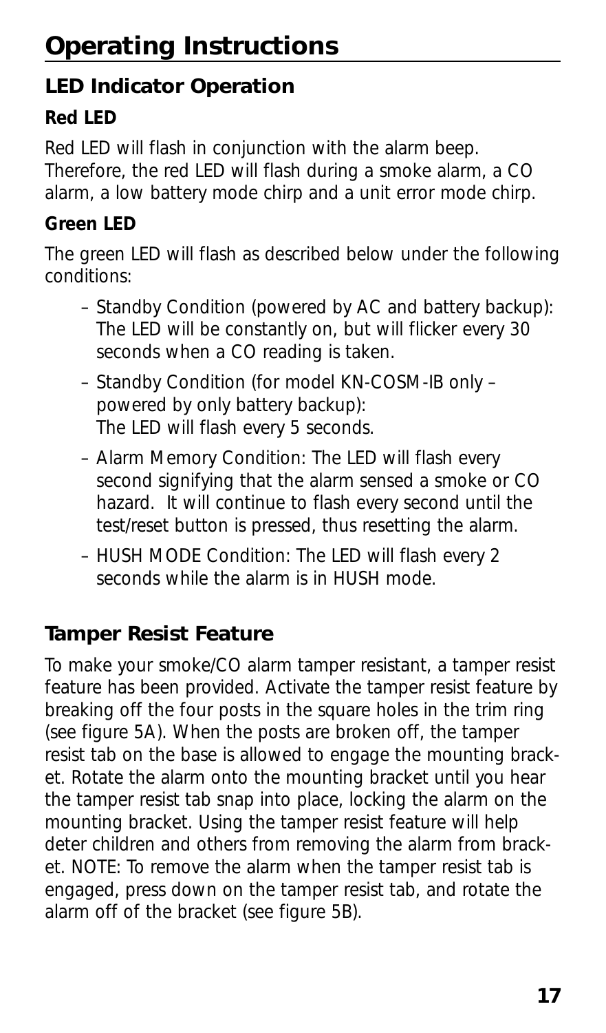# Operating Instructions

## LED Indicator Operation

### Red LED

Red LED will flash in conjunction with the alarm beep. Therefore, the red LED will flash during a smoke alarm, a CO alarm, a low battery mode chirp and a unit error mode chirp.

### Green LED

The green LED will flash as described below under the following conditions:

- Standby Condition (powered by AC and battery backup): The LED will be constantly on, but will flicker every 30 seconds when a CO reading is taken.
- Standby Condition (for model KN-COSM-IB only – powered by only battery backup): The LED will flash every 5 seconds.
- Alarm Memory Condition: The LED will flash every second signifying that the alarm sensed a smoke or CO hazard. It will continue to flash every second until the test/reset button is pressed, thus resetting the alarm.
- HUSH MODE Condition: The LED will flash every 2 seconds while the alarm is in HUSH mode.

## Tamper Resist Feature

To make your smoke/CO alarm tamper resistant, a tamper resist feature has been provided. Activate the tamper resist feature by breaking off the four posts in the square holes in the trim ring (see figure 5A). When the posts are broken off, the tamper resist tab on the base is allowed to engage the mounting bracket. Rotate the alarm onto the mounting bracket until you hear the tamper resist tab snap into place, locking the alarm on the mounting bracket. Using the tamper resist feature will help deter children and others from removing the alarm from bracket. NOTE: To remove the alarm when the tamper resist tab is engaged, press down on the tamper resist tab, and rotate the alarm off of the bracket (see figure 5B).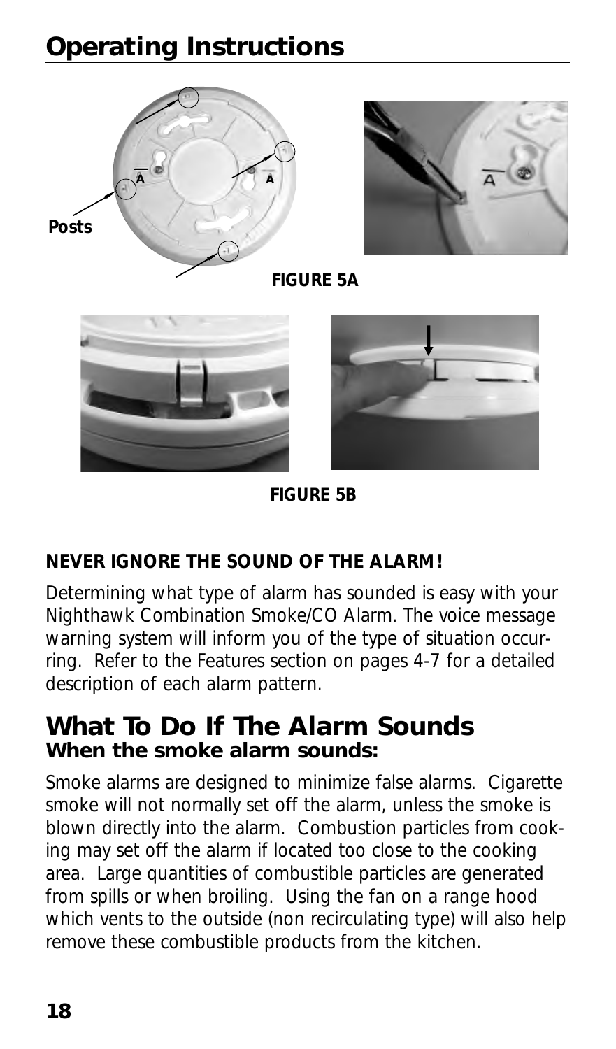# Operating Instructions

Posts

A

A

A

**FIGURE 5A**

**FIGURE 5B**

**NEVER IGNORE THE SOUND OF THE ALARM!**

Determining what type of alarm has sounded is easy with your Nighthawk Combination Smoke/CO Alarm. The voice message warning system will inform you of the type of situation occurring. Refer to the Features section on pages 4-7 for a detailed description of each alarm pattern.

## What To Do If The Alarm Sounds

### When the smoke alarm sounds:

Smoke alarms are designed to minimize false alarms. Cigarette smoke will not normally set off the alarm, unless the smoke is blown directly into the alarm. Combustion particles from cooking may set off the alarm if located too close to the cooking area. Large quantities of combustible particles are generated from spills or when broiling. Using the fan on a range hood which vents to the outside (non recirculating type) will also help remove these combustible products from the kitchen.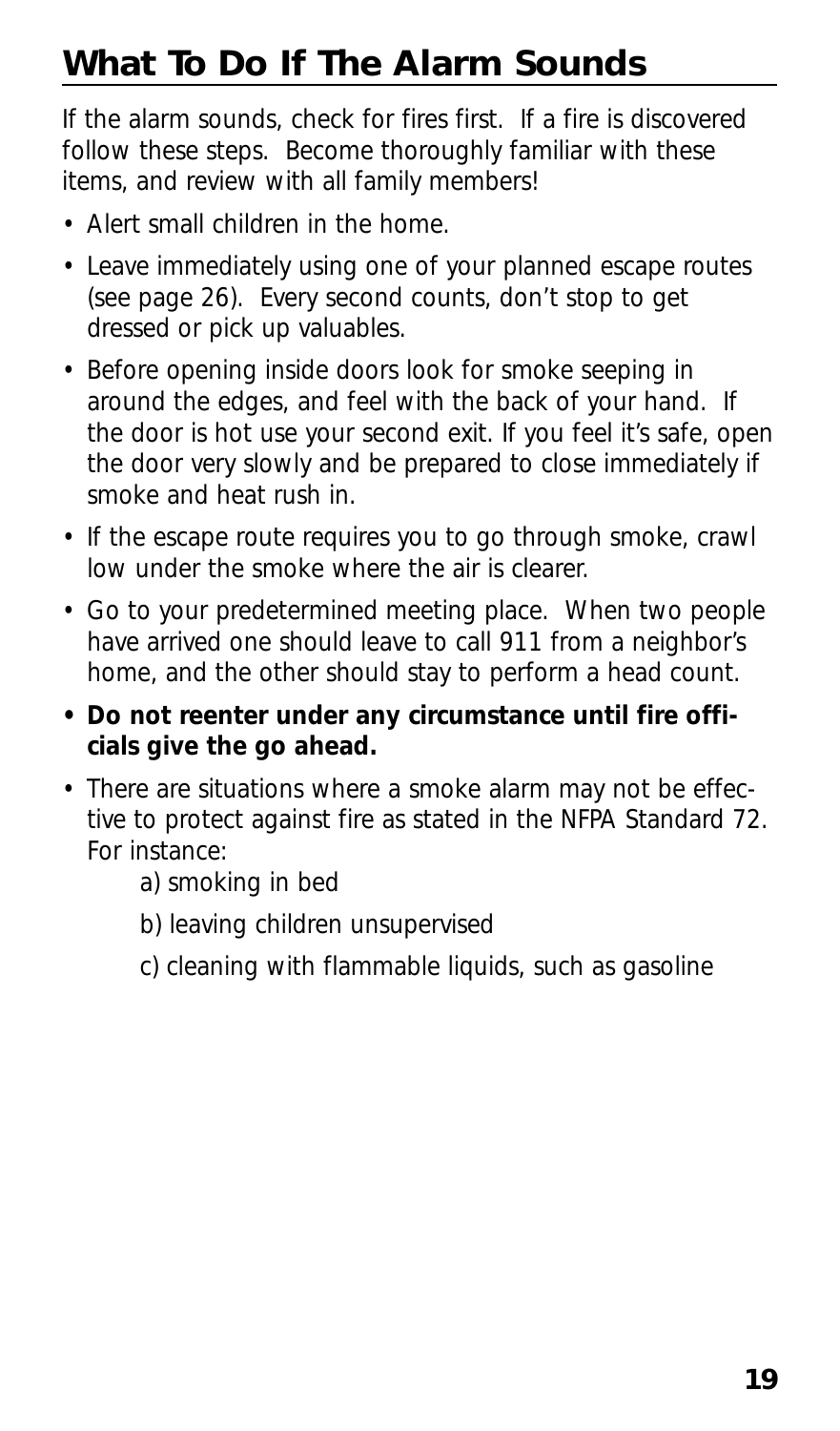# What To Do If The Alarm Sounds

If the alarm sounds, check for fires first. If a fire is discovered follow these steps. Become thoroughly familiar with these items, and review with all family members!

- Alert small children in the home.
- Leave immediately using one of your planned escape routes (see page 26). Every second counts, don't stop to get dressed or pick up valuables.
- Before opening inside doors look for smoke seeping in around the edges, and feel with the back of your hand. If the door is hot use your second exit. If you feel it's safe, open the door very slowly and be prepared to close immediately if smoke and heat rush in.
- If the escape route requires you to go through smoke, crawl low under the smoke where the air is clearer.
- Go to your predetermined meeting place. When two people have arrived one should leave to call 911 from a neighbor's home, and the other should stay to perform a head count.
- **Do not reenter under any circumstance until fire officials give the go ahead.**
- There are situations where a smoke alarm may not be effective to protect against fire as stated in the NFPA Standard 72. For instance:
  - a) smoking in bed
  - b) leaving children unsupervised
  - c) cleaning with flammable liquids, such as gasoline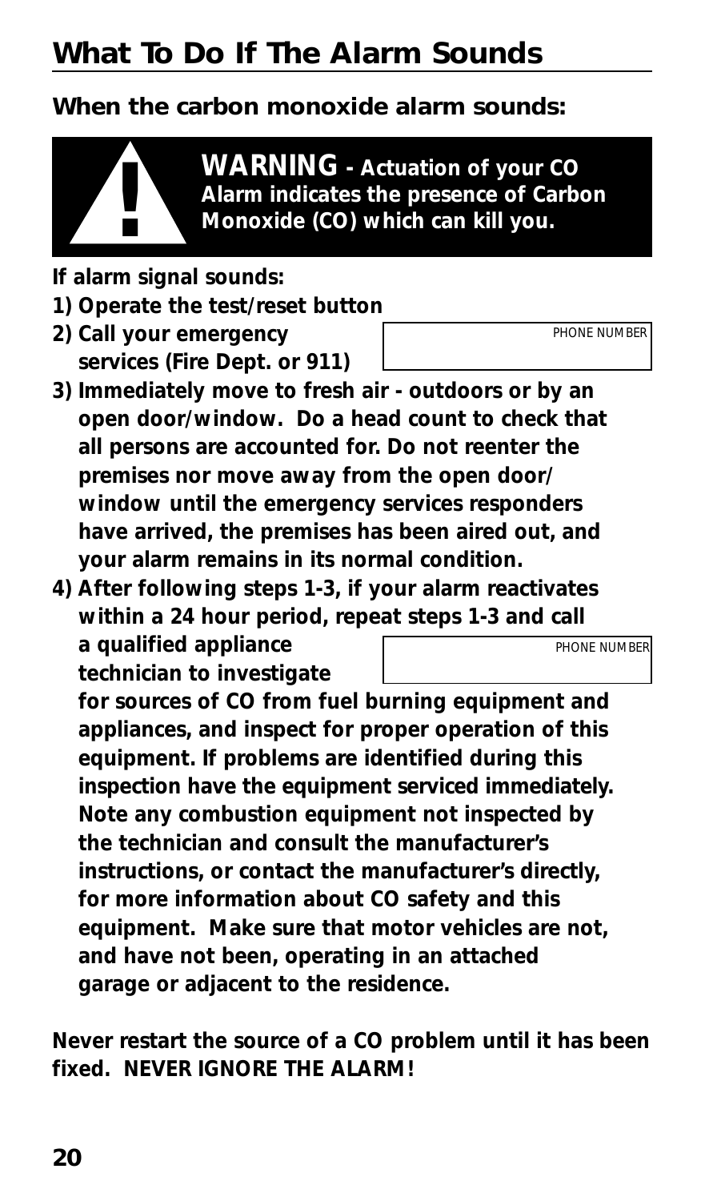# What To Do If The Alarm Sounds

## When the carbon monoxide alarm sounds:

**WARNING - Actuation of your CO Alarm indicates the presence of Carbon Monoxide (CO) which can kill you.**

**If alarm signal sounds:**

1) **Operate the test/reset button**
2) **Call your emergency services (Fire Dept. or 911)** PHONE NUMBER
3) **Immediately move to fresh air - outdoors or by an open door/window. Do a head count to check that all persons are accounted for. Do not reenter the premises nor move away from the open door/window until the emergency services responders have arrived, the premises has been aired out, and your alarm remains in its normal condition.**
4) **After following steps 1-3, if your alarm reactivates within a 24 hour period, repeat steps 1-3 and call a qualified appliance technician to investigate** PHONE NUMBER **for sources of CO from fuel burning equipment and appliances, and inspect for proper operation of this equipment. If problems are identified during this inspection have the equipment serviced immediately. Note any combustion equipment not inspected by the technician and consult the manufacturer's instructions, or contact the manufacturer's directly, for more information about CO safety and this equipment. Make sure that motor vehicles are not, and have not been, operating in an attached garage or adjacent to the residence.**

**Never restart the source of a CO problem until it has been fixed. NEVER IGNORE THE ALARM!**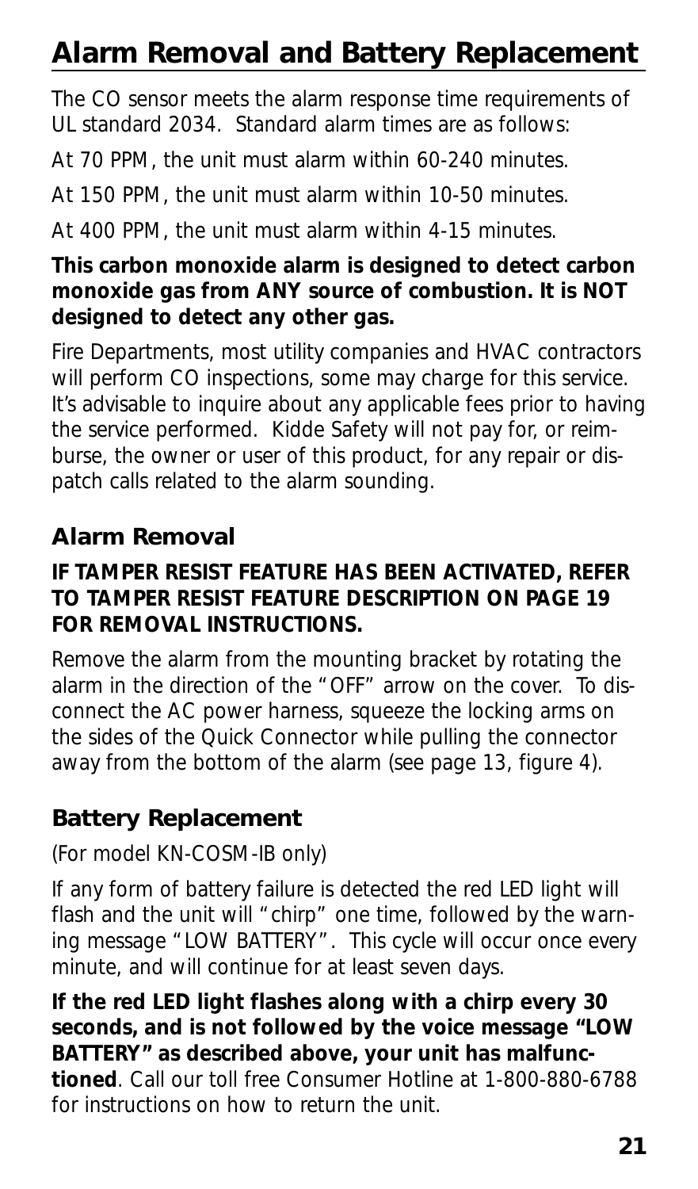# Alarm Removal and Battery Replacement

The CO sensor meets the alarm response time requirements of UL standard 2034. Standard alarm times are as follows:

At 70 PPM, the unit must alarm within 60-240 minutes.

At 150 PPM, the unit must alarm within 10-50 minutes.

At 400 PPM, the unit must alarm within 4-15 minutes.

**This carbon monoxide alarm is designed to detect carbon monoxide gas from ANY source of combustion. It is NOT designed to detect any other gas.**

Fire Departments, most utility companies and HVAC contractors will perform CO inspections, some may charge for this service. It's advisable to inquire about any applicable fees prior to having the service performed. Kidde Safety will not pay for, or reimburse, the owner or user of this product, for any repair or dispatch calls related to the alarm sounding.

## Alarm Removal

**IF TAMPER RESIST FEATURE HAS BEEN ACTIVATED, REFER TO TAMPER RESIST FEATURE DESCRIPTION ON PAGE 19 FOR REMOVAL INSTRUCTIONS.**

Remove the alarm from the mounting bracket by rotating the alarm in the direction of the "OFF" arrow on the cover. To disconnect the AC power harness, squeeze the locking arms on the sides of the Quick Connector while pulling the connector away from the bottom of the alarm (see page 13, figure 4).

## Battery Replacement

(For model KN-COSM-IB only)

If any form of battery failure is detected the red LED light will flash and the unit will "chirp" one time, followed by the warning message "LOW BATTERY". This cycle will occur once every minute, and will continue for at least seven days.

**If the red LED light flashes along with a chirp every 30 seconds, and is not followed by the voice message "LOW BATTERY" as described above, your unit has malfunctioned**. Call our toll free Consumer Hotline at 1-800-880-6788 for instructions on how to return the unit.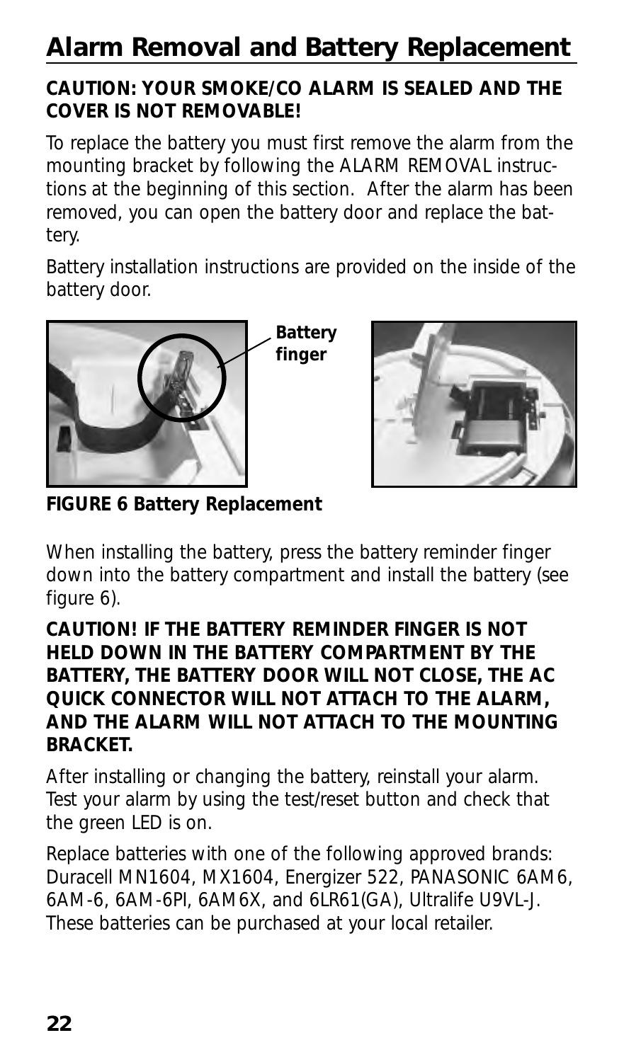# Alarm Removal and Battery Replacement

**CAUTION: YOUR SMOKE/CO ALARM IS SEALED AND THE COVER IS NOT REMOVABLE!**

To replace the battery you must first remove the alarm from the mounting bracket by following the ALARM REMOVAL instructions at the beginning of this section. After the alarm has been removed, you can open the battery door and replace the battery.

Battery installation instructions are provided on the inside of the battery door.

**Battery finger**

**FIGURE 6 Battery Replacement**

When installing the battery, press the battery reminder finger down into the battery compartment and install the battery (see figure 6).

**CAUTION! IF THE BATTERY REMINDER FINGER IS NOT HELD DOWN IN THE BATTERY COMPARTMENT BY THE BATTERY, THE BATTERY DOOR WILL NOT CLOSE, THE AC QUICK CONNECTOR WILL NOT ATTACH TO THE ALARM, AND THE ALARM WILL NOT ATTACH TO THE MOUNTING BRACKET.**

After installing or changing the battery, reinstall your alarm. Test your alarm by using the test/reset button and check that the green LED is on.

Replace batteries with one of the following approved brands: Duracell MN1604, MX1604, Energizer 522, PANASONIC 6AM6, 6AM-6, 6AM-6PI, 6AM6X, and 6LR61(GA), Ultralife U9VL-J. These batteries can be purchased at your local retailer.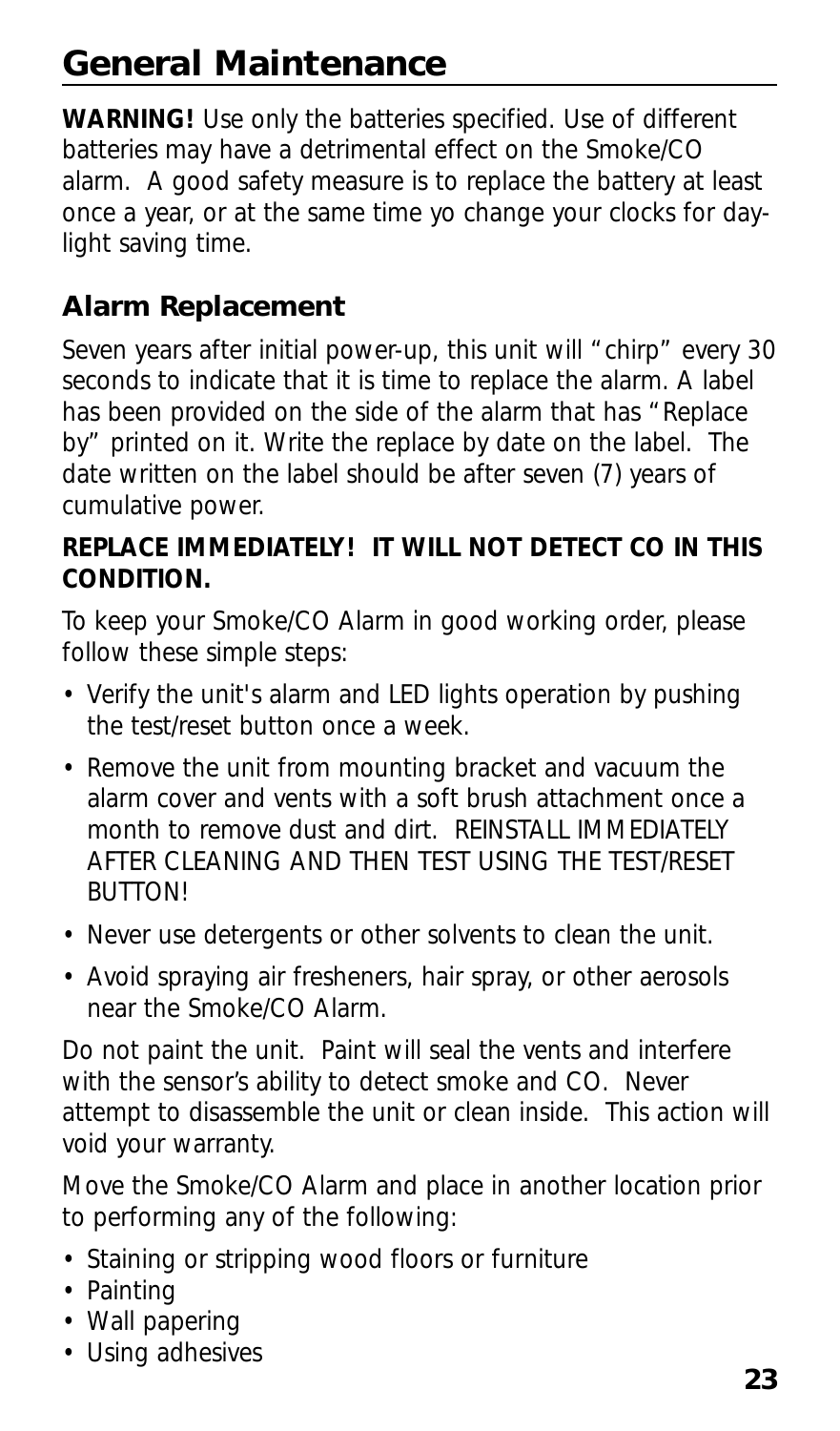# General Maintenance

**WARNING!** Use only the batteries specified. Use of different batteries may have a detrimental effect on the Smoke/CO alarm. A good safety measure is to replace the battery at least once a year, or at the same time yo change your clocks for day-light saving time.

## Alarm Replacement

Seven years after initial power-up, this unit will "chirp" every 30 seconds to indicate that it is time to replace the alarm. A label has been provided on the side of the alarm that has "Replace by" printed on it. Write the replace by date on the label. The date written on the label should be after seven (7) years of cumulative power.

**REPLACE IMMEDIATELY! IT WILL NOT DETECT CO IN THIS CONDITION.**

To keep your Smoke/CO Alarm in good working order, please follow these simple steps:

- Verify the unit's alarm and LED lights operation by pushing the test/reset button once a week.
- Remove the unit from mounting bracket and vacuum the alarm cover and vents with a soft brush attachment once a month to remove dust and dirt. REINSTALL IMMEDIATELY AFTER CLEANING AND THEN TEST USING THE TEST/RESET BUTTON!
- Never use detergents or other solvents to clean the unit.
- Avoid spraying air fresheners, hair spray, or other aerosols near the Smoke/CO Alarm.

Do not paint the unit. Paint will seal the vents and interfere with the sensor's ability to detect smoke and CO. Never attempt to disassemble the unit or clean inside. This action will void your warranty.

Move the Smoke/CO Alarm and place in another location prior to performing any of the following:

- Staining or stripping wood floors or furniture
- Painting
- Wall papering
- Using adhesives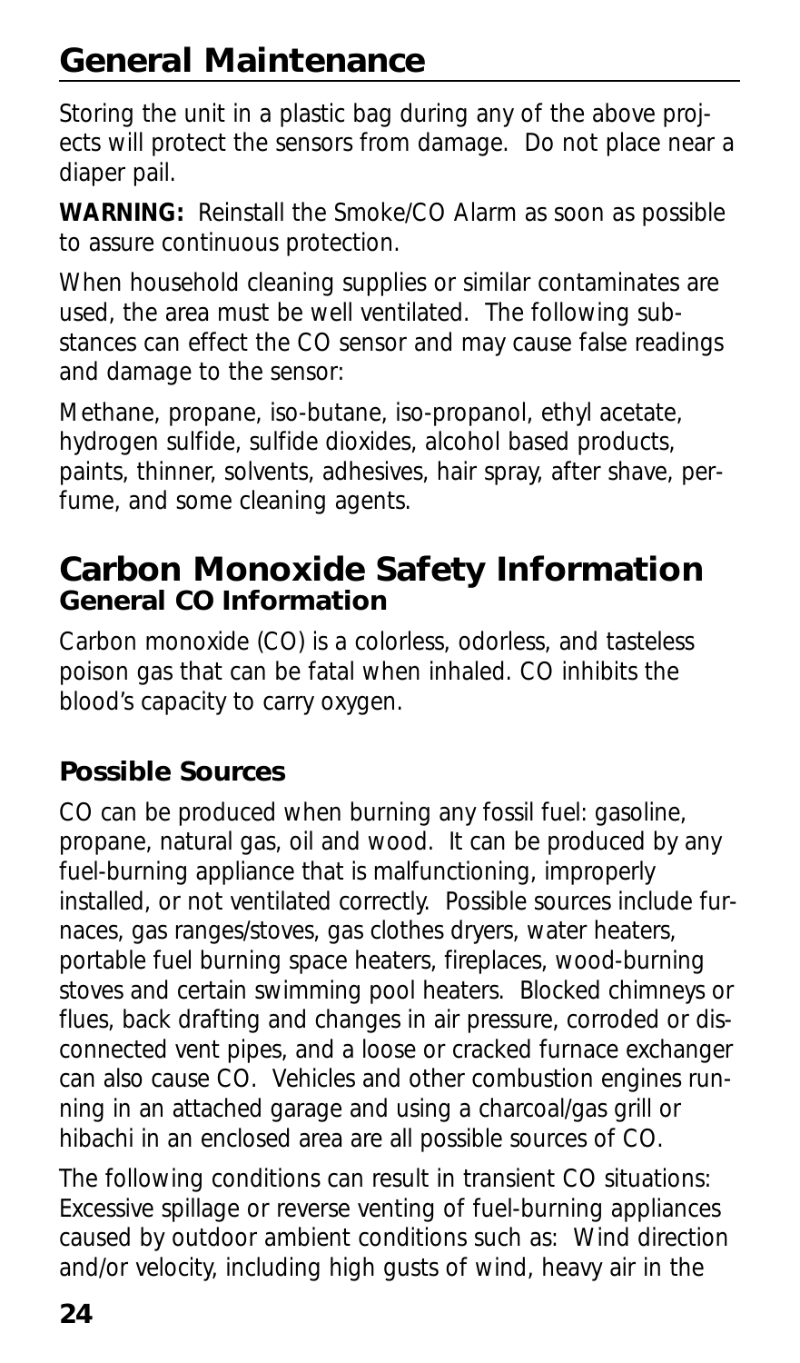## General Maintenance

Storing the unit in a plastic bag during any of the above projects will protect the sensors from damage. Do not place near a diaper pail.

**WARNING:** Reinstall the Smoke/CO Alarm as soon as possible to assure continuous protection.

When household cleaning supplies or similar contaminates are used, the area must be well ventilated. The following substances can effect the CO sensor and may cause false readings and damage to the sensor:

Methane, propane, iso-butane, iso-propanol, ethyl acetate, hydrogen sulfide, sulfide dioxides, alcohol based products, paints, thinner, solvents, adhesives, hair spray, after shave, perfume, and some cleaning agents.

## Carbon Monoxide Safety Information

### General CO Information

Carbon monoxide (CO) is a colorless, odorless, and tasteless poison gas that can be fatal when inhaled. CO inhibits the blood's capacity to carry oxygen.

### Possible Sources

CO can be produced when burning any fossil fuel: gasoline, propane, natural gas, oil and wood. It can be produced by any fuel-burning appliance that is malfunctioning, improperly installed, or not ventilated correctly. Possible sources include furnaces, gas ranges/stoves, gas clothes dryers, water heaters, portable fuel burning space heaters, fireplaces, wood-burning stoves and certain swimming pool heaters. Blocked chimneys or flues, back drafting and changes in air pressure, corroded or disconnected vent pipes, and a loose or cracked furnace exchanger can also cause CO. Vehicles and other combustion engines running in an attached garage and using a charcoal/gas grill or hibachi in an enclosed area are all possible sources of CO.

The following conditions can result in transient CO situations: Excessive spillage or reverse venting of fuel-burning appliances caused by outdoor ambient conditions such as: Wind direction and/or velocity, including high gusts of wind, heavy air in the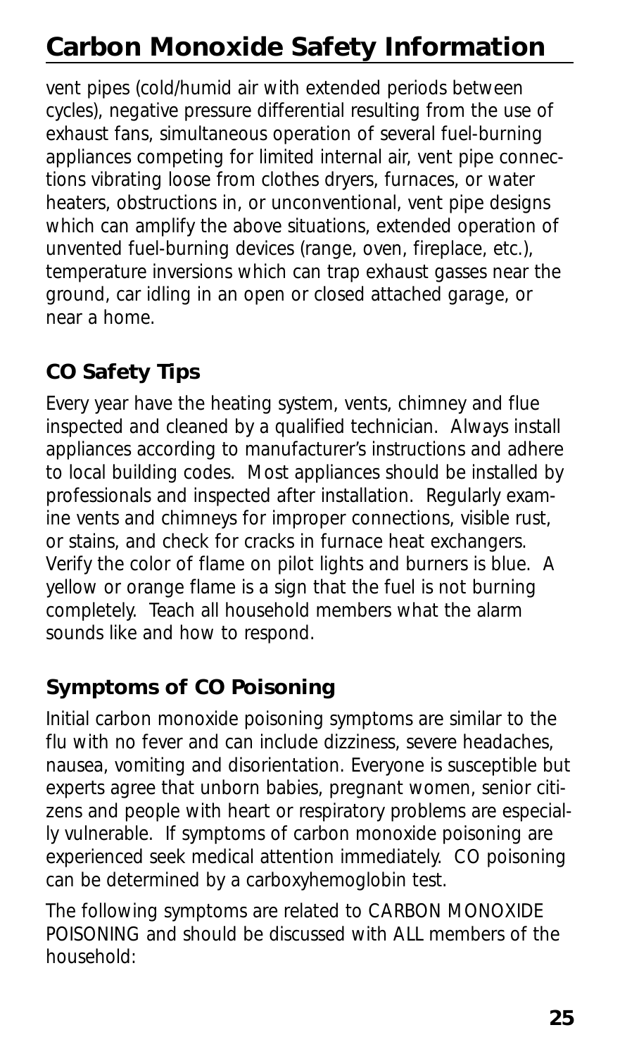vent pipes (cold/humid air with extended periods between cycles), negative pressure differential resulting from the use of exhaust fans, simultaneous operation of several fuel-burning appliances competing for limited internal air, vent pipe connections vibrating loose from clothes dryers, furnaces, or water heaters, obstructions in, or unconventional, vent pipe designs which can amplify the above situations, extended operation of unvented fuel-burning devices (range, oven, fireplace, etc.), temperature inversions which can trap exhaust gasses near the ground, car idling in an open or closed attached garage, or near a home.

## CO Safety Tips

Every year have the heating system, vents, chimney and flue inspected and cleaned by a qualified technician. Always install appliances according to manufacturer's instructions and adhere to local building codes. Most appliances should be installed by professionals and inspected after installation. Regularly examine vents and chimneys for improper connections, visible rust, or stains, and check for cracks in furnace heat exchangers. Verify the color of flame on pilot lights and burners is blue. A yellow or orange flame is a sign that the fuel is not burning completely. Teach all household members what the alarm sounds like and how to respond.

## Symptoms of CO Poisoning

Initial carbon monoxide poisoning symptoms are similar to the flu with no fever and can include dizziness, severe headaches, nausea, vomiting and disorientation. Everyone is susceptible but experts agree that unborn babies, pregnant women, senior citizens and people with heart or respiratory problems are especially vulnerable. If symptoms of carbon monoxide poisoning are experienced seek medical attention immediately. CO poisoning can be determined by a carboxyhemoglobin test.

The following symptoms are related to CARBON MONOXIDE POISONING and should be discussed with ALL members of the household: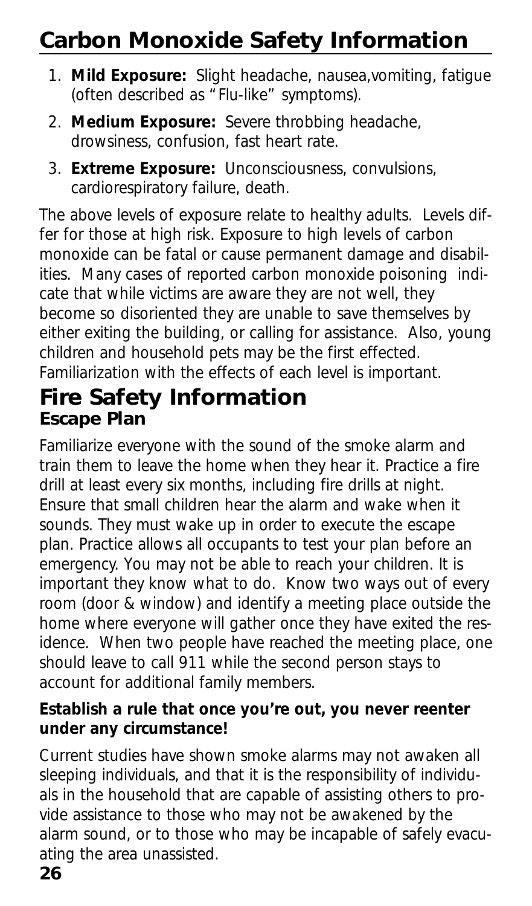# Carbon Monoxide Safety Information

1. **Mild Exposure:** Slight headache, nausea,vomiting, fatigue (often described as "Flu-like" symptoms).
2. **Medium Exposure:** Severe throbbing headache, drowsiness, confusion, fast heart rate.
3. **Extreme Exposure:** Unconsciousness, convulsions, cardiorespiratory failure, death.

The above levels of exposure relate to healthy adults. Levels differ for those at high risk. Exposure to high levels of carbon monoxide can be fatal or cause permanent damage and disabilities. Many cases of reported carbon monoxide poisoning indicate that while victims are aware they are not well, they become so disoriented they are unable to save themselves by either exiting the building, or calling for assistance. Also, young children and household pets may be the first effected. Familiarization with the effects of each level is important.

# Fire Safety Information

## Escape Plan

Familiarize everyone with the sound of the smoke alarm and train them to leave the home when they hear it. Practice a fire drill at least every six months, including fire drills at night. Ensure that small children hear the alarm and wake when it sounds. They must wake up in order to execute the escape plan. Practice allows all occupants to test your plan before an emergency. You may not be able to reach your children. It is important they know what to do. Know two ways out of every room (door & window) and identify a meeting place outside the home where everyone will gather once they have exited the residence. When two people have reached the meeting place, one should leave to call 911 while the second person stays to account for additional family members.

**Establish a rule that once you're out, you never reenter under any circumstance!**

Current studies have shown smoke alarms may not awaken all sleeping individuals, and that it is the responsibility of individuals in the household that are capable of assisting others to provide assistance to those who may not be awakened by the alarm sound, or to those who may be incapable of safely evacuating the area unassisted.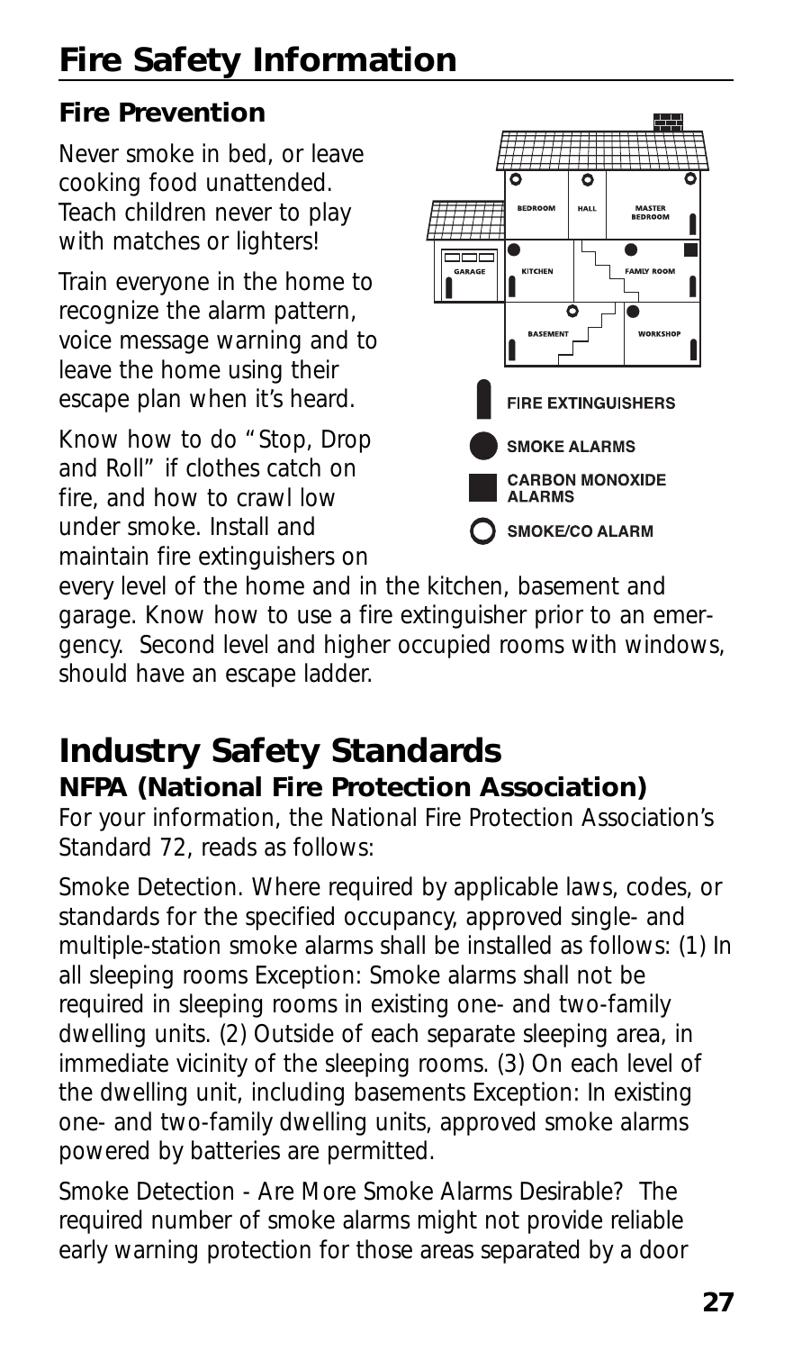# Fire Safety Information

### Fire Prevention

Never smoke in bed, or leave cooking food unattended. Teach children never to play with matches or lighters!

Train everyone in the home to recognize the alarm pattern, voice message warning and to leave the home using their escape plan when it's heard.

Know how to do "Stop, Drop and Roll" if clothes catch on fire, and how to crawl low under smoke. Install and maintain fire extinguishers on every level of the home and in the kitchen, basement and garage. Know how to use a fire extinguisher prior to an emergency. Second level and higher occupied rooms with windows, should have an escape ladder.

# Industry Safety Standards

### NFPA (National Fire Protection Association)

For your information, the National Fire Protection Association's Standard 72, reads as follows:

Smoke Detection. Where required by applicable laws, codes, or standards for the specified occupancy, approved single- and multiple-station smoke alarms shall be installed as follows: (1) In all sleeping rooms Exception: Smoke alarms shall not be required in sleeping rooms in existing one- and two-family dwelling units. (2) Outside of each separate sleeping area, in immediate vicinity of the sleeping rooms. (3) On each level of the dwelling unit, including basements Exception: In existing one- and two-family dwelling units, approved smoke alarms powered by batteries are permitted.

Smoke Detection - Are More Smoke Alarms Desirable? The required number of smoke alarms might not provide reliable early warning protection for those areas separated by a door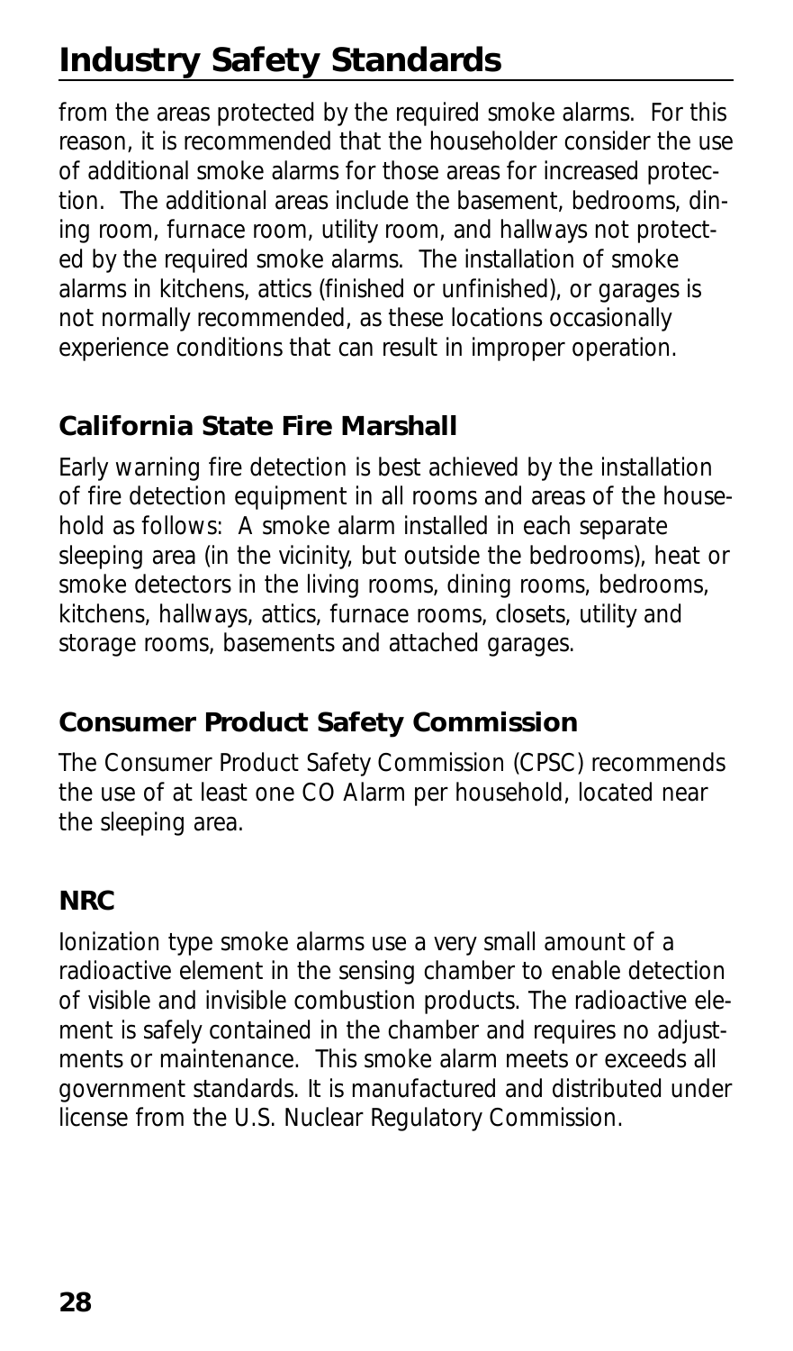from the areas protected by the required smoke alarms. For this reason, it is recommended that the householder consider the use of additional smoke alarms for those areas for increased protection. The additional areas include the basement, bedrooms, dining room, furnace room, utility room, and hallways not protected by the required smoke alarms. The installation of smoke alarms in kitchens, attics (finished or unfinished), or garages is not normally recommended, as these locations occasionally experience conditions that can result in improper operation.

## California State Fire Marshall

Early warning fire detection is best achieved by the installation of fire detection equipment in all rooms and areas of the household as follows: A smoke alarm installed in each separate sleeping area (in the vicinity, but outside the bedrooms), heat or smoke detectors in the living rooms, dining rooms, bedrooms, kitchens, hallways, attics, furnace rooms, closets, utility and storage rooms, basements and attached garages.

## Consumer Product Safety Commission

The Consumer Product Safety Commission (CPSC) recommends the use of at least one CO Alarm per household, located near the sleeping area.

## NRC

Ionization type smoke alarms use a very small amount of a radioactive element in the sensing chamber to enable detection of visible and invisible combustion products. The radioactive element is safely contained in the chamber and requires no adjustments or maintenance. This smoke alarm meets or exceeds all government standards. It is manufactured and distributed under license from the U.S. Nuclear Regulatory Commission.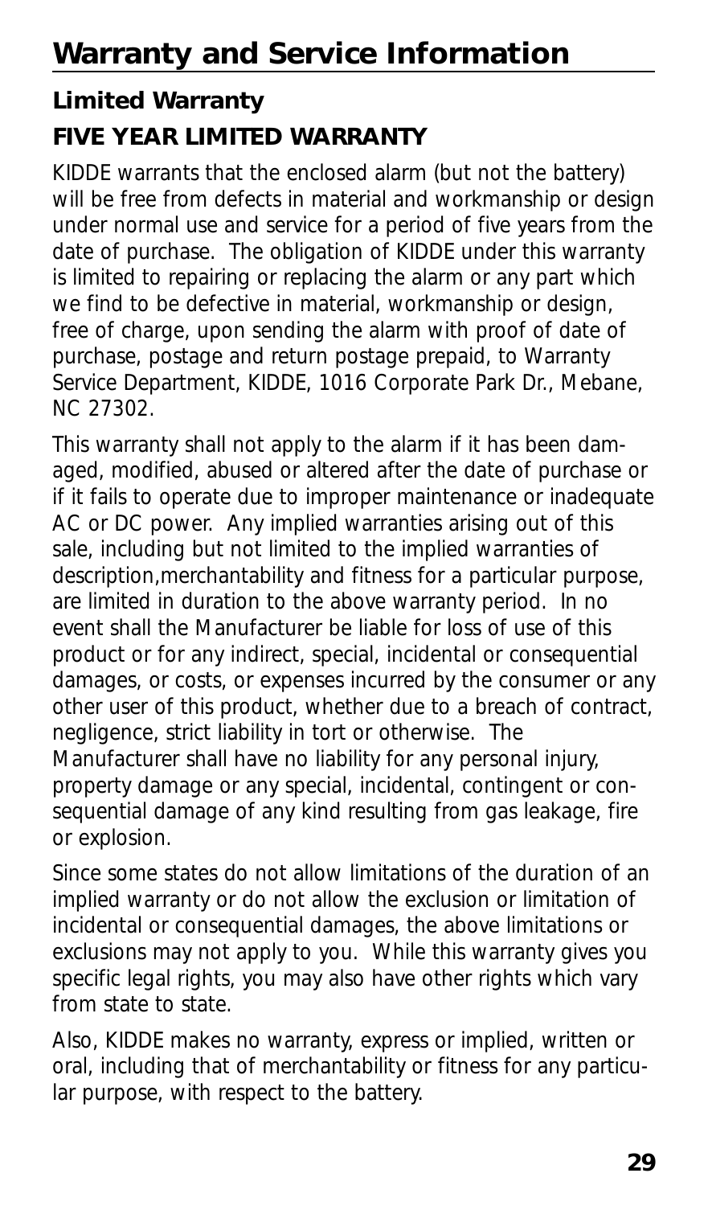# Warranty and Service Information

## Limited Warranty

### FIVE YEAR LIMITED WARRANTY

KIDDE warrants that the enclosed alarm (but not the battery) will be free from defects in material and workmanship or design under normal use and service for a period of five years from the date of purchase. The obligation of KIDDE under this warranty is limited to repairing or replacing the alarm or any part which we find to be defective in material, workmanship or design, free of charge, upon sending the alarm with proof of date of purchase, postage and return postage prepaid, to Warranty Service Department, KIDDE, 1016 Corporate Park Dr., Mebane, NC 27302.

This warranty shall not apply to the alarm if it has been damaged, modified, abused or altered after the date of purchase or if it fails to operate due to improper maintenance or inadequate AC or DC power. Any implied warranties arising out of this sale, including but not limited to the implied warranties of description,merchantability and fitness for a particular purpose, are limited in duration to the above warranty period. In no event shall the Manufacturer be liable for loss of use of this product or for any indirect, special, incidental or consequential damages, or costs, or expenses incurred by the consumer or any other user of this product, whether due to a breach of contract, negligence, strict liability in tort or otherwise. The Manufacturer shall have no liability for any personal injury, property damage or any special, incidental, contingent or consequential damage of any kind resulting from gas leakage, fire or explosion.

Since some states do not allow limitations of the duration of an implied warranty or do not allow the exclusion or limitation of incidental or consequential damages, the above limitations or exclusions may not apply to you. While this warranty gives you specific legal rights, you may also have other rights which vary from state to state.

Also, KIDDE makes no warranty, express or implied, written or oral, including that of merchantability or fitness for any particular purpose, with respect to the battery.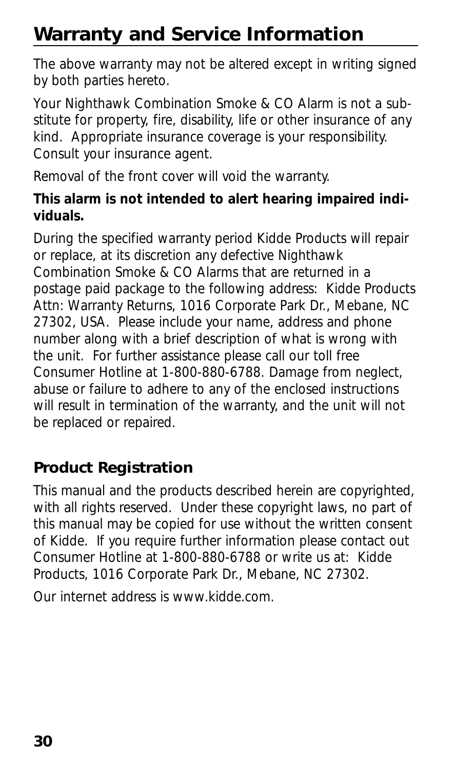## Warranty and Service Information

The above warranty may not be altered except in writing signed by both parties hereto.

Your Nighthawk Combination Smoke & CO Alarm is not a substitute for property, fire, disability, life or other insurance of any kind. Appropriate insurance coverage is your responsibility. Consult your insurance agent.

Removal of the front cover will void the warranty.

**This alarm is not intended to alert hearing impaired individuals.**

During the specified warranty period Kidde Products will repair or replace, at its discretion any defective Nighthawk Combination Smoke & CO Alarms that are returned in a postage paid package to the following address: Kidde Products Attn: Warranty Returns, 1016 Corporate Park Dr., Mebane, NC 27302, USA. Please include your name, address and phone number along with a brief description of what is wrong with the unit. For further assistance please call our toll free Consumer Hotline at 1-800-880-6788. Damage from neglect, abuse or failure to adhere to any of the enclosed instructions will result in termination of the warranty, and the unit will not be replaced or repaired.

### Product Registration

This manual and the products described herein are copyrighted, with all rights reserved. Under these copyright laws, no part of this manual may be copied for use without the written consent of Kidde. If you require further information please contact out Consumer Hotline at 1-800-880-6788 or write us at: Kidde Products, 1016 Corporate Park Dr., Mebane, NC 27302.

Our internet address is www.kidde.com.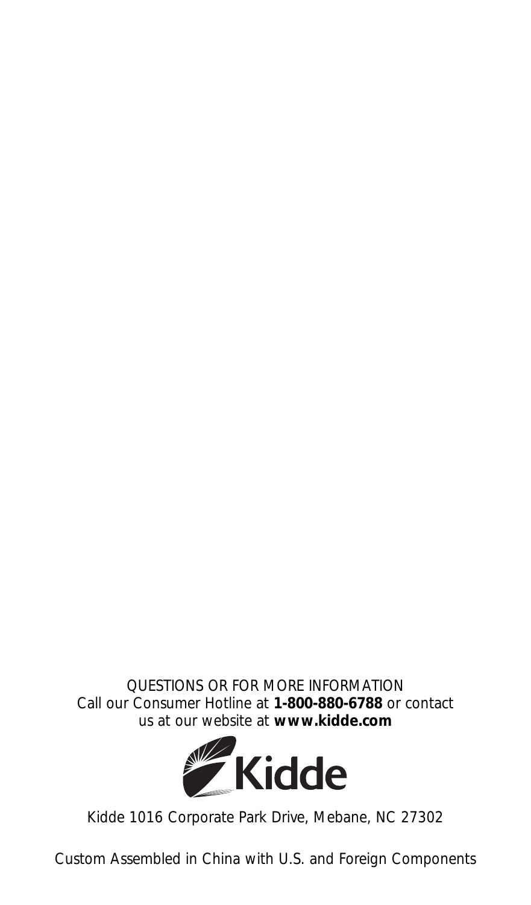QUESTIONS OR FOR MORE INFORMATION
Call our Consumer Hotline at **1-800-880-6788** or contact us at our website at **www.kidde.com**

Kidde

Kidde 1016 Corporate Park Drive, Mebane, NC 27302

Custom Assembled in China with U.S. and Foreign Components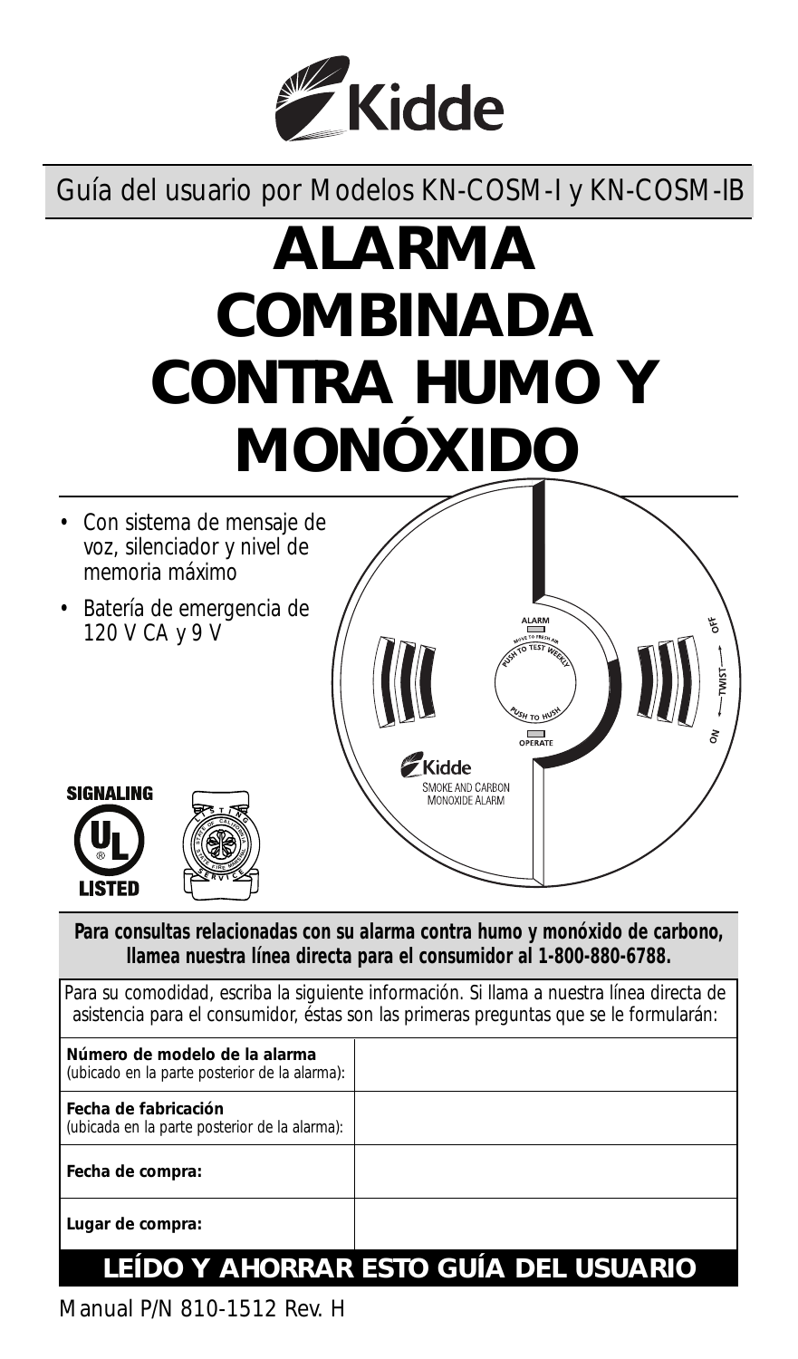Kidde

Guía del usuario por Modelos KN-COSM-I y KN-COSM-IB

# ALARMA COMBINADA CONTRA HUMO Y MONÓXIDO

- Con sistema de mensaje de voz, silenciador y nivel de memoria máximo
- Batería de emergencia de 120 V CA y 9 V

SIGNALING UL LISTED

**Para consultas relacionadas con su alarma contra humo y monóxido de carbono, llamea nuestra línea directa para el consumidor al 1-800-880-6788.**

Para su comodidad, escriba la siguiente información. Si llama a nuestra línea directa de asistencia para el consumidor, éstas son las primeras preguntas que se le formularán:

| | |
|---|---|
| **Número de modelo de la alarma** (ubicado en la parte posterior de la alarma): | |
| **Fecha de fabricación** (ubicada en la parte posterior de la alarma): | |
| **Fecha de compra:** | |
| **Lugar de compra:** | |

## LEÍDO Y AHORRAR ESTO GUÍA DEL USUARIO

Manual P/N 810-1512 Rev. H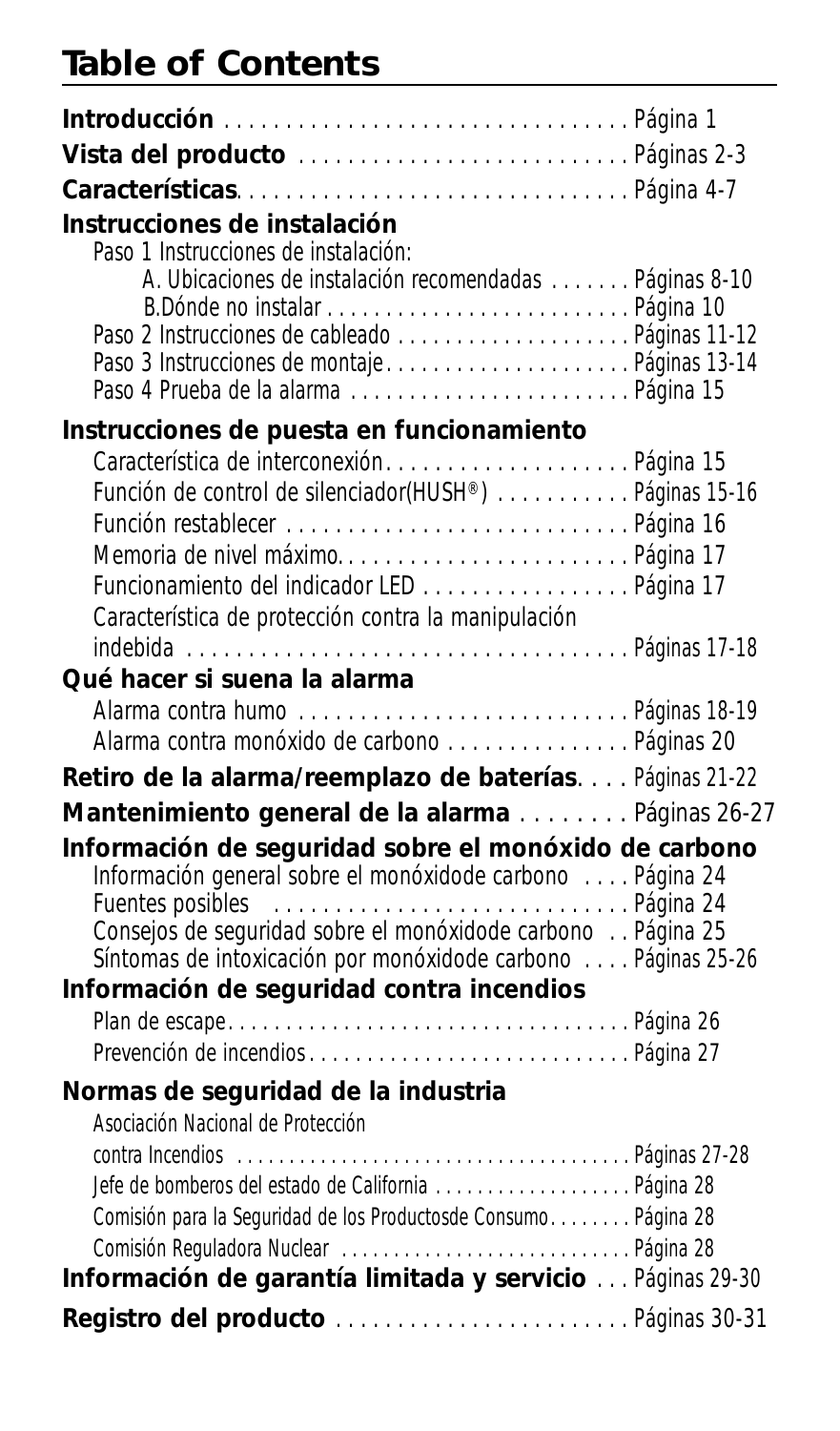# Table of Contents

**Introducción** . . . . . . . . . . . . . . . . . . . . . . . . . . . . . . . . . Página 1

**Vista del producto** . . . . . . . . . . . . . . . . . . . . . . . . . . . Páginas 2-3

**Características**. . . . . . . . . . . . . . . . . . . . . . . . . . . . . . . . Página 4-7

**Instrucciones de instalación**

- Paso 1 Instrucciones de instalación:
  - A. Ubicaciones de instalación recomendadas . . . . . . . Páginas 8-10
  - B.Dónde no instalar . . . . . . . . . . . . . . . . . . . . . . . . . . Página 10
- Paso 2 Instrucciones de cableado . . . . . . . . . . . . . . . . . . . . Páginas 11-12
- Paso 3 Instrucciones de montaje. . . . . . . . . . . . . . . . . . . . . Páginas 13-14
- Paso 4 Prueba de la alarma . . . . . . . . . . . . . . . . . . . . . . . . Página 15

**Instrucciones de puesta en funcionamiento**

- Característica de interconexión. . . . . . . . . . . . . . . . . . . . Página 15
- Función de control de silenciador(HUSH®) . . . . . . . . . . . Páginas 15-16
- Función restablecer . . . . . . . . . . . . . . . . . . . . . . . . . . . . Página 16
- Memoria de nivel máximo. . . . . . . . . . . . . . . . . . . . . . . . Página 17
- Funcionamiento del indicador LED . . . . . . . . . . . . . . . . . Página 17
- Característica de protección contra la manipulación indebida . . . . . . . . . . . . . . . . . . . . . . . . . . . . . . . . . . . . Páginas 17-18

**Qué hacer si suena la alarma**

- Alarma contra humo . . . . . . . . . . . . . . . . . . . . . . . . . . . Páginas 18-19
- Alarma contra monóxido de carbono . . . . . . . . . . . . . . . Páginas 20

**Retiro de la alarma/reemplazo de baterías**. . . . Páginas 21-22

**Mantenimiento general de la alarma** . . . . . . . . Páginas 26-27

**Información de seguridad sobre el monóxido de carbono**

- Información general sobre el monóxidode carbono . . . . Página 24
- Fuentes posibles . . . . . . . . . . . . . . . . . . . . . . . . . . . . . Página 24
- Consejos de seguridad sobre el monóxidode carbono . . Página 25
- Síntomas de intoxicación por monóxidode carbono . . . . Páginas 25-26

**Información de seguridad contra incendios**

- Plan de escape. . . . . . . . . . . . . . . . . . . . . . . . . . . . . . . . . . Página 26
- Prevención de incendios . . . . . . . . . . . . . . . . . . . . . . . . . . . Página 27

**Normas de seguridad de la industria**

- Asociación Nacional de Protección contra Incendios . . . . . . . . . . . . . . . . . . . . . . . . . . . . . . . . . . . . . Páginas 27-28
- Jefe de bomberos del estado de California . . . . . . . . . . . . . . . . . . Página 28
- Comisión para la Seguridad de los Productosde Consumo. . . . . . . . Página 28
- Comisión Reguladora Nuclear . . . . . . . . . . . . . . . . . . . . . . . . . . . Página 28

**Información de garantía limitada y servicio** . . . Páginas 29-30

**Registro del producto** . . . . . . . . . . . . . . . . . . . . . . . Páginas 30-31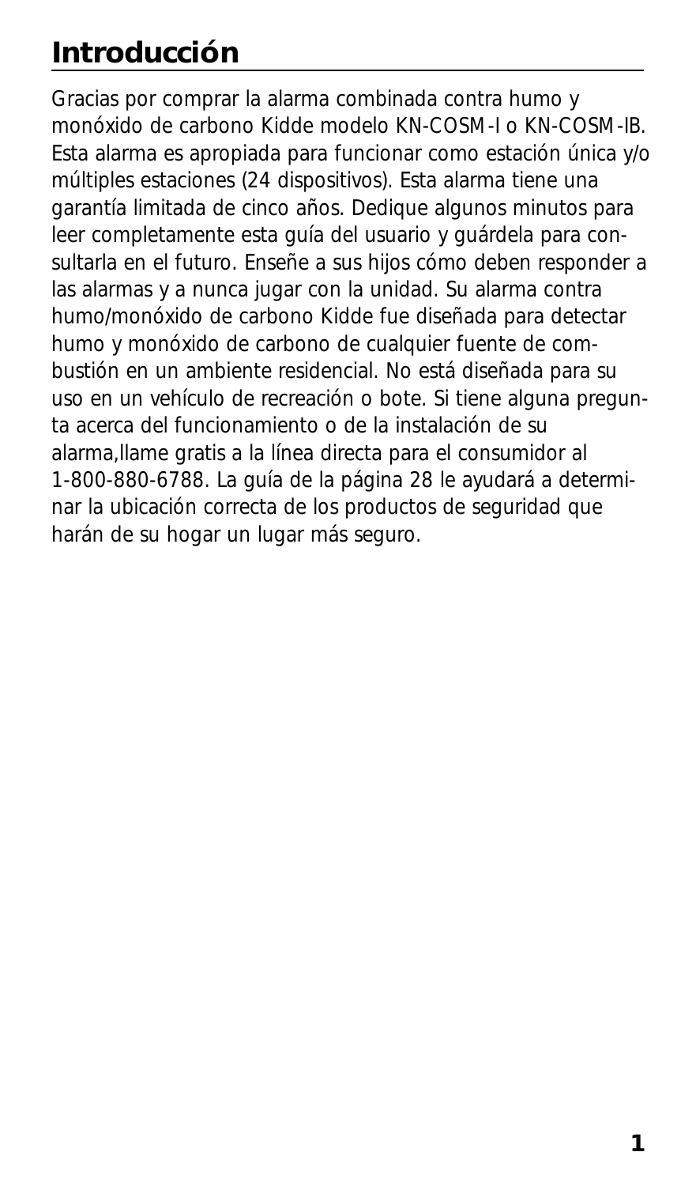# Introducción

Gracias por comprar la alarma combinada contra humo y monóxido de carbono Kidde modelo KN-COSM-I o KN-COSM-IB. Esta alarma es apropiada para funcionar como estación única y/o múltiples estaciones (24 dispositivos). Esta alarma tiene una garantía limitada de cinco años. Dedique algunos minutos para leer completamente esta guía del usuario y guárdela para consultarla en el futuro. Enseñe a sus hijos cómo deben responder a las alarmas y a nunca jugar con la unidad. Su alarma contra humo/monóxido de carbono Kidde fue diseñada para detectar humo y monóxido de carbono de cualquier fuente de combustión en un ambiente residencial. No está diseñada para su uso en un vehículo de recreación o bote. Si tiene alguna pregunta acerca del funcionamiento o de la instalación de su alarma,llame gratis a la línea directa para el consumidor al 1-800-880-6788. La guía de la página 28 le ayudará a determinar la ubicación correcta de los productos de seguridad que harán de su hogar un lugar más seguro.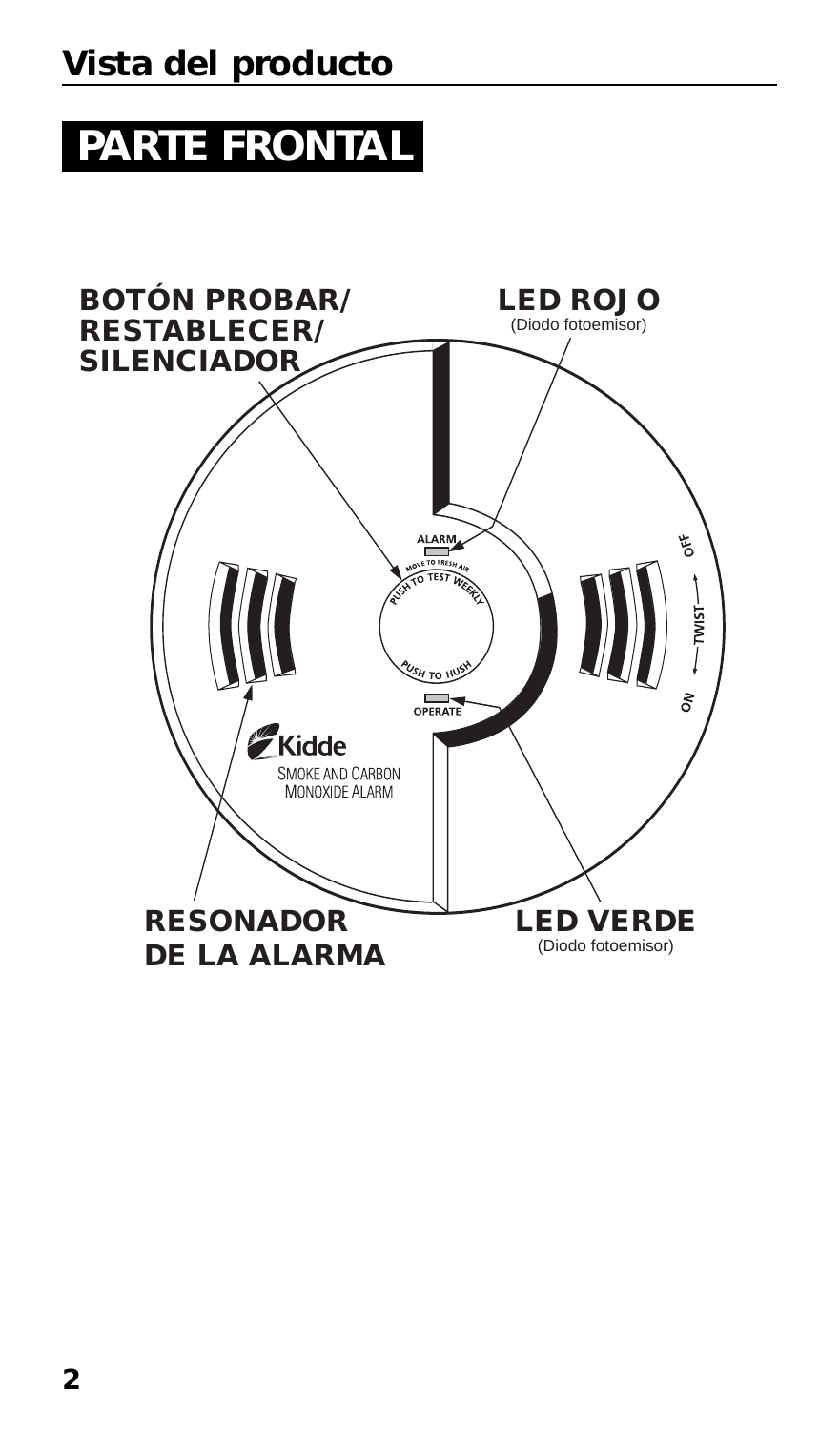# Vista del producto

## PARTE FRONTAL

**BOTÓN PROBAR/ RESTABLECER/ SILENCIADOR**

**LED ROJO**
(Diodo fotoemisor)

ALARM

MOVE TO FRESH AIR

PUSH TO TEST WEEKLY

PUSH TO HUSH

OPERATE

OFF ← TWIST → ON

Kidde
SMOKE AND CARBON MONOXIDE ALARM

**RESONADOR DE LA ALARMA**

**LED VERDE**
(Diodo fotoemisor)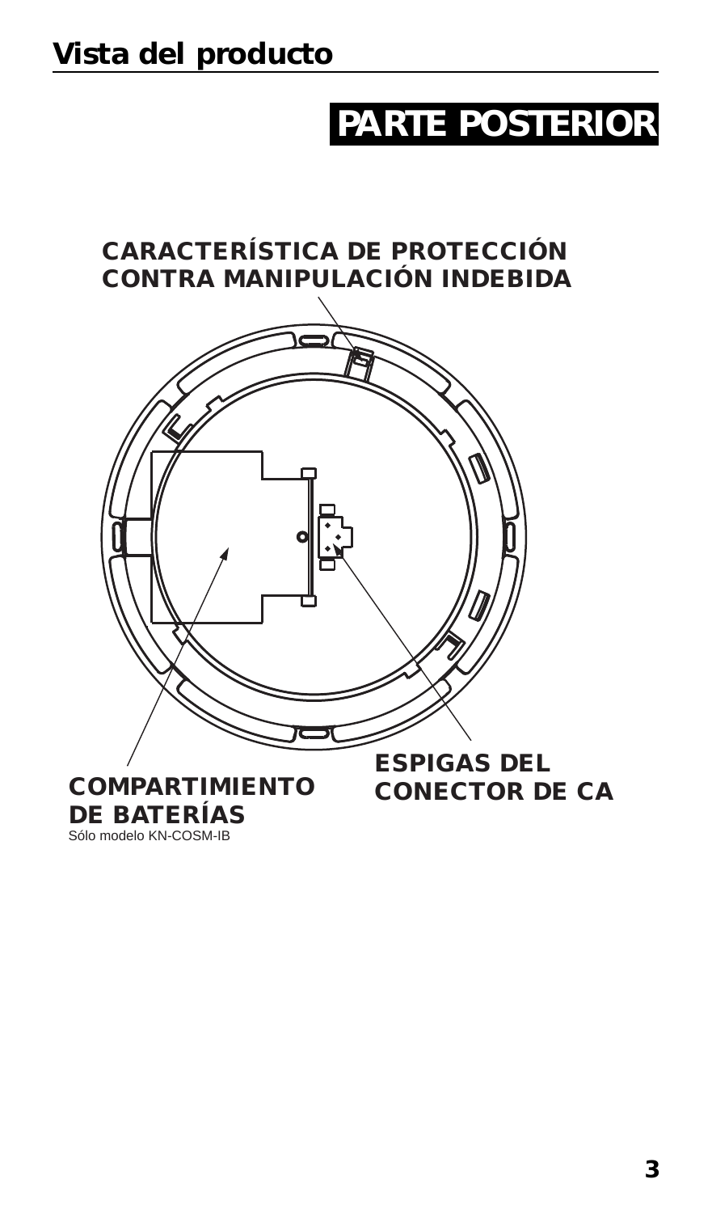## Vista del producto

**PARTE POSTERIOR**

**CARACTERÍSTICA DE PROTECCIÓN CONTRA MANIPULACIÓN INDEBIDA**

**COMPARTIMIENTO DE BATERÍAS**
Sólo modelo KN-COSM-IB

**ESPIGAS DEL CONECTOR DE CA**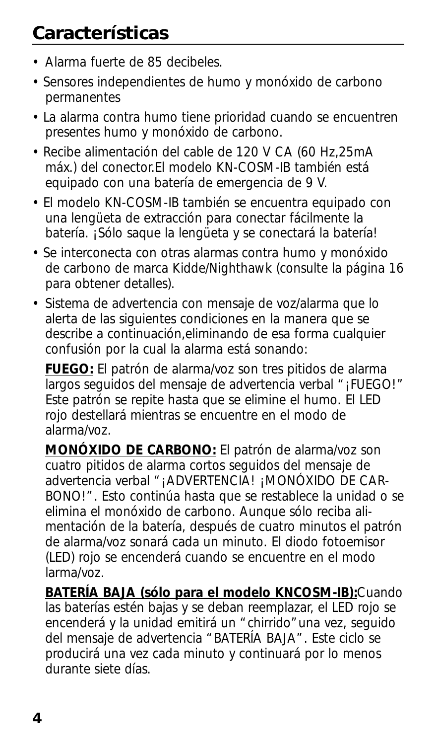## Características

- Alarma fuerte de 85 decibeles.
- Sensores independientes de humo y monóxido de carbono permanentes
- La alarma contra humo tiene prioridad cuando se encuentren presentes humo y monóxido de carbono.
- Recibe alimentación del cable de 120 V CA (60 Hz,25mA máx.) del conector.El modelo KN-COSM-IB también está equipado con una batería de emergencia de 9 V.
- El modelo KN-COSM-IB también se encuentra equipado con una lengüeta de extracción para conectar fácilmente la batería. ¡Sólo saque la lengüeta y se conectará la batería!
- Se interconecta con otras alarmas contra humo y monóxido de carbono de marca Kidde/Nighthawk (consulte la página 16 para obtener detalles).
- Sistema de advertencia con mensaje de voz/alarma que lo alerta de las siguientes condiciones en la manera que se describe a continuación,eliminando de esa forma cualquier confusión por la cual la alarma está sonando:

  **FUEGO:** El patrón de alarma/voz son tres pitidos de alarma largos seguidos del mensaje de advertencia verbal "¡FUEGO!" Este patrón se repite hasta que se elimine el humo. El LED rojo destellará mientras se encuentre en el modo de alarma/voz.

  **MONÓXIDO DE CARBONO:** El patrón de alarma/voz son cuatro pitidos de alarma cortos seguidos del mensaje de advertencia verbal "¡ADVERTENCIA! ¡MONÓXIDO DE CARBONO!". Esto continúa hasta que se restablece la unidad o se elimina el monóxido de carbono. Aunque sólo reciba alimentación de la batería, después de cuatro minutos el patrón de alarma/voz sonará cada un minuto. El diodo fotoemisor (LED) rojo se encenderá cuando se encuentre en el modo larma/voz.

  **BATERÍA BAJA (sólo para el modelo KNCOSM-IB):**Cuando las baterías estén bajas y se deban reemplazar, el LED rojo se encenderá y la unidad emitirá un "chirrido" una vez, seguido del mensaje de advertencia "BATERÍA BAJA". Este ciclo se producirá una vez cada minuto y continuará por lo menos durante siete días.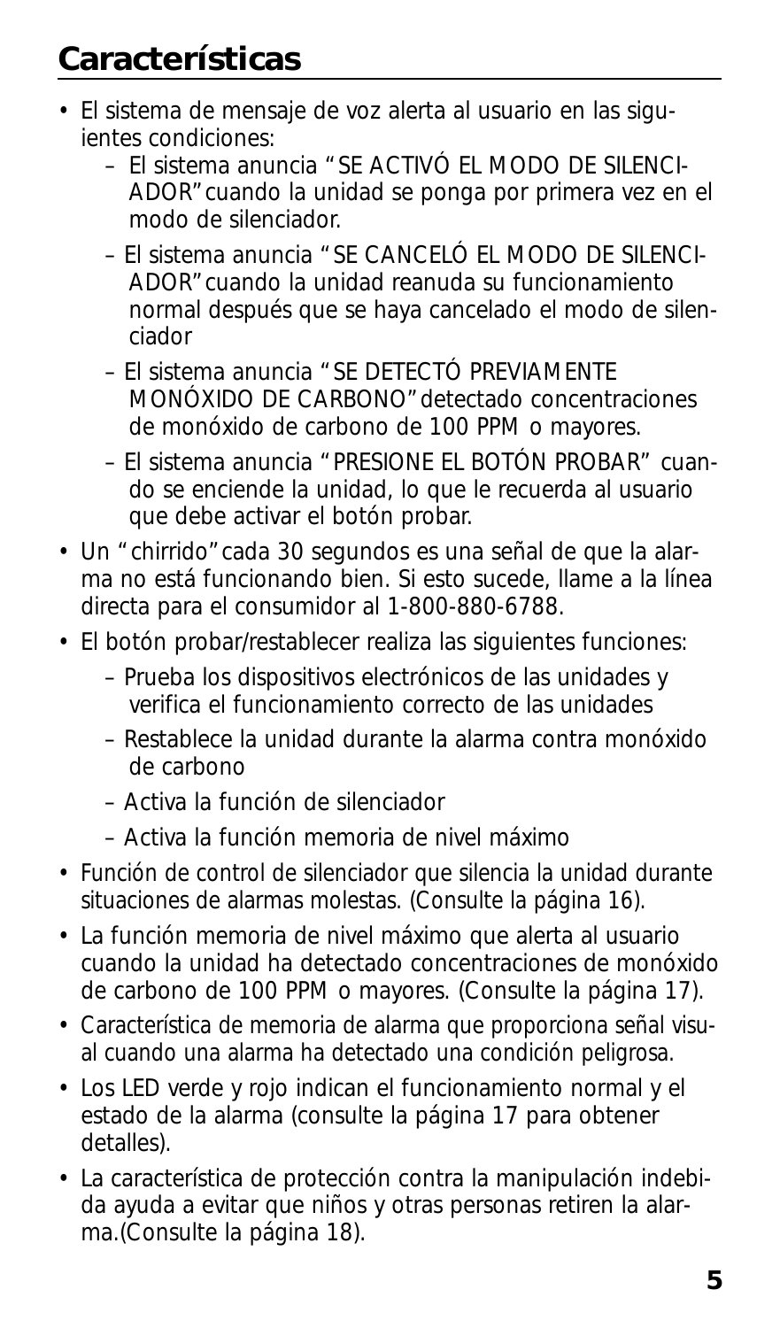## Características

- El sistema de mensaje de voz alerta al usuario en las siguientes condiciones:
  - El sistema anuncia "SE ACTIVÓ EL MODO DE SILENCIADOR" cuando la unidad se ponga por primera vez en el modo de silenciador.
  - El sistema anuncia "SE CANCELÓ EL MODO DE SILENCIADOR" cuando la unidad reanuda su funcionamiento normal después que se haya cancelado el modo de silenciador
  - El sistema anuncia "SE DETECTÓ PREVIAMENTE MONÓXIDO DE CARBONO" detectado concentraciones de monóxido de carbono de 100 PPM o mayores.
  - El sistema anuncia "PRESIONE EL BOTÓN PROBAR" cuando se enciende la unidad, lo que le recuerda al usuario que debe activar el botón probar.
- Un "chirrido" cada 30 segundos es una señal de que la alarma no está funcionando bien. Si esto sucede, llame a la línea directa para el consumidor al 1-800-880-6788.
- El botón probar/restablecer realiza las siguientes funciones:
  - Prueba los dispositivos electrónicos de las unidades y verifica el funcionamiento correcto de las unidades
  - Restablece la unidad durante la alarma contra monóxido de carbono
  - Activa la función de silenciador
  - Activa la función memoria de nivel máximo
- Función de control de silenciador que silencia la unidad durante situaciones de alarmas molestas. (Consulte la página 16).
- La función memoria de nivel máximo que alerta al usuario cuando la unidad ha detectado concentraciones de monóxido de carbono de 100 PPM o mayores. (Consulte la página 17).
- Característica de memoria de alarma que proporciona señal visual cuando una alarma ha detectado una condición peligrosa.
- Los LED verde y rojo indican el funcionamiento normal y el estado de la alarma (consulte la página 17 para obtener detalles).
- La característica de protección contra la manipulación indebida ayuda a evitar que niños y otras personas retiren la alarma.(Consulte la página 18).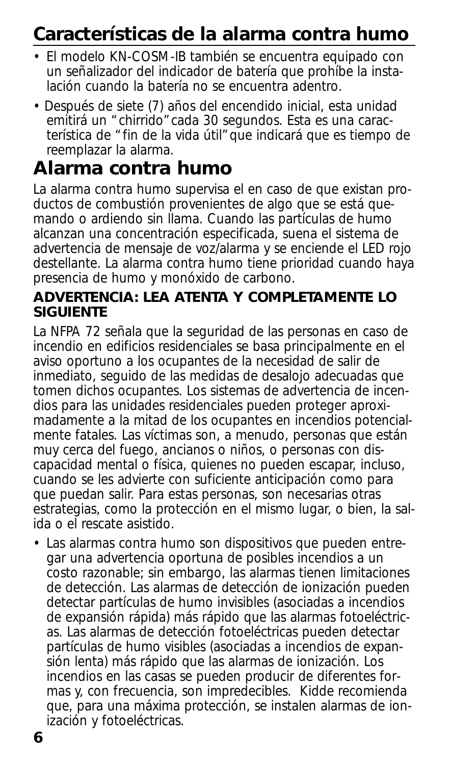## Características de la alarma contra humo

- El modelo KN-COSM-IB también se encuentra equipado con un señalizador del indicador de batería que prohíbe la instalación cuando la batería no se encuentra adentro.
- Después de siete (7) años del encendido inicial, esta unidad emitirá un "chirrido" cada 30 segundos. Esta es una característica de "fin de la vida útil" que indicará que es tiempo de reemplazar la alarma.

## Alarma contra humo

La alarma contra humo supervisa el en caso de que existan productos de combustión provenientes de algo que se está quemando o ardiendo sin llama. Cuando las partículas de humo alcanzan una concentración especificada, suena el sistema de advertencia de mensaje de voz/alarma y se enciende el LED rojo destellante. La alarma contra humo tiene prioridad cuando haya presencia de humo y monóxido de carbono.

**ADVERTENCIA: LEA ATENTA Y COMPLETAMENTE LO SIGUIENTE**

La NFPA 72 señala que la seguridad de las personas en caso de incendio en edificios residenciales se basa principalmente en el aviso oportuno a los ocupantes de la necesidad de salir de inmediato, seguido de las medidas de desalojo adecuadas que tomen dichos ocupantes. Los sistemas de advertencia de incendios para las unidades residenciales pueden proteger aproximadamente a la mitad de los ocupantes en incendios potencialmente fatales. Las víctimas son, a menudo, personas que están muy cerca del fuego, ancianos o niños, o personas con discapacidad mental o física, quienes no pueden escapar, incluso, cuando se les advierte con suficiente anticipación como para que puedan salir. Para estas personas, son necesarias otras estrategias, como la protección en el mismo lugar, o bien, la salida o el rescate asistido.

- Las alarmas contra humo son dispositivos que pueden entregar una advertencia oportuna de posibles incendios a un costo razonable; sin embargo, las alarmas tienen limitaciones de detección. Las alarmas de detección de ionización pueden detectar partículas de humo invisibles (asociadas a incendios de expansión rápida) más rápido que las alarmas fotoeléctricas. Las alarmas de detección fotoeléctricas pueden detectar partículas de humo visibles (asociadas a incendios de expansión lenta) más rápido que las alarmas de ionización. Los incendios en las casas se pueden producir de diferentes formas y, con frecuencia, son impredecibles. Kidde recomienda que, para una máxima protección, se instalen alarmas de ionización y fotoeléctricas.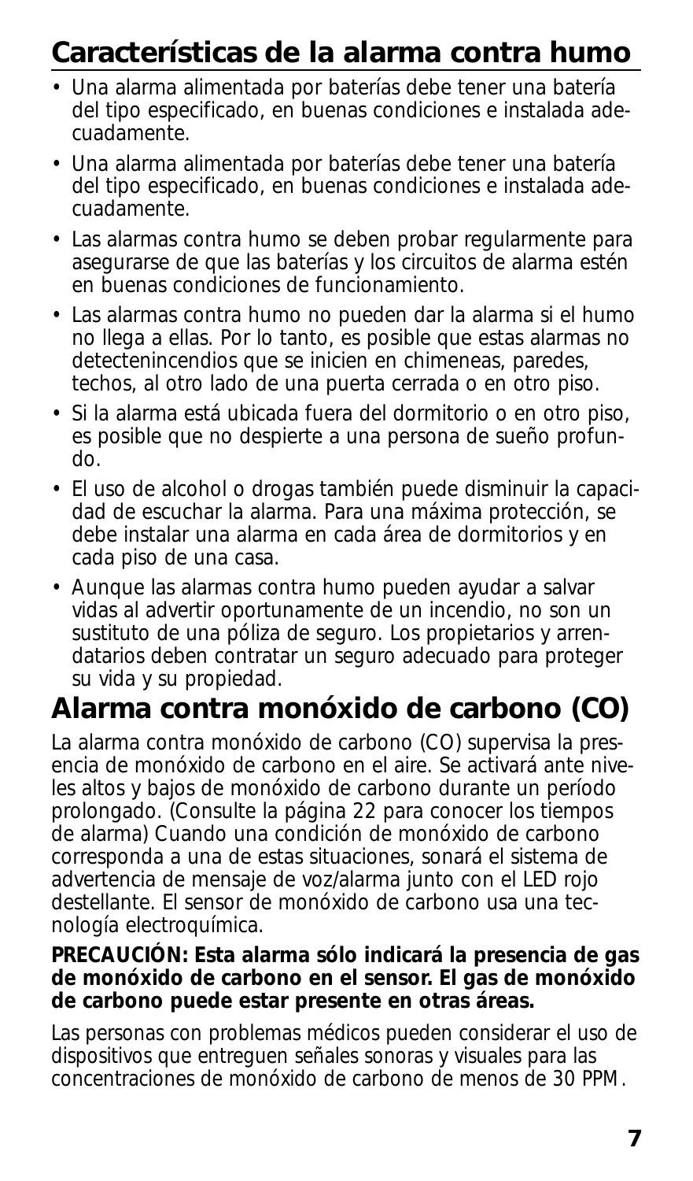## Características de la alarma contra humo

- Una alarma alimentada por baterías debe tener una batería del tipo especificado, en buenas condiciones e instalada adecuadamente.
- Una alarma alimentada por baterías debe tener una batería del tipo especificado, en buenas condiciones e instalada adecuadamente.
- Las alarmas contra humo se deben probar regularmente para asegurarse de que las baterías y los circuitos de alarma estén en buenas condiciones de funcionamiento.
- Las alarmas contra humo no pueden dar la alarma si el humo no llega a ellas. Por lo tanto, es posible que estas alarmas no detectenincendios que se inicien en chimeneas, paredes, techos, al otro lado de una puerta cerrada o en otro piso.
- Si la alarma está ubicada fuera del dormitorio o en otro piso, es posible que no despierte a una persona de sueño profundo.
- El uso de alcohol o drogas también puede disminuir la capacidad de escuchar la alarma. Para una máxima protección, se debe instalar una alarma en cada área de dormitorios y en cada piso de una casa.
- Aunque las alarmas contra humo pueden ayudar a salvar vidas al advertir oportunamente de un incendio, no son un sustituto de una póliza de seguro. Los propietarios y arrendatarios deben contratar un seguro adecuado para proteger su vida y su propiedad.

## Alarma contra monóxido de carbono (CO)

La alarma contra monóxido de carbono (CO) supervisa la presencia de monóxido de carbono en el aire. Se activará ante niveles altos y bajos de monóxido de carbono durante un período prolongado. (Consulte la página 22 para conocer los tiempos de alarma) Cuando una condición de monóxido de carbono corresponda a una de estas situaciones, sonará el sistema de advertencia de mensaje de voz/alarma junto con el LED rojo destellante. El sensor de monóxido de carbono usa una tecnología electroquímica.

**PRECAUCIÓN: Esta alarma sólo indicará la presencia de gas de monóxido de carbono en el sensor. El gas de monóxido de carbono puede estar presente en otras áreas.**

Las personas con problemas médicos pueden considerar el uso de dispositivos que entreguen señales sonoras y visuales para las concentraciones de monóxido de carbono de menos de 30 PPM.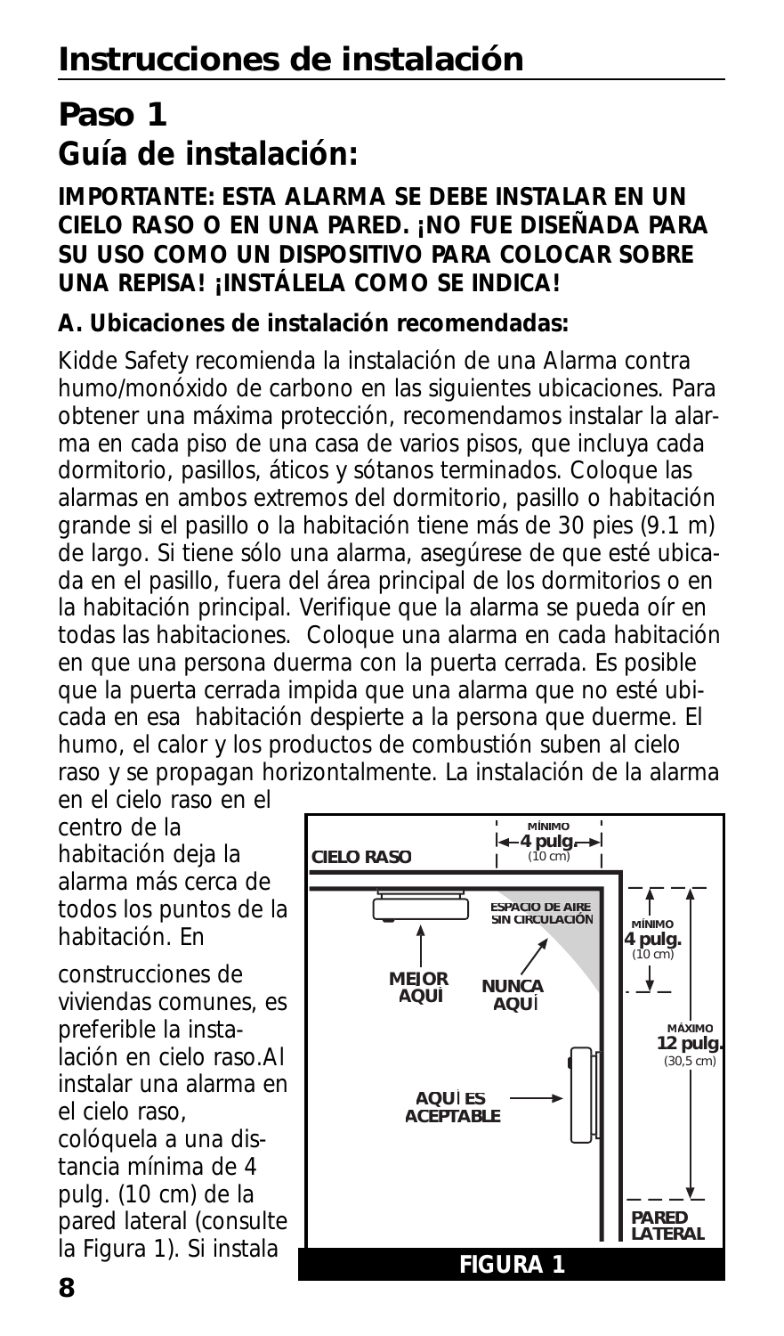# Instrucciones de instalación

## Paso 1
## Guía de instalación:

**IMPORTANTE: ESTA ALARMA SE DEBE INSTALAR EN UN CIELO RASO O EN UNA PARED. ¡NO FUE DISEÑADA PARA SU USO COMO UN DISPOSITIVO PARA COLOCAR SOBRE UNA REPISA! ¡INSTÁLELA COMO SE INDICA!**

**A. Ubicaciones de instalación recomendadas:**

Kidde Safety recomienda la instalación de una Alarma contra humo/monóxido de carbono en las siguientes ubicaciones. Para obtener una máxima protección, recomendamos instalar la alarma en cada piso de una casa de varios pisos, que incluya cada dormitorio, pasillos, áticos y sótanos terminados. Coloque las alarmas en ambos extremos del dormitorio, pasillo o habitación grande si el pasillo o la habitación tiene más de 30 pies (9.1 m) de largo. Si tiene sólo una alarma, asegúrese de que esté ubicada en el pasillo, fuera del área principal de los dormitorios o en la habitación principal. Verifique que la alarma se pueda oír en todas las habitaciones. Coloque una alarma en cada habitación en que una persona duerma con la puerta cerrada. Es posible que la puerta cerrada impida que una alarma que no esté ubicada en esa habitación despierte a la persona que duerme. El humo, el calor y los productos de combustión suben al cielo raso y se propagan horizontalmente. La instalación de la alarma en el cielo raso en el centro de la habitación deja la alarma más cerca de todos los puntos de la habitación. En construcciones de viviendas comunes, es preferible la instalación en cielo raso.Al instalar una alarma en el cielo raso, colóquela a una distancia mínima de 4 pulg. (10 cm) de la pared lateral (consulte la Figura 1). Si instala

CIELO RASO — MÍNIMO 4 pulg. (10 cm) — ESPACIO DE AIRE SIN CIRCULACIÓN — MEJOR AQUÍ — NUNCA AQUÍ — MÍNIMO 4 pulg. (10 cm) — MÁXIMO 12 pulg. (30,5 cm) — AQUÍ ES ACEPTABLE — PARED LATERAL

**FIGURA 1**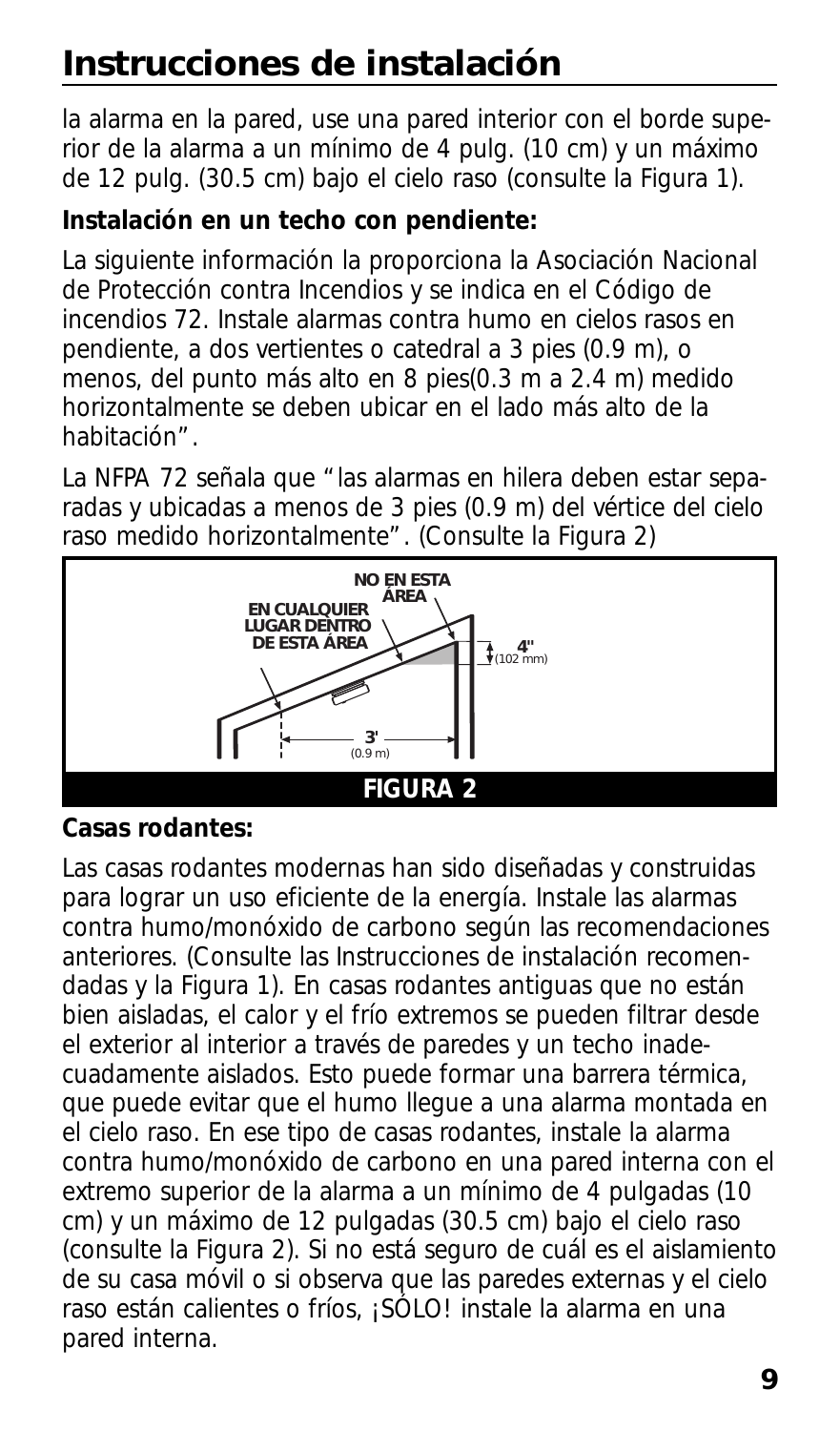# Instrucciones de instalación

la alarma en la pared, use una pared interior con el borde superior de la alarma a un mínimo de 4 pulg. (10 cm) y un máximo de 12 pulg. (30.5 cm) bajo el cielo raso (consulte la Figura 1).

**Instalación en un techo con pendiente:**

La siguiente información la proporciona la Asociación Nacional de Protección contra Incendios y se indica en el Código de incendios 72. Instale alarmas contra humo en cielos rasos en pendiente, a dos vertientes o catedral a 3 pies (0.9 m), o menos, del punto más alto en 8 pies(0.3 m a 2.4 m) medido horizontalmente se deben ubicar en el lado más alto de la habitación".

La NFPA 72 señala que "las alarmas en hilera deben estar separadas y ubicadas a menos de 3 pies (0.9 m) del vértice del cielo raso medido horizontalmente". (Consulte la Figura 2)

NO EN ESTA ÁREA

EN CUALQUIER LUGAR DENTRO DE ESTA ÁREA

4" (102 mm)

3' (0.9 m)

**FIGURA 2**

**Casas rodantes:**

Las casas rodantes modernas han sido diseñadas y construidas para lograr un uso eficiente de la energía. Instale las alarmas contra humo/monóxido de carbono según las recomendaciones anteriores. (Consulte las Instrucciones de instalación recomendadas y la Figura 1). En casas rodantes antiguas que no están bien aisladas, el calor y el frío extremos se pueden filtrar desde el exterior al interior a través de paredes y un techo inadecuadamente aislados. Esto puede formar una barrera térmica, que puede evitar que el humo llegue a una alarma montada en el cielo raso. En ese tipo de casas rodantes, instale la alarma contra humo/monóxido de carbono en una pared interna con el extremo superior de la alarma a un mínimo de 4 pulgadas (10 cm) y un máximo de 12 pulgadas (30.5 cm) bajo el cielo raso (consulte la Figura 2). Si no está seguro de cuál es el aislamiento de su casa móvil o si observa que las paredes externas y el cielo raso están calientes o fríos, ¡SÓLO! instale la alarma en una pared interna.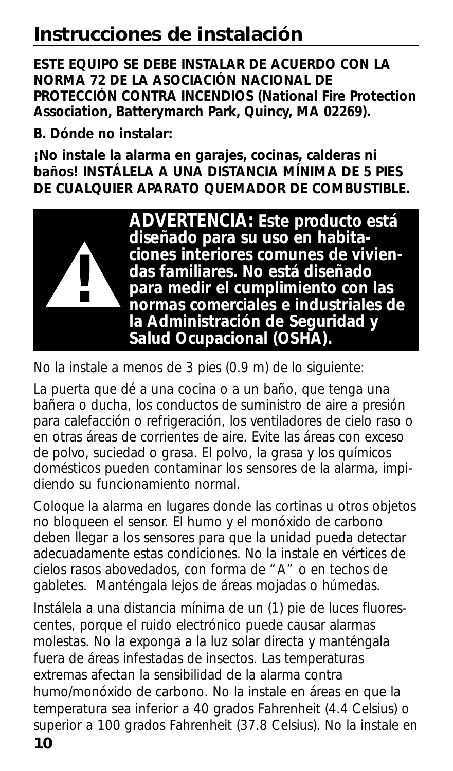# Instrucciones de instalación

**ESTE EQUIPO SE DEBE INSTALAR DE ACUERDO CON LA NORMA 72 DE LA ASOCIACIÓN NACIONAL DE PROTECCIÓN CONTRA INCENDIOS (National Fire Protection Association, Batterymarch Park, Quincy, MA 02269).**

**B. Dónde no instalar:**

**¡No instale la alarma en garajes, cocinas, calderas ni baños! INSTÁLELA A UNA DISTANCIA MÍNIMA DE 5 PIES DE CUALQUIER APARATO QUEMADOR DE COMBUSTIBLE.**

**ADVERTENCIA: Este producto está diseñado para su uso en habitaciones interiores comunes de viviendas familiares. No está diseñado para medir el cumplimiento con las normas comerciales e industriales de la Administración de Seguridad y Salud Ocupacional (OSHA).**

No la instale a menos de 3 pies (0.9 m) de lo siguiente:

La puerta que dé a una cocina o a un baño, que tenga una bañera o ducha, los conductos de suministro de aire a presión para calefacción o refrigeración, los ventiladores de cielo raso o en otras áreas de corrientes de aire. Evite las áreas con exceso de polvo, suciedad o grasa. El polvo, la grasa y los químicos domésticos pueden contaminar los sensores de la alarma, impidiendo su funcionamiento normal.

Coloque la alarma en lugares donde las cortinas u otros objetos no bloqueen el sensor. El humo y el monóxido de carbono deben llegar a los sensores para que la unidad pueda detectar adecuadamente estas condiciones. No la instale en vértices de cielos rasos abovedados, con forma de "A" o en techos de gabletes. Manténgala lejos de áreas mojadas o húmedas.

Instálela a una distancia mínima de un (1) pie de luces fluorescentes, porque el ruido electrónico puede causar alarmas molestas. No la exponga a la luz solar directa y manténgala fuera de áreas infestadas de insectos. Las temperaturas extremas afectan la sensibilidad de la alarma contra humo/monóxido de carbono. No la instale en áreas en que la temperatura sea inferior a 40 grados Fahrenheit (4.4 Celsius) o superior a 100 grados Fahrenheit (37.8 Celsius). No la instale en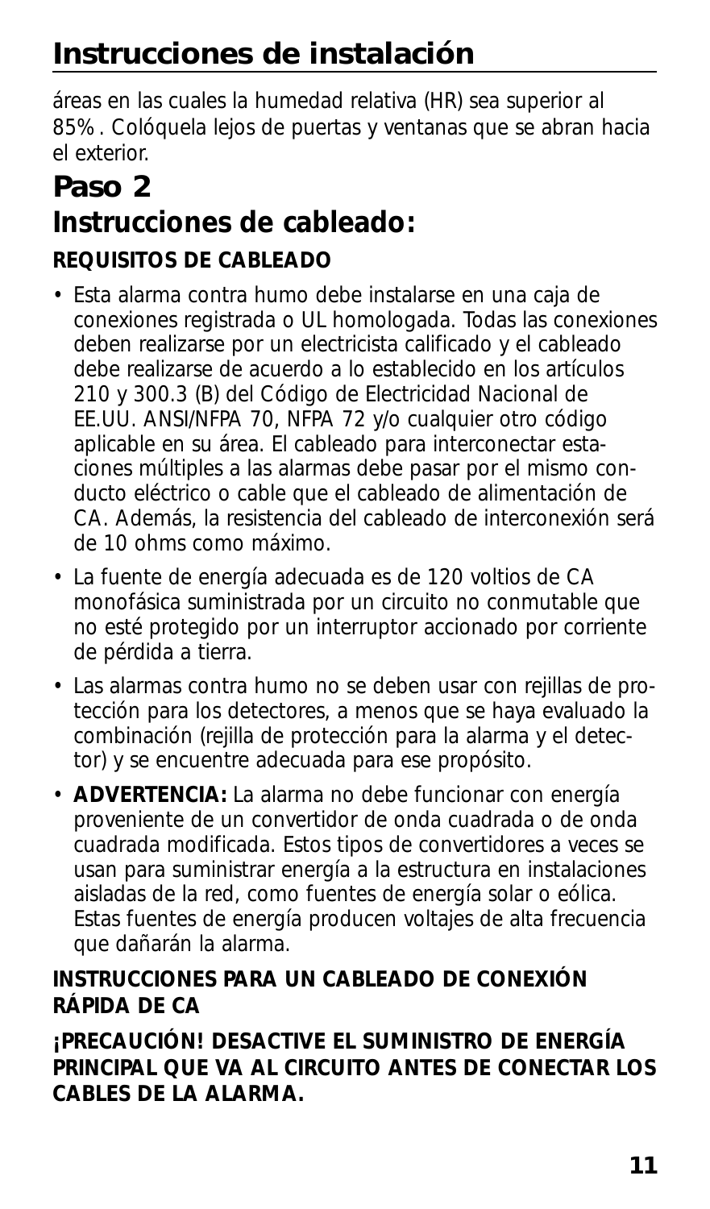áreas en las cuales la humedad relativa (HR) sea superior al 85%. Colóquela lejos de puertas y ventanas que se abran hacia el exterior.

## Paso 2
## Instrucciones de cableado:

**REQUISITOS DE CABLEADO**

- Esta alarma contra humo debe instalarse en una caja de conexiones registrada o UL homologada. Todas las conexiones deben realizarse por un electricista calificado y el cableado debe realizarse de acuerdo a lo establecido en los artículos 210 y 300.3 (B) del Código de Electricidad Nacional de EE.UU. ANSI/NFPA 70, NFPA 72 y/o cualquier otro código aplicable en su área. El cableado para interconectar estaciones múltiples a las alarmas debe pasar por el mismo conducto eléctrico o cable que el cableado de alimentación de CA. Además, la resistencia del cableado de interconexión será de 10 ohms como máximo.
- La fuente de energía adecuada es de 120 voltios de CA monofásica suministrada por un circuito no conmutable que no esté protegido por un interruptor accionado por corriente de pérdida a tierra.
- Las alarmas contra humo no se deben usar con rejillas de protección para los detectores, a menos que se haya evaluado la combinación (rejilla de protección para la alarma y el detector) y se encuentre adecuada para ese propósito.
- **ADVERTENCIA:** La alarma no debe funcionar con energía proveniente de un convertidor de onda cuadrada o de onda cuadrada modificada. Estos tipos de convertidores a veces se usan para suministrar energía a la estructura en instalaciones aisladas de la red, como fuentes de energía solar o eólica. Estas fuentes de energía producen voltajes de alta frecuencia que dañarán la alarma.

**INSTRUCCIONES PARA UN CABLEADO DE CONEXIÓN RÁPIDA DE CA**

**¡PRECAUCIÓN! DESACTIVE EL SUMINISTRO DE ENERGÍA PRINCIPAL QUE VA AL CIRCUITO ANTES DE CONECTAR LOS CABLES DE LA ALARMA.**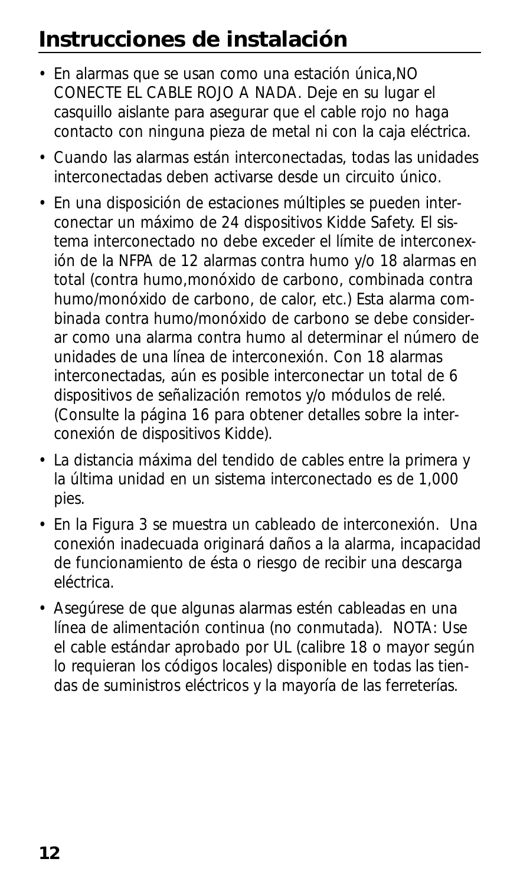# Instrucciones de instalación

- En alarmas que se usan como una estación única,NO CONECTE EL CABLE ROJO A NADA. Deje en su lugar el casquillo aislante para asegurar que el cable rojo no haga contacto con ninguna pieza de metal ni con la caja eléctrica.
- Cuando las alarmas están interconectadas, todas las unidades interconectadas deben activarse desde un circuito único.
- En una disposición de estaciones múltiples se pueden interconectar un máximo de 24 dispositivos Kidde Safety. El sistema interconectado no debe exceder el límite de interconexión de la NFPA de 12 alarmas contra humo y/o 18 alarmas en total (contra humo,monóxido de carbono, combinada contra humo/monóxido de carbono, de calor, etc.) Esta alarma combinada contra humo/monóxido de carbono se debe considerar como una alarma contra humo al determinar el número de unidades de una línea de interconexión. Con 18 alarmas interconectadas, aún es posible interconectar un total de 6 dispositivos de señalización remotos y/o módulos de relé. (Consulte la página 16 para obtener detalles sobre la interconexión de dispositivos Kidde).
- La distancia máxima del tendido de cables entre la primera y la última unidad en un sistema interconectado es de 1,000 pies.
- En la Figura 3 se muestra un cableado de interconexión. Una conexión inadecuada originará daños a la alarma, incapacidad de funcionamiento de ésta o riesgo de recibir una descarga eléctrica.
- Asegúrese de que algunas alarmas estén cableadas en una línea de alimentación continua (no conmutada). NOTA: Use el cable estándar aprobado por UL (calibre 18 o mayor según lo requieran los códigos locales) disponible en todas las tiendas de suministros eléctricos y la mayoría de las ferreterías.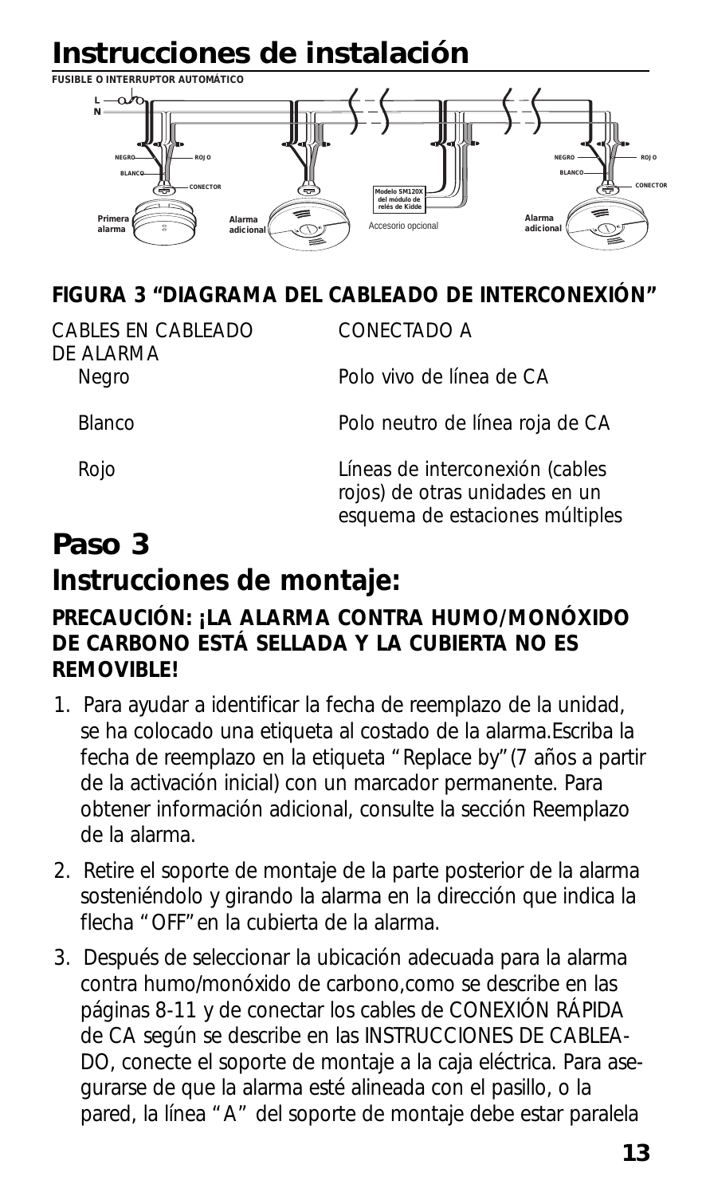# Instrucciones de instalación

FUSIBLE O INTERRUPTOR AUTOMÁTICO

L
N

NEGRO ROJO
BLANCO
CONECTOR
Primera alarma
Alarma adicional
Modelo SM120X del módulo de relés de Kidde
Accesorio opcional
NEGRO ROJO
BLANCO
CONECTOR
Alarma adicional

**FIGURA 3 "DIAGRAMA DEL CABLEADO DE INTERCONEXIÓN"**

| CABLES EN CABLEADO DE ALARMA | CONECTADO A |
|---|---|
| Negro | Polo vivo de línea de CA |
| Blanco | Polo neutro de línea roja de CA |
| Rojo | Líneas de interconexión (cables rojos) de otras unidades en un esquema de estaciones múltiples |

## *Paso 3*

## Instrucciones de montaje:

**PRECAUCIÓN: ¡LA ALARMA CONTRA HUMO/MONÓXIDO DE CARBONO ESTÁ SELLADA Y LA CUBIERTA NO ES REMOVIBLE!**

1. Para ayudar a identificar la fecha de reemplazo de la unidad, se ha colocado una etiqueta al costado de la alarma.Escriba la fecha de reemplazo en la etiqueta "Replace by"(7 años a partir de la activación inicial) con un marcador permanente. Para obtener información adicional, consulte la sección Reemplazo de la alarma.
2. Retire el soporte de montaje de la parte posterior de la alarma sosteniéndolo y girando la alarma en la dirección que indica la flecha "OFF"en la cubierta de la alarma.
3. Después de seleccionar la ubicación adecuada para la alarma contra humo/monóxido de carbono,como se describe en las páginas 8-11 y de conectar los cables de CONEXIÓN RÁPIDA de CA según se describe en las INSTRUCCIONES DE CABLEADO, conecte el soporte de montaje a la caja eléctrica. Para asegurarse de que la alarma esté alineada con el pasillo, o la pared, la línea "A" del soporte de montaje debe estar paralela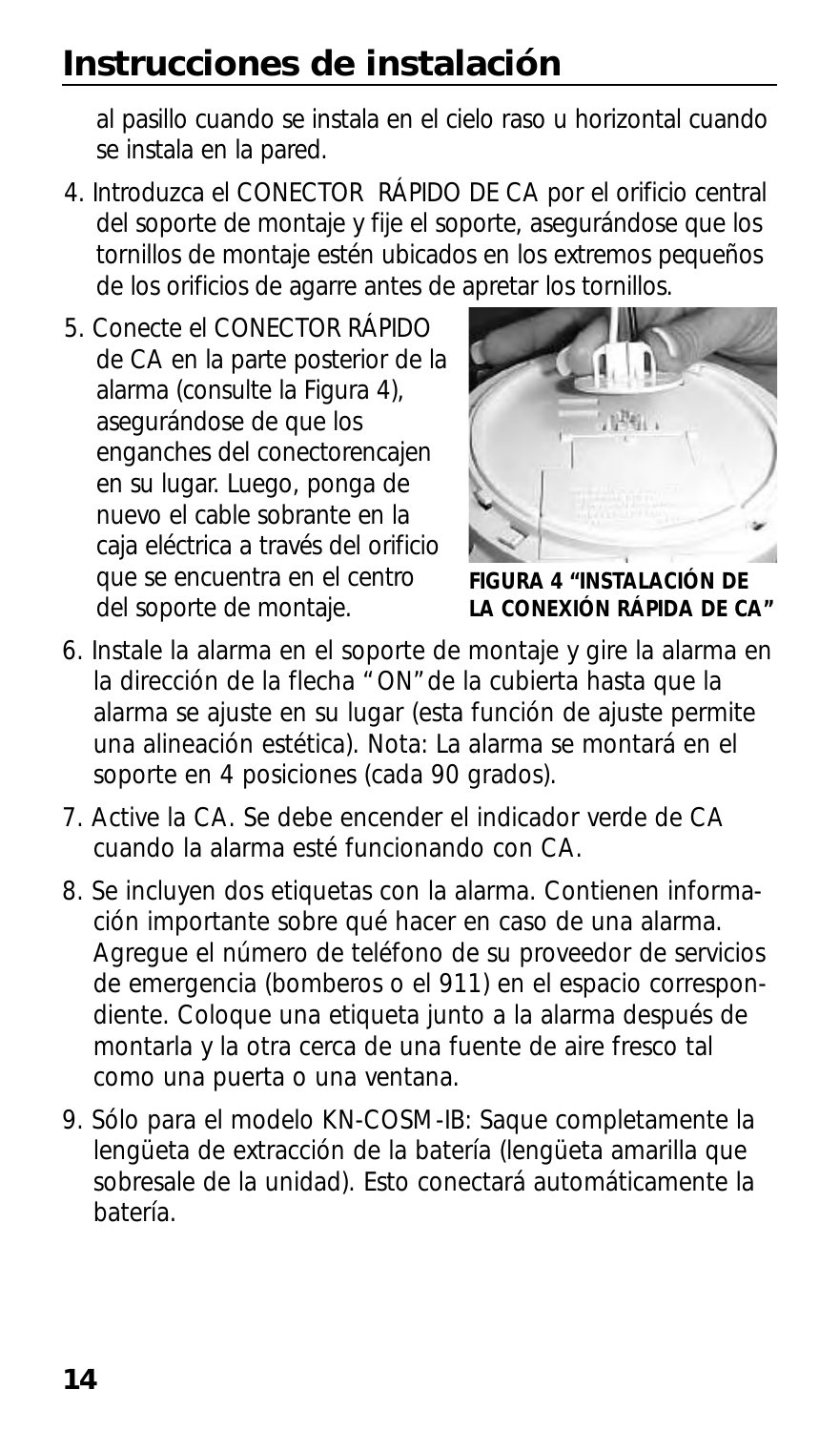# Instrucciones de instalación

al pasillo cuando se instala en el cielo raso u horizontal cuando se instala en la pared.

4. Introduzca el CONECTOR RÁPIDO DE CA por el orificio central del soporte de montaje y fije el soporte, asegurándose que los tornillos de montaje estén ubicados en los extremos pequeños de los orificios de agarre antes de apretar los tornillos.

5. Conecte el CONECTOR RÁPIDO de CA en la parte posterior de la alarma (consulte la Figura 4), asegurándose de que los enganches del conectorencajen en su lugar. Luego, ponga de nuevo el cable sobrante en la caja eléctrica a través del orificio que se encuentra en el centro del soporte de montaje.

**FIGURA 4 "INSTALACIÓN DE LA CONEXIÓN RÁPIDA DE CA"**

6. Instale la alarma en el soporte de montaje y gire la alarma en la dirección de la flecha "ON" de la cubierta hasta que la alarma se ajuste en su lugar (esta función de ajuste permite una alineación estética). Nota: La alarma se montará en el soporte en 4 posiciones (cada 90 grados).

7. Active la CA. Se debe encender el indicador verde de CA cuando la alarma esté funcionando con CA.

8. Se incluyen dos etiquetas con la alarma. Contienen información importante sobre qué hacer en caso de una alarma. Agregue el número de teléfono de su proveedor de servicios de emergencia (bomberos o el 911) en el espacio correspondiente. Coloque una etiqueta junto a la alarma después de montarla y la otra cerca de una fuente de aire fresco tal como una puerta o una ventana.

9. Sólo para el modelo KN-COSM-IB: Saque completamente la lengüeta de extracción de la batería (lengüeta amarilla que sobresale de la unidad). Esto conectará automáticamente la batería.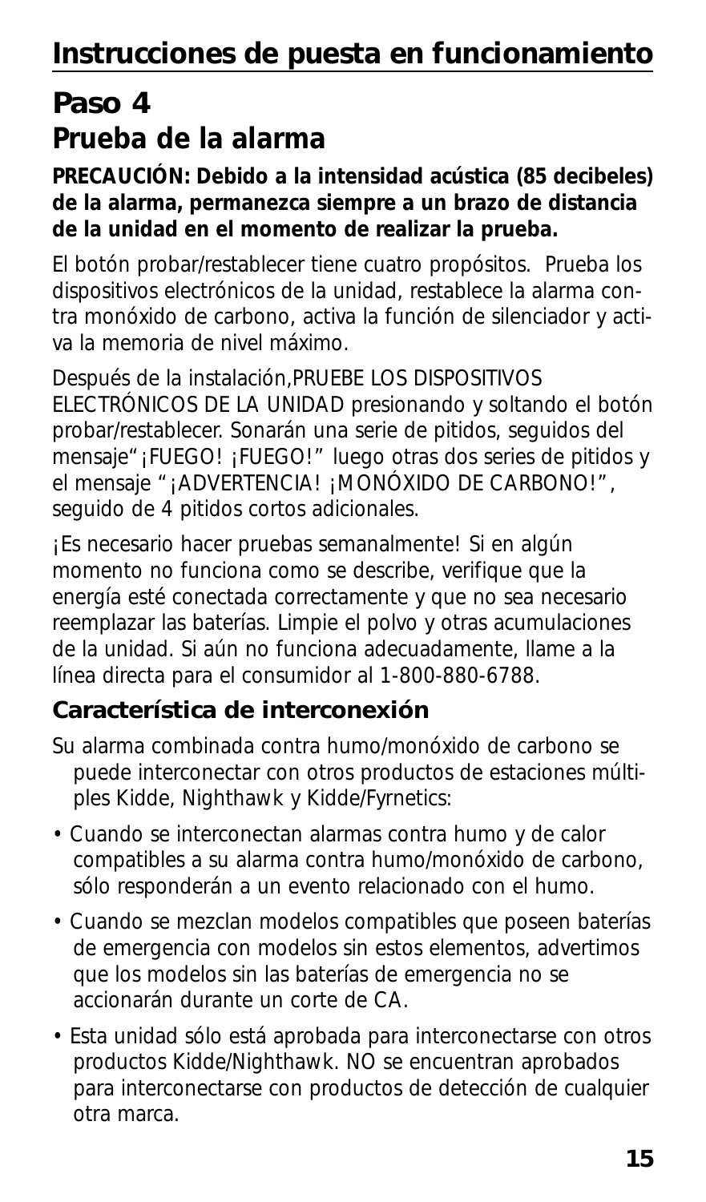# Instrucciones de puesta en funcionamiento

## Paso 4
## Prueba de la alarma

**PRECAUCIÓN: Debido a la intensidad acústica (85 decibeles) de la alarma, permanezca siempre a un brazo de distancia de la unidad en el momento de realizar la prueba.**

El botón probar/restablecer tiene cuatro propósitos. Prueba los dispositivos electrónicos de la unidad, restablece la alarma contra monóxido de carbono, activa la función de silenciador y activa la memoria de nivel máximo.

Después de la instalación,PRUEBE LOS DISPOSITIVOS ELECTRÓNICOS DE LA UNIDAD presionando y soltando el botón probar/restablecer. Sonarán una serie de pitidos, seguidos del mensaje"¡FUEGO! ¡FUEGO!" luego otras dos series de pitidos y el mensaje "¡ADVERTENCIA! ¡MONÓXIDO DE CARBONO!", seguido de 4 pitidos cortos adicionales.

¡Es necesario hacer pruebas semanalmente! Si en algún momento no funciona como se describe, verifique que la energía esté conectada correctamente y que no sea necesario reemplazar las baterías. Limpie el polvo y otras acumulaciones de la unidad. Si aún no funciona adecuadamente, llame a la línea directa para el consumidor al 1-800-880-6788.

### Característica de interconexión

Su alarma combinada contra humo/monóxido de carbono se puede interconectar con otros productos de estaciones múltiples Kidde, Nighthawk y Kidde/Fyrnetics:

- Cuando se interconectan alarmas contra humo y de calor compatibles a su alarma contra humo/monóxido de carbono, sólo responderán a un evento relacionado con el humo.
- Cuando se mezclan modelos compatibles que poseen baterías de emergencia con modelos sin estos elementos, advertimos que los modelos sin las baterías de emergencia no se accionarán durante un corte de CA.
- Esta unidad sólo está aprobada para interconectarse con otros productos Kidde/Nighthawk. NO se encuentran aprobados para interconectarse con productos de detección de cualquier otra marca.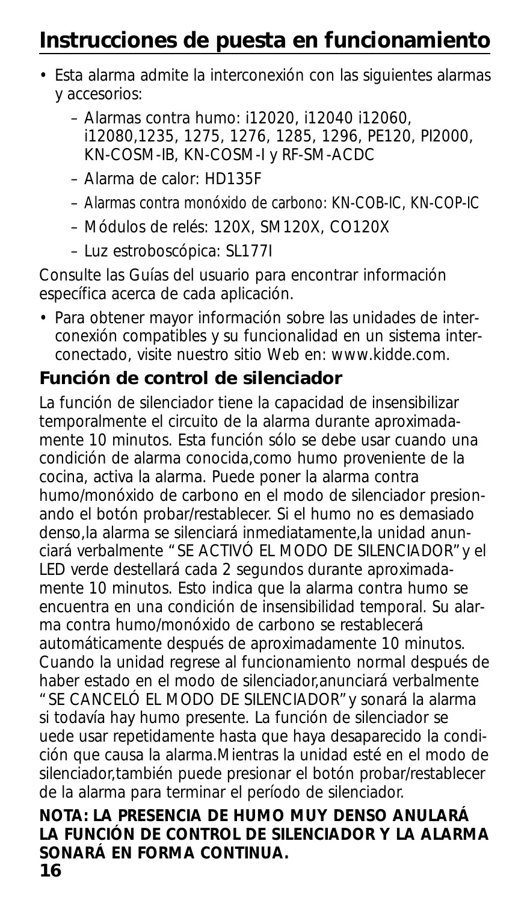## Instrucciones de puesta en funcionamiento

- Esta alarma admite la interconexión con las siguientes alarmas y accesorios:
  - Alarmas contra humo: i12020, i12040 i12060, i12080,1235, 1275, 1276, 1285, 1296, PE120, PI2000, KN-COSM-IB, KN-COSM-I y RF-SM-ACDC
  - Alarma de calor: HD135F
  - Alarmas contra monóxido de carbono: KN-COB-IC, KN-COP-IC
  - Módulos de relés: 120X, SM120X, CO120X
  - Luz estroboscópica: SL177I

  Consulte las Guías del usuario para encontrar información específica acerca de cada aplicación.

- Para obtener mayor información sobre las unidades de interconexión compatibles y su funcionalidad en un sistema interconectado, visite nuestro sitio Web en: www.kidde.com.

### Función de control de silenciador

La función de silenciador tiene la capacidad de insensibilizar temporalmente el circuito de la alarma durante aproximadamente 10 minutos. Esta función sólo se debe usar cuando una condición de alarma conocida,como humo proveniente de la cocina, activa la alarma. Puede poner la alarma contra humo/monóxido de carbono en el modo de silenciador presionando el botón probar/restablecer. Si el humo no es demasiado denso,la alarma se silenciará inmediatamente,la unidad anunciará verbalmente "SE ACTIVÓ EL MODO DE SILENCIADOR" y el LED verde destellará cada 2 segundos durante aproximadamente 10 minutos. Esto indica que la alarma contra humo se encuentra en una condición de insensibilidad temporal. Su alarma contra humo/monóxido de carbono se restablecerá automáticamente después de aproximadamente 10 minutos. Cuando la unidad regrese al funcionamiento normal después de haber estado en el modo de silenciador,anunciará verbalmente "SE CANCELÓ EL MODO DE SILENCIADOR" y sonará la alarma si todavía hay humo presente. La función de silenciador se uede usar repetidamente hasta que haya desaparecido la condición que causa la alarma.Mientras la unidad esté en el modo de silenciador,también puede presionar el botón probar/restablecer de la alarma para terminar el período de silenciador.

**NOTA: LA PRESENCIA DE HUMO MUY DENSO ANULARÁ LA FUNCIÓN DE CONTROL DE SILENCIADOR Y LA ALARMA SONARÁ EN FORMA CONTINUA.**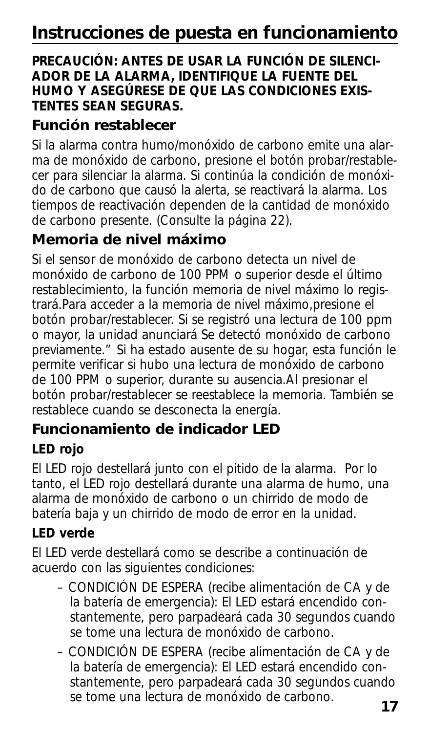# Instrucciones de puesta en funcionamiento

**PRECAUCIÓN: ANTES DE USAR LA FUNCIÓN DE SILENCIADOR DE LA ALARMA, IDENTIFIQUE LA FUENTE DEL HUMO Y ASEGÚRESE DE QUE LAS CONDICIONES EXISTENTES SEAN SEGURAS.**

## Función restablecer

Si la alarma contra humo/monóxido de carbono emite una alarma de monóxido de carbono, presione el botón probar/restablecer para silenciar la alarma. Si continúa la condición de monóxido de carbono que causó la alerta, se reactivará la alarma. Los tiempos de reactivación dependen de la cantidad de monóxido de carbono presente. (Consulte la página 22).

## Memoria de nivel máximo

Si el sensor de monóxido de carbono detecta un nivel de monóxido de carbono de 100 PPM o superior desde el último restablecimiento, la función memoria de nivel máximo lo registrará.Para acceder a la memoria de nivel máximo,presione el botón probar/restablecer. Si se registró una lectura de 100 ppm o mayor, la unidad anunciará Se detectó monóxido de carbono previamente." Si ha estado ausente de su hogar, esta función le permite verificar si hubo una lectura de monóxido de carbono de 100 PPM o superior, durante su ausencia.Al presionar el botón probar/restablecer se reestablece la memoria. También se restablece cuando se desconecta la energía.

## Funcionamiento de indicador LED

### LED rojo

El LED rojo destellará junto con el pitido de la alarma. Por lo tanto, el LED rojo destellará durante una alarma de humo, una alarma de monóxido de carbono o un chirrido de modo de batería baja y un chirrido de modo de error en la unidad.

### LED verde

El LED verde destellará como se describe a continuación de acuerdo con las siguientes condiciones:

– CONDICIÓN DE ESPERA (recibe alimentación de CA y de la batería de emergencia): El LED estará encendido constantemente, pero parpadeará cada 30 segundos cuando se tome una lectura de monóxido de carbono.

– CONDICIÓN DE ESPERA (recibe alimentación de CA y de la batería de emergencia): El LED estará encendido constantemente, pero parpadeará cada 30 segundos cuando se tome una lectura de monóxido de carbono.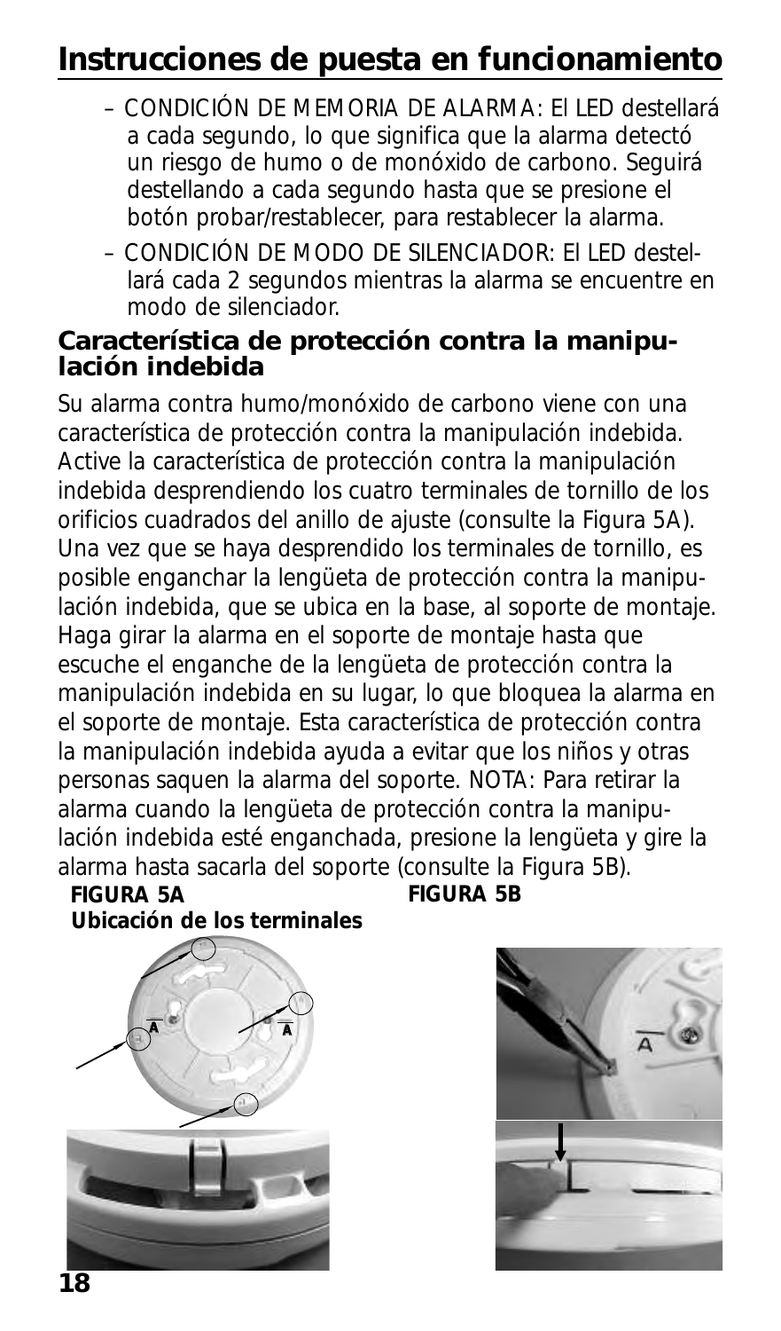# Instrucciones de puesta en funcionamiento

- – CONDICIÓN DE MEMORIA DE ALARMA: El LED destellará a cada segundo, lo que significa que la alarma detectó un riesgo de humo o de monóxido de carbono. Seguirá destellando a cada segundo hasta que se presione el botón probar/restablecer, para restablecer la alarma.
- – CONDICIÓN DE MODO DE SILENCIADOR: El LED destellará cada 2 segundos mientras la alarma se encuentre en modo de silenciador.

## Característica de protección contra la manipulación indebida

Su alarma contra humo/monóxido de carbono viene con una característica de protección contra la manipulación indebida. Active la característica de protección contra la manipulación indebida desprendiendo los cuatro terminales de tornillo de los orificios cuadrados del anillo de ajuste (consulte la Figura 5A). Una vez que se haya desprendido los terminales de tornillo, es posible enganchar la lengüeta de protección contra la manipulación indebida, que se ubica en la base, al soporte de montaje. Haga girar la alarma en el soporte de montaje hasta que escuche el enganche de la lengüeta de protección contra la manipulación indebida en su lugar, lo que bloquea la alarma en el soporte de montaje. Esta característica de protección contra la manipulación indebida ayuda a evitar que los niños y otras personas saquen la alarma del soporte. NOTA: Para retirar la alarma cuando la lengüeta de protección contra la manipulación indebida esté enganchada, presione la lengüeta y gire la alarma hasta sacarla del soporte (consulte la Figura 5B).

**FIGURA 5A**
**Ubicación de los terminales**

**FIGURA 5B**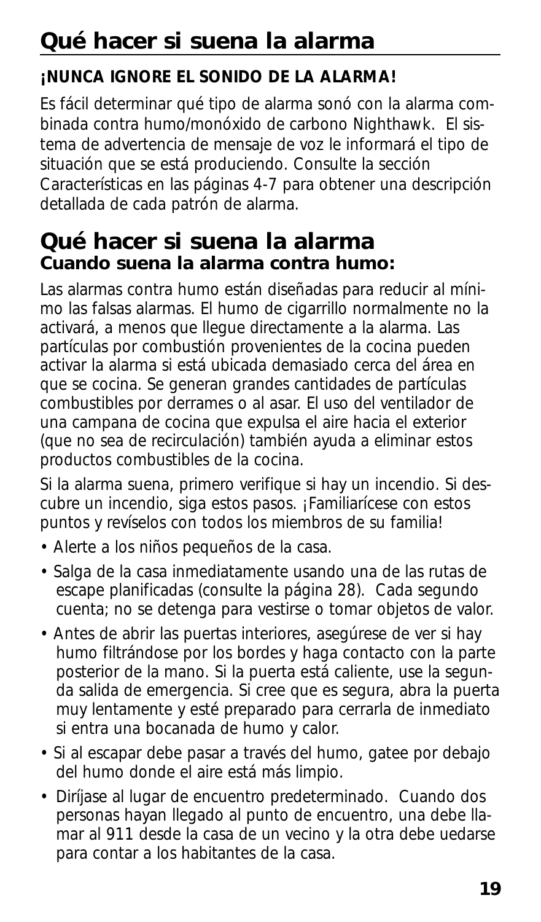# Qué hacer si suena la alarma

**¡NUNCA IGNORE EL SONIDO DE LA ALARMA!**

Es fácil determinar qué tipo de alarma sonó con la alarma combinada contra humo/monóxido de carbono Nighthawk. El sistema de advertencia de mensaje de voz le informará el tipo de situación que se está produciendo. Consulte la sección Características en las páginas 4-7 para obtener una descripción detallada de cada patrón de alarma.

## Qué hacer si suena la alarma

### Cuando suena la alarma contra humo:

Las alarmas contra humo están diseñadas para reducir al mínimo las falsas alarmas. El humo de cigarrillo normalmente no la activará, a menos que llegue directamente a la alarma. Las partículas por combustión provenientes de la cocina pueden activar la alarma si está ubicada demasiado cerca del área en que se cocina. Se generan grandes cantidades de partículas combustibles por derrames o al asar. El uso del ventilador de una campana de cocina que expulsa el aire hacia el exterior (que no sea de recirculación) también ayuda a eliminar estos productos combustibles de la cocina.

Si la alarma suena, primero verifique si hay un incendio. Si descubre un incendio, siga estos pasos. ¡Familiarícese con estos puntos y revíselos con todos los miembros de su familia!

- Alerte a los niños pequeños de la casa.
- Salga de la casa inmediatamente usando una de las rutas de escape planificadas (consulte la página 28). Cada segundo cuenta; no se detenga para vestirse o tomar objetos de valor.
- Antes de abrir las puertas interiores, asegúrese de ver si hay humo filtrándose por los bordes y haga contacto con la parte posterior de la mano. Si la puerta está caliente, use la segunda salida de emergencia. Si cree que es segura, abra la puerta muy lentamente y esté preparado para cerrarla de inmediato si entra una bocanada de humo y calor.
- Si al escapar debe pasar a través del humo, gatee por debajo del humo donde el aire está más limpio.
- Diríjase al lugar de encuentro predeterminado. Cuando dos personas hayan llegado al punto de encuentro, una debe llamar al 911 desde la casa de un vecino y la otra debe uedarse para contar a los habitantes de la casa.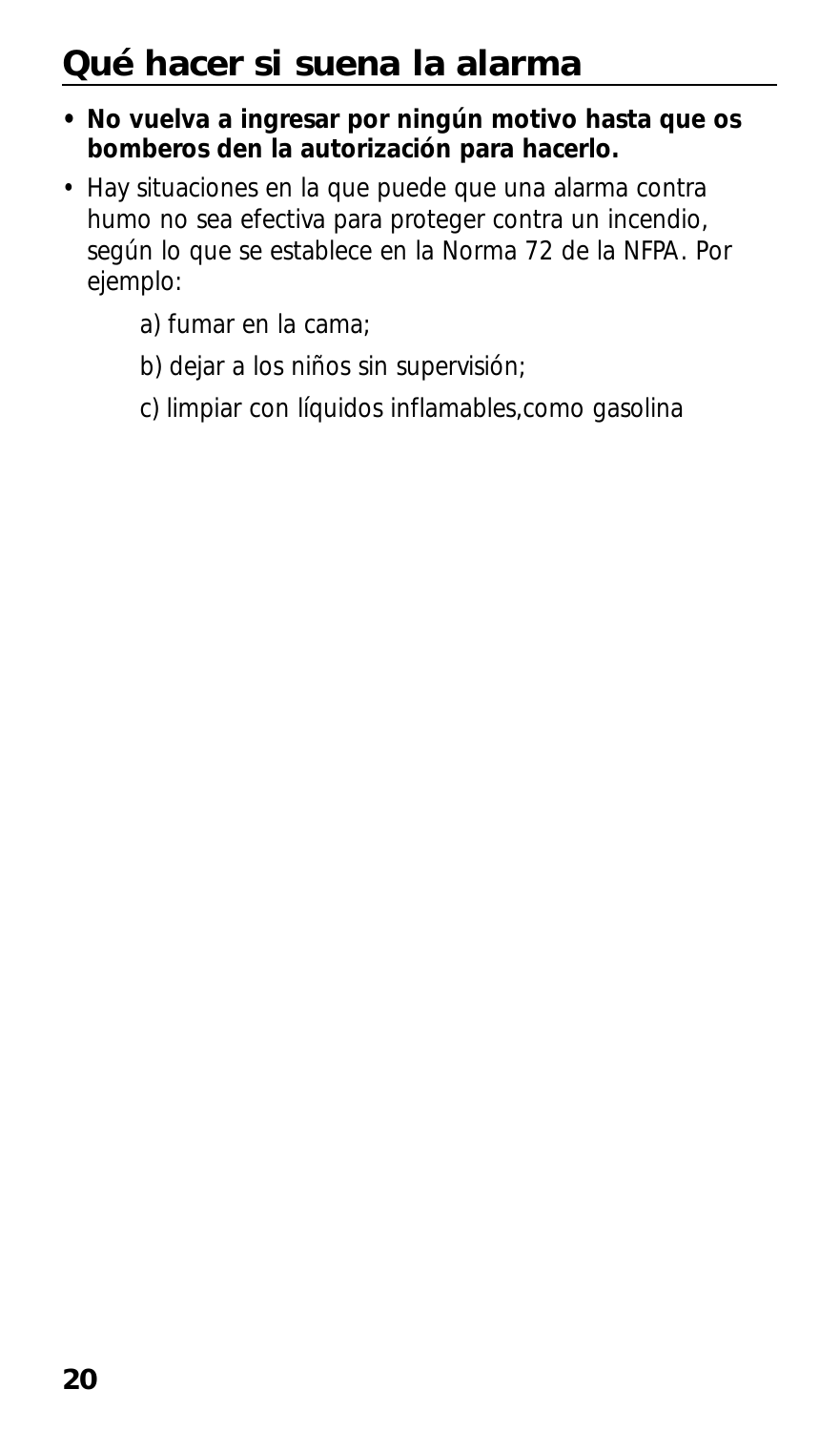## Qué hacer si suena la alarma

- **No vuelva a ingresar por ningún motivo hasta que os bomberos den la autorización para hacerlo.**
- Hay situaciones en la que puede que una alarma contra humo no sea efectiva para proteger contra un incendio, según lo que se establece en la Norma 72 de la NFPA. Por ejemplo:

  a) fumar en la cama;

  b) dejar a los niños sin supervisión;

  c) limpiar con líquidos inflamables,como gasolina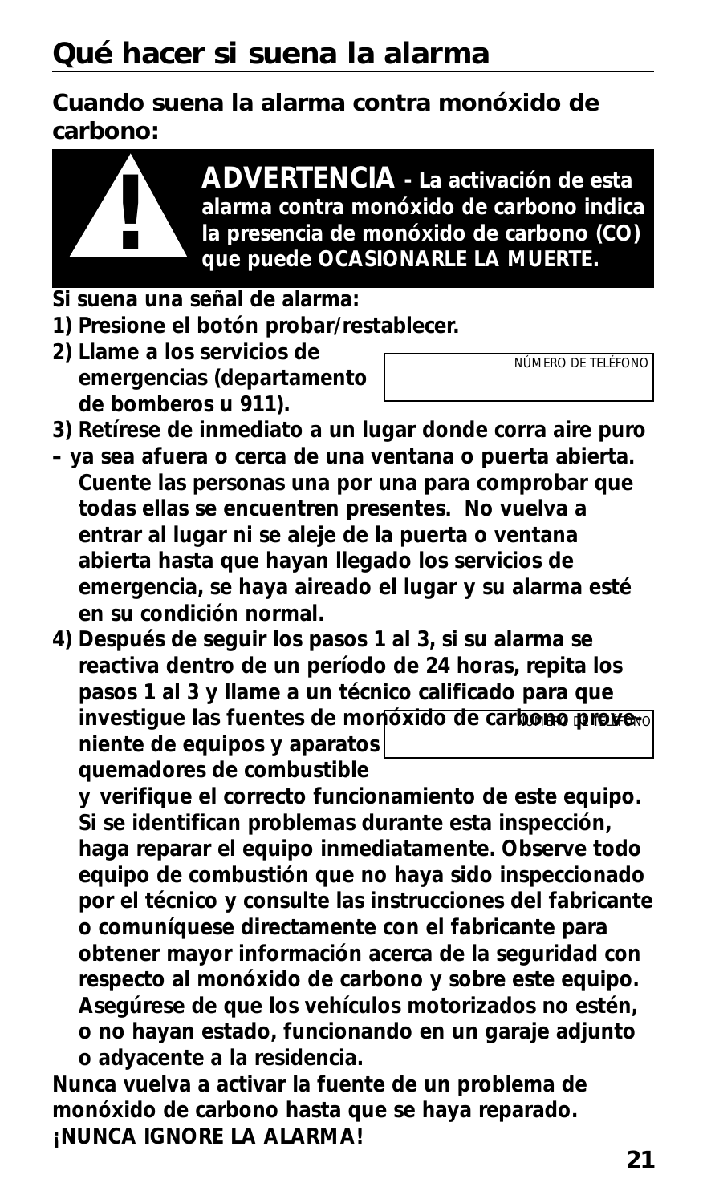# Qué hacer si suena la alarma

## Cuando suena la alarma contra monóxido de carbono:

**ADVERTENCIA - La activación de esta alarma contra monóxido de carbono indica la presencia de monóxido de carbono (CO) que puede OCASIONARLE LA MUERTE.**

**Si suena una señal de alarma:**

1) **Presione el botón probar/restablecer.**
2) **Llame a los servicios de emergencias (departamento de bomberos u 911).**

   NÚMERO DE TELÉFONO

3) **Retírese de inmediato a un lugar donde corra aire puro – ya sea afuera o cerca de una ventana o puerta abierta. Cuente las personas una por una para comprobar que todas ellas se encuentren presentes. No vuelva a entrar al lugar ni se aleje de la puerta o ventana abierta hasta que hayan llegado los servicios de emergencia, se haya aireado el lugar y su alarma esté en su condición normal.**
4) **Después de seguir los pasos 1 al 3, si su alarma se reactiva dentro de un período de 24 horas, repita los pasos 1 al 3 y llame a un técnico calificado para que investigue las fuentes de monóxido de carbono proveniente de equipos y aparatos quemadores de combustible y verifique el correcto funcionamiento de este equipo. Si se identifican problemas durante esta inspección, haga reparar el equipo inmediatamente. Observe todo equipo de combustión que no haya sido inspeccionado por el técnico y consulte las instrucciones del fabricante o comuníquese directamente con el fabricante para obtener mayor información acerca de la seguridad con respecto al monóxido de carbono y sobre este equipo. Asegúrese de que los vehículos motorizados no estén, o no hayan estado, funcionando en un garaje adjunto o adyacente a la residencia.**

   NÚMERO DE TELÉFONO

**Nunca vuelva a activar la fuente de un problema de monóxido de carbono hasta que se haya reparado. ¡NUNCA IGNORE LA ALARMA!**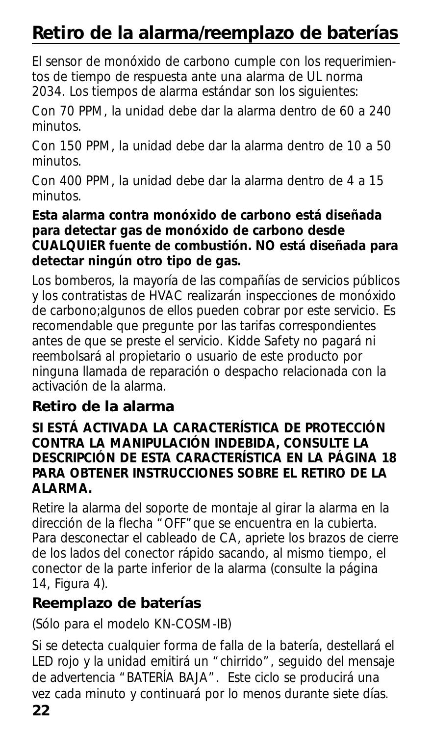# Retiro de la alarma/reemplazo de baterías

El sensor de monóxido de carbono cumple con los requerimientos de tiempo de respuesta ante una alarma de UL norma 2034. Los tiempos de alarma estándar son los siguientes:

Con 70 PPM, la unidad debe dar la alarma dentro de 60 a 240 minutos.

Con 150 PPM, la unidad debe dar la alarma dentro de 10 a 50 minutos.

Con 400 PPM, la unidad debe dar la alarma dentro de 4 a 15 minutos.

**Esta alarma contra monóxido de carbono está diseñada para detectar gas de monóxido de carbono desde CUALQUIER fuente de combustión. NO está diseñada para detectar ningún otro tipo de gas.**

Los bomberos, la mayoría de las compañías de servicios públicos y los contratistas de HVAC realizarán inspecciones de monóxido de carbono;algunos de ellos pueden cobrar por este servicio. Es recomendable que pregunte por las tarifas correspondientes antes de que se preste el servicio. Kidde Safety no pagará ni reembolsará al propietario o usuario de este producto por ninguna llamada de reparación o despacho relacionada con la activación de la alarma.

## Retiro de la alarma

**SI ESTÁ ACTIVADA LA CARACTERÍSTICA DE PROTECCIÓN CONTRA LA MANIPULACIÓN INDEBIDA, CONSULTE LA DESCRIPCIÓN DE ESTA CARACTERÍSTICA EN LA PÁGINA 18 PARA OBTENER INSTRUCCIONES SOBRE EL RETIRO DE LA ALARMA.**

Retire la alarma del soporte de montaje al girar la alarma en la dirección de la flecha "OFF"que se encuentra en la cubierta. Para desconectar el cableado de CA, apriete los brazos de cierre de los lados del conector rápido sacando, al mismo tiempo, el conector de la parte inferior de la alarma (consulte la página 14, Figura 4).

## Reemplazo de baterías

(Sólo para el modelo KN-COSM-IB)

Si se detecta cualquier forma de falla de la batería, destellará el LED rojo y la unidad emitirá un "chirrido", seguido del mensaje de advertencia "BATERÍA BAJA". Este ciclo se producirá una vez cada minuto y continuará por lo menos durante siete días.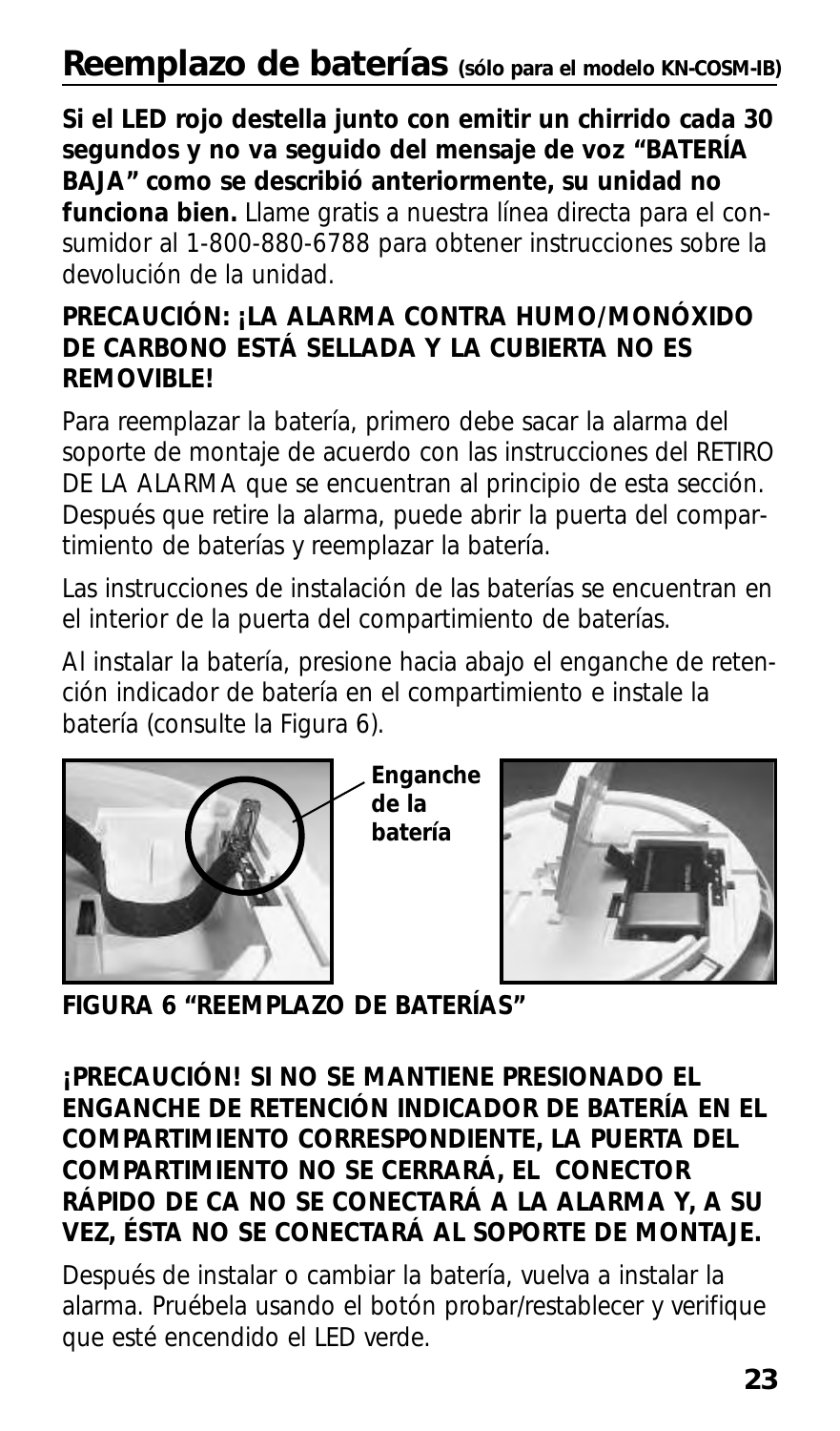## Reemplazo de baterías (sólo para el modelo KN-COSM-IB)

**Si el LED rojo destella junto con emitir un chirrido cada 30 segundos y no va seguido del mensaje de voz "BATERÍA BAJA" como se describió anteriormente, su unidad no funciona bien.** Llame gratis a nuestra línea directa para el consumidor al 1-800-880-6788 para obtener instrucciones sobre la devolución de la unidad.

**PRECAUCIÓN: ¡LA ALARMA CONTRA HUMO/MONÓXIDO DE CARBONO ESTÁ SELLADA Y LA CUBIERTA NO ES REMOVIBLE!**

Para reemplazar la batería, primero debe sacar la alarma del soporte de montaje de acuerdo con las instrucciones del RETIRO DE LA ALARMA que se encuentran al principio de esta sección. Después que retire la alarma, puede abrir la puerta del compartimiento de baterías y reemplazar la batería.

Las instrucciones de instalación de las baterías se encuentran en el interior de la puerta del compartimiento de baterías.

Al instalar la batería, presione hacia abajo el enganche de retención indicador de batería en el compartimiento e instale la batería (consulte la Figura 6).

**Enganche de la batería**

**FIGURA 6 "REEMPLAZO DE BATERÍAS"**

**¡PRECAUCIÓN! SI NO SE MANTIENE PRESIONADO EL ENGANCHE DE RETENCIÓN INDICADOR DE BATERÍA EN EL COMPARTIMIENTO CORRESPONDIENTE, LA PUERTA DEL COMPARTIMIENTO NO SE CERRARÁ, EL CONECTOR RÁPIDO DE CA NO SE CONECTARÁ A LA ALARMA Y, A SU VEZ, ÉSTA NO SE CONECTARÁ AL SOPORTE DE MONTAJE.**

Después de instalar o cambiar la batería, vuelva a instalar la alarma. Pruébela usando el botón probar/restablecer y verifique que esté encendido el LED verde.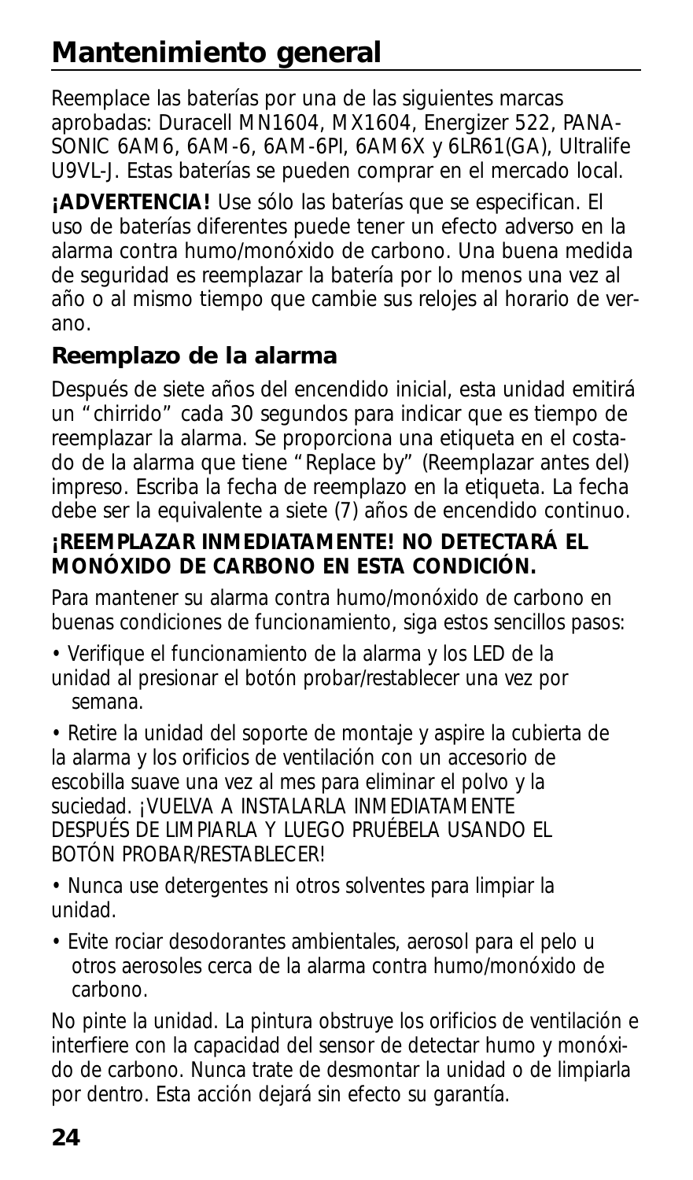# Mantenimiento general

Reemplace las baterías por una de las siguientes marcas aprobadas: Duracell MN1604, MX1604, Energizer 522, PANA-SONIC 6AM6, 6AM-6, 6AM-6PI, 6AM6X y 6LR61(GA), Ultralife U9VL-J. Estas baterías se pueden comprar en el mercado local.

**¡ADVERTENCIA!** Use sólo las baterías que se especifican. El uso de baterías diferentes puede tener un efecto adverso en la alarma contra humo/monóxido de carbono. Una buena medida de seguridad es reemplazar la batería por lo menos una vez al año o al mismo tiempo que cambie sus relojes al horario de verano.

## Reemplazo de la alarma

Después de siete años del encendido inicial, esta unidad emitirá un "chirrido" cada 30 segundos para indicar que es tiempo de reemplazar la alarma. Se proporciona una etiqueta en el costado de la alarma que tiene "Replace by" (Reemplazar antes del) impreso. Escriba la fecha de reemplazo en la etiqueta. La fecha debe ser la equivalente a siete (7) años de encendido continuo.

**¡REEMPLAZAR INMEDIATAMENTE! NO DETECTARÁ EL MONÓXIDO DE CARBONO EN ESTA CONDICIÓN.**

Para mantener su alarma contra humo/monóxido de carbono en buenas condiciones de funcionamiento, siga estos sencillos pasos:

- Verifique el funcionamiento de la alarma y los LED de la unidad al presionar el botón probar/restablecer una vez por semana.
- Retire la unidad del soporte de montaje y aspire la cubierta de la alarma y los orificios de ventilación con un accesorio de escobilla suave una vez al mes para eliminar el polvo y la suciedad. ¡VUELVA A INSTALARLA INMEDIATAMENTE DESPUÉS DE LIMPIARLA Y LUEGO PRUÉBELA USANDO EL BOTÓN PROBAR/RESTABLECER!
- Nunca use detergentes ni otros solventes para limpiar la unidad.
- Evite rociar desodorantes ambientales, aerosol para el pelo u otros aerosoles cerca de la alarma contra humo/monóxido de carbono.

No pinte la unidad. La pintura obstruye los orificios de ventilación e interfiere con la capacidad del sensor de detectar humo y monóxido de carbono. Nunca trate de desmontar la unidad o de limpiarla por dentro. Esta acción dejará sin efecto su garantía.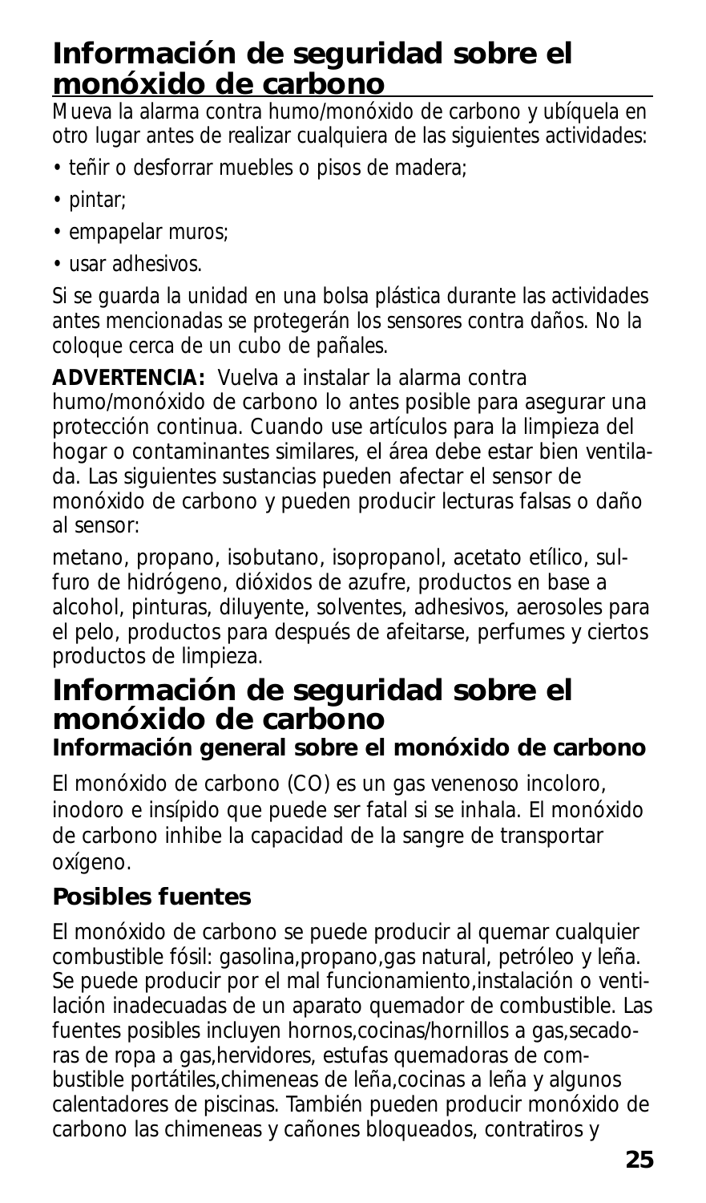## Información de seguridad sobre el monóxido de carbono

Mueva la alarma contra humo/monóxido de carbono y ubíquela en otro lugar antes de realizar cualquiera de las siguientes actividades:

- teñir o desforrar muebles o pisos de madera;
- pintar;
- empapelar muros;
- usar adhesivos.

Si se guarda la unidad en una bolsa plástica durante las actividades antes mencionadas se protegerán los sensores contra daños. No la coloque cerca de un cubo de pañales.

**ADVERTENCIA:** Vuelva a instalar la alarma contra humo/monóxido de carbono lo antes posible para asegurar una protección continua. Cuando use artículos para la limpieza del hogar o contaminantes similares, el área debe estar bien ventilada. Las siguientes sustancias pueden afectar el sensor de monóxido de carbono y pueden producir lecturas falsas o daño al sensor:

metano, propano, isobutano, isopropanol, acetato etílico, sulfuro de hidrógeno, dióxidos de azufre, productos en base a alcohol, pinturas, diluyente, solventes, adhesivos, aerosoles para el pelo, productos para después de afeitarse, perfumes y ciertos productos de limpieza.

## Información de seguridad sobre el monóxido de carbono

### Información general sobre el monóxido de carbono

El monóxido de carbono (CO) es un gas venenoso incoloro, inodoro e insípido que puede ser fatal si se inhala. El monóxido de carbono inhibe la capacidad de la sangre de transportar oxígeno.

### Posibles fuentes

El monóxido de carbono se puede producir al quemar cualquier combustible fósil: gasolina,propano,gas natural, petróleo y leña. Se puede producir por el mal funcionamiento,instalación o ventilación inadecuadas de un aparato quemador de combustible. Las fuentes posibles incluyen hornos,cocinas/hornillos a gas,secadoras de ropa a gas,hervidores, estufas quemadoras de combustible portátiles,chimeneas de leña,cocinas a leña y algunos calentadores de piscinas. También pueden producir monóxido de carbono las chimeneas y cañones bloqueados, contratiros y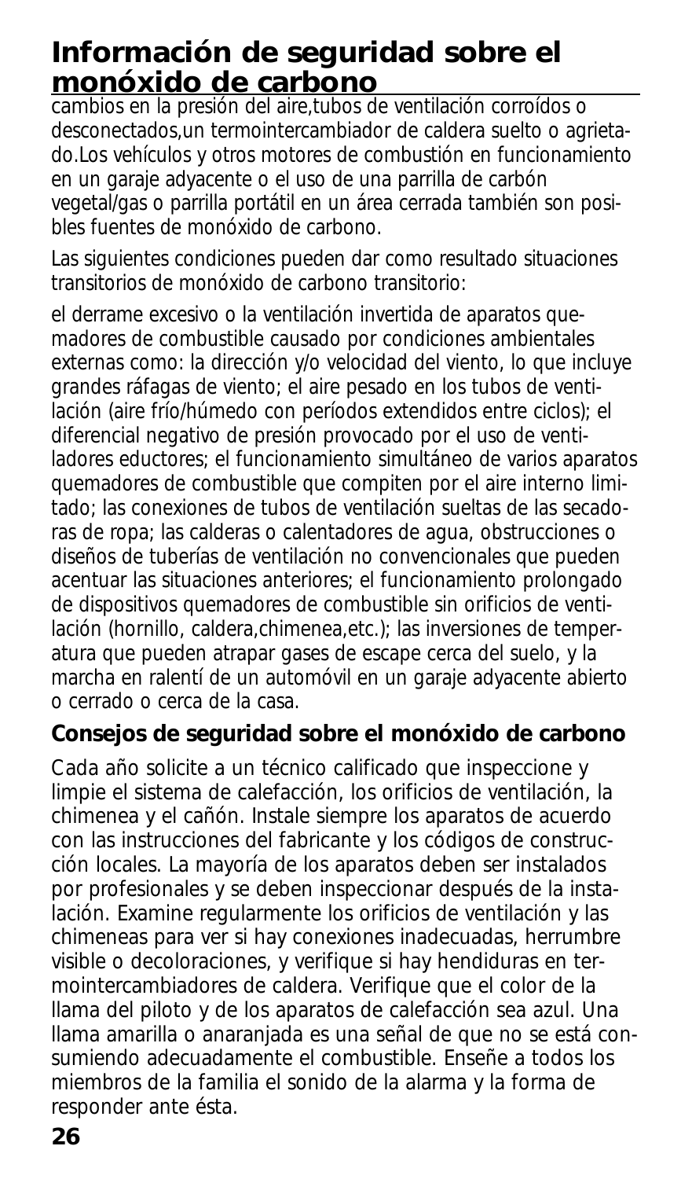# Información de seguridad sobre el monóxido de carbono

cambios en la presión del aire,tubos de ventilación corroídos o desconectados,un termointercambiador de caldera suelto o agrietado.Los vehículos y otros motores de combustión en funcionamiento en un garaje adyacente o el uso de una parrilla de carbón vegetal/gas o parrilla portátil en un área cerrada también son posibles fuentes de monóxido de carbono.

Las siguientes condiciones pueden dar como resultado situaciones transitorios de monóxido de carbono transitorio:

el derrame excesivo o la ventilación invertida de aparatos quemadores de combustible causado por condiciones ambientales externas como: la dirección y/o velocidad del viento, lo que incluye grandes ráfagas de viento; el aire pesado en los tubos de ventilación (aire frío/húmedo con períodos extendidos entre ciclos); el diferencial negativo de presión provocado por el uso de ventiladores eductores; el funcionamiento simultáneo de varios aparatos quemadores de combustible que compiten por el aire interno limitado; las conexiones de tubos de ventilación sueltas de las secadoras de ropa; las calderas o calentadores de agua, obstrucciones o diseños de tuberías de ventilación no convencionales que pueden acentuar las situaciones anteriores; el funcionamiento prolongado de dispositivos quemadores de combustible sin orificios de ventilación (hornillo, caldera,chimenea,etc.); las inversiones de temperatura que pueden atrapar gases de escape cerca del suelo, y la marcha en ralentí de un automóvil en un garaje adyacente abierto o cerrado o cerca de la casa.

**Consejos de seguridad sobre el monóxido de carbono**

Cada año solicite a un técnico calificado que inspeccione y limpie el sistema de calefacción, los orificios de ventilación, la chimenea y el cañón. Instale siempre los aparatos de acuerdo con las instrucciones del fabricante y los códigos de construcción locales. La mayoría de los aparatos deben ser instalados por profesionales y se deben inspeccionar después de la instalación. Examine regularmente los orificios de ventilación y las chimeneas para ver si hay conexiones inadecuadas, herrumbre visible o decoloraciones, y verifique si hay hendiduras en termointercambiadores de caldera. Verifique que el color de la llama del piloto y de los aparatos de calefacción sea azul. Una llama amarilla o anaranjada es una señal de que no se está consumiendo adecuadamente el combustible. Enseñe a todos los miembros de la familia el sonido de la alarma y la forma de responder ante ésta.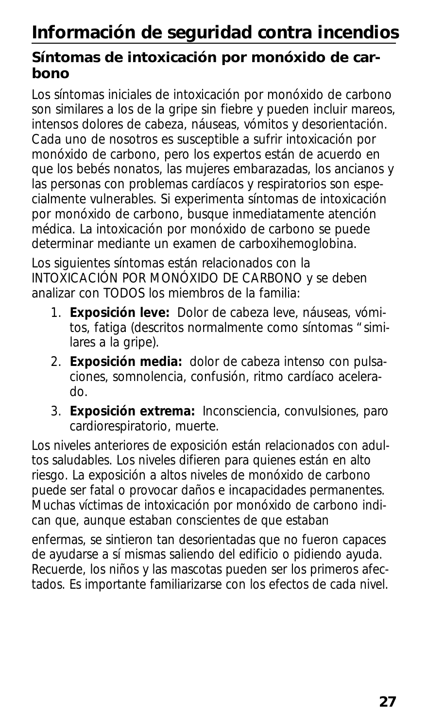# Información de seguridad contra incendios

## Síntomas de intoxicación por monóxido de carbono

Los síntomas iniciales de intoxicación por monóxido de carbono son similares a los de la gripe sin fiebre y pueden incluir mareos, intensos dolores de cabeza, náuseas, vómitos y desorientación. Cada uno de nosotros es susceptible a sufrir intoxicación por monóxido de carbono, pero los expertos están de acuerdo en que los bebés nonatos, las mujeres embarazadas, los ancianos y las personas con problemas cardíacos y respiratorios son especialmente vulnerables. Si experimenta síntomas de intoxicación por monóxido de carbono, busque inmediatamente atención médica. La intoxicación por monóxido de carbono se puede determinar mediante un examen de carboxihemoglobina.

Los siguientes síntomas están relacionados con la INTOXICACIÓN POR MONÓXIDO DE CARBONO y se deben analizar con TODOS los miembros de la familia:

1. **Exposición leve:** Dolor de cabeza leve, náuseas, vómitos, fatiga (descritos normalmente como síntomas "similares a la gripe).
2. **Exposición media:** dolor de cabeza intenso con pulsaciones, somnolencia, confusión, ritmo cardíaco acelerado.
3. **Exposición extrema:** Inconsciencia, convulsiones, paro cardiorespiratorio, muerte.

Los niveles anteriores de exposición están relacionados con adultos saludables. Los niveles difieren para quienes están en alto riesgo. La exposición a altos niveles de monóxido de carbono puede ser fatal o provocar daños e incapacidades permanentes. Muchas víctimas de intoxicación por monóxido de carbono indican que, aunque estaban conscientes de que estaban enfermas, se sintieron tan desorientadas que no fueron capaces de ayudarse a sí mismas saliendo del edificio o pidiendo ayuda. Recuerde, los niños y las mascotas pueden ser los primeros afectados. Es importante familiarizarse con los efectos de cada nivel.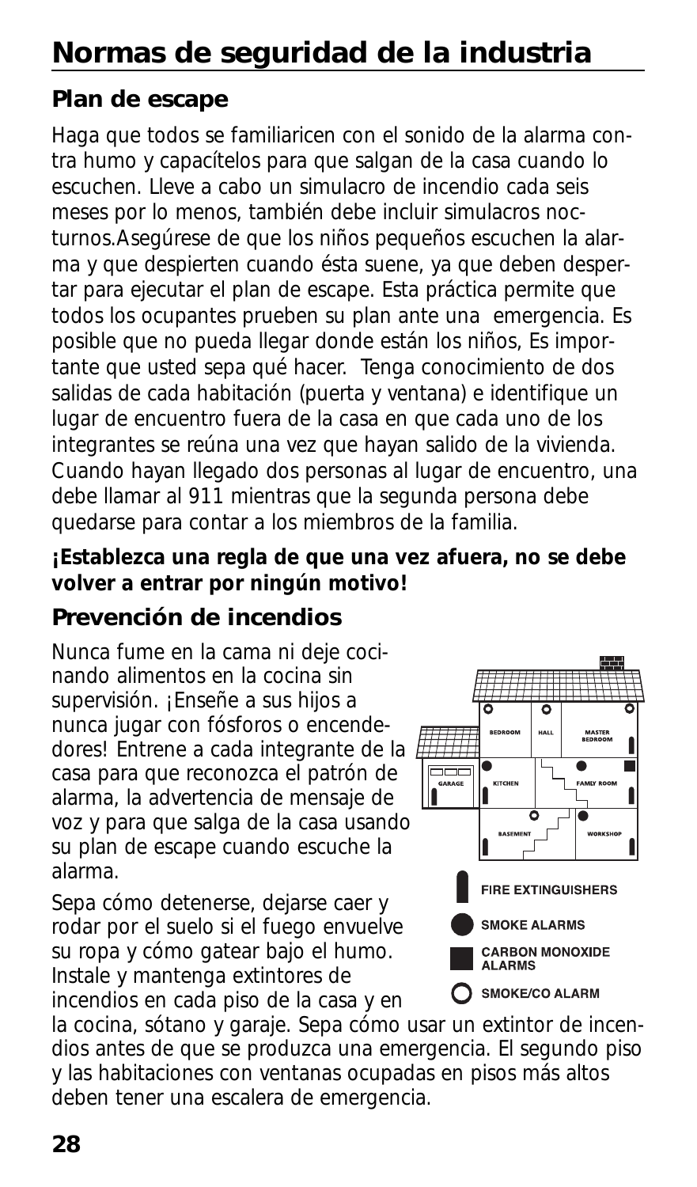# Normas de seguridad de la industria

## Plan de escape

Haga que todos se familiaricen con el sonido de la alarma contra humo y capacítelos para que salgan de la casa cuando lo escuchen. Lleve a cabo un simulacro de incendio cada seis meses por lo menos, también debe incluir simulacros nocturnos.Asegúrese de que los niños pequeños escuchen la alarma y que despierten cuando ésta suene, ya que deben despertar para ejecutar el plan de escape. Esta práctica permite que todos los ocupantes prueben su plan ante una emergencia. Es posible que no pueda llegar donde están los niños, Es importante que usted sepa qué hacer. Tenga conocimiento de dos salidas de cada habitación (puerta y ventana) e identifique un lugar de encuentro fuera de la casa en que cada uno de los integrantes se reúna una vez que hayan salido de la vivienda. Cuando hayan llegado dos personas al lugar de encuentro, una debe llamar al 911 mientras que la segunda persona debe quedarse para contar a los miembros de la familia.

**¡Establezca una regla de que una vez afuera, no se debe volver a entrar por ningún motivo!**

## Prevención de incendios

Nunca fume en la cama ni deje cocinando alimentos en la cocina sin supervisión. ¡Enseñe a sus hijos a nunca jugar con fósforos o encendedores! Entrene a cada integrante de la casa para que reconozca el patrón de alarma, la advertencia de mensaje de voz y para que salga de la casa usando su plan de escape cuando escuche la alarma.

Sepa cómo detenerse, dejarse caer y rodar por el suelo si el fuego envuelve su ropa y cómo gatear bajo el humo. Instale y mantenga extintores de incendios en cada piso de la casa y en la cocina, sótano y garaje. Sepa cómo usar un extintor de incendios antes de que se produzca una emergencia. El segundo piso y las habitaciones con ventanas ocupadas en pisos más altos deben tener una escalera de emergencia.

BEDROOM HALL MASTER BEDROOM
GARAGE KITCHEN FAMLY ROOM
BASEMENT WORKSHOP

FIRE EXTINGUISHERS
SMOKE ALARMS
CARBON MONOXIDE ALARMS
SMOKE/CO ALARM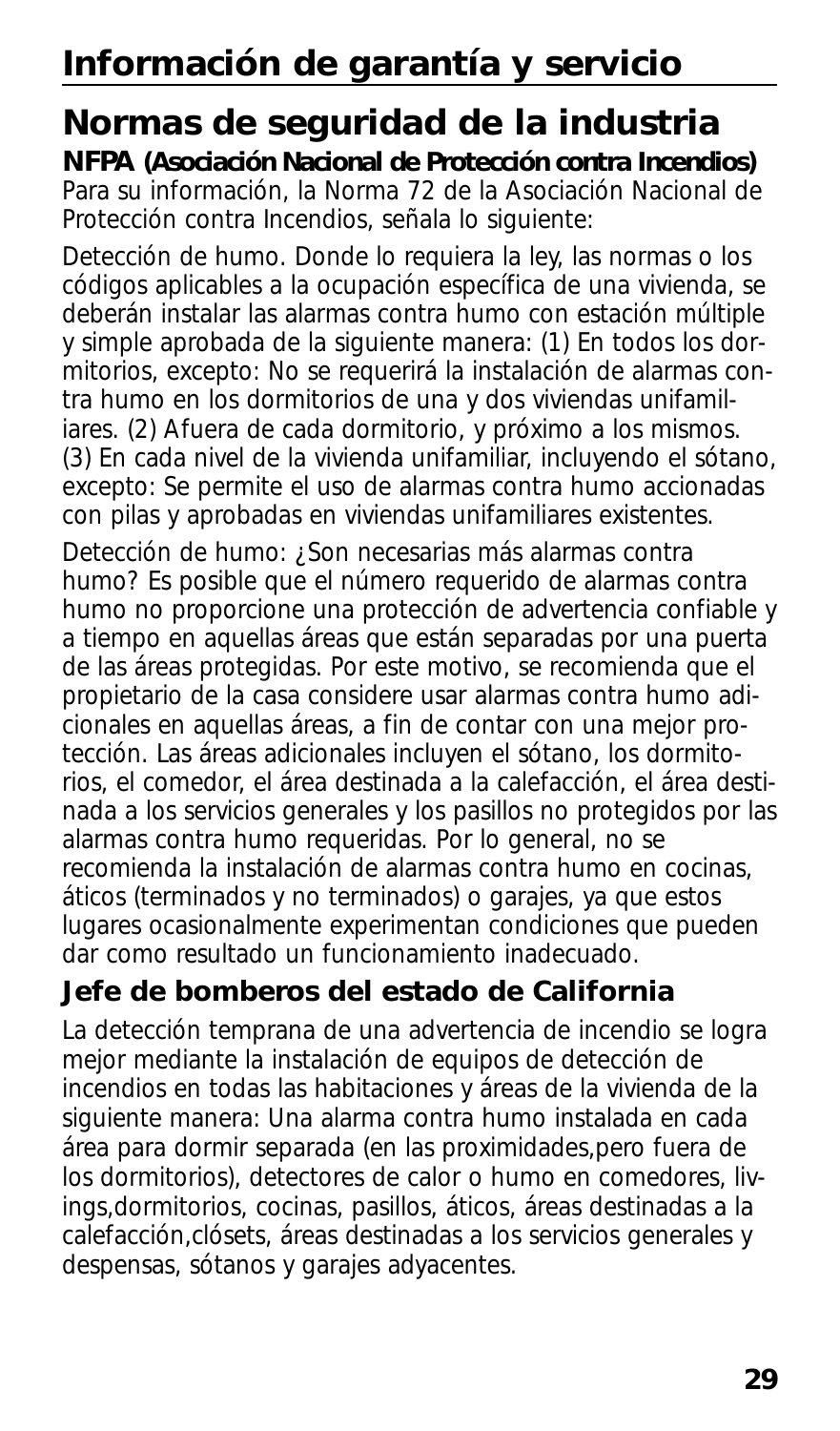# Información de garantía y servicio

## Normas de seguridad de la industria

**NFPA (Asociación Nacional de Protección contra Incendios)**
Para su información, la Norma 72 de la Asociación Nacional de Protección contra Incendios, señala lo siguiente:

Detección de humo. Donde lo requiera la ley, las normas o los códigos aplicables a la ocupación específica de una vivienda, se deberán instalar las alarmas contra humo con estación múltiple y simple aprobada de la siguiente manera: (1) En todos los dormitorios, excepto: No se requerirá la instalación de alarmas contra humo en los dormitorios de una y dos viviendas unifamiliares. (2) Afuera de cada dormitorio, y próximo a los mismos. (3) En cada nivel de la vivienda unifamiliar, incluyendo el sótano, excepto: Se permite el uso de alarmas contra humo accionadas con pilas y aprobadas en viviendas unifamiliares existentes.

Detección de humo: ¿Son necesarias más alarmas contra humo? Es posible que el número requerido de alarmas contra humo no proporcione una protección de advertencia confiable y a tiempo en aquellas áreas que están separadas por una puerta de las áreas protegidas. Por este motivo, se recomienda que el propietario de la casa considere usar alarmas contra humo adicionales en aquellas áreas, a fin de contar con una mejor protección. Las áreas adicionales incluyen el sótano, los dormitorios, el comedor, el área destinada a la calefacción, el área destinada a los servicios generales y los pasillos no protegidos por las alarmas contra humo requeridas. Por lo general, no se recomienda la instalación de alarmas contra humo en cocinas, áticos (terminados y no terminados) o garajes, ya que estos lugares ocasionalmente experimentan condiciones que pueden dar como resultado un funcionamiento inadecuado.

### Jefe de bomberos del estado de California

La detección temprana de una advertencia de incendio se logra mejor mediante la instalación de equipos de detección de incendios en todas las habitaciones y áreas de la vivienda de la siguiente manera: Una alarma contra humo instalada en cada área para dormir separada (en las proximidades,pero fuera de los dormitorios), detectores de calor o humo en comedores, livings,dormitorios, cocinas, pasillos, áticos, áreas destinadas a la calefacción,clósets, áreas destinadas a los servicios generales y despensas, sótanos y garajes adyacentes.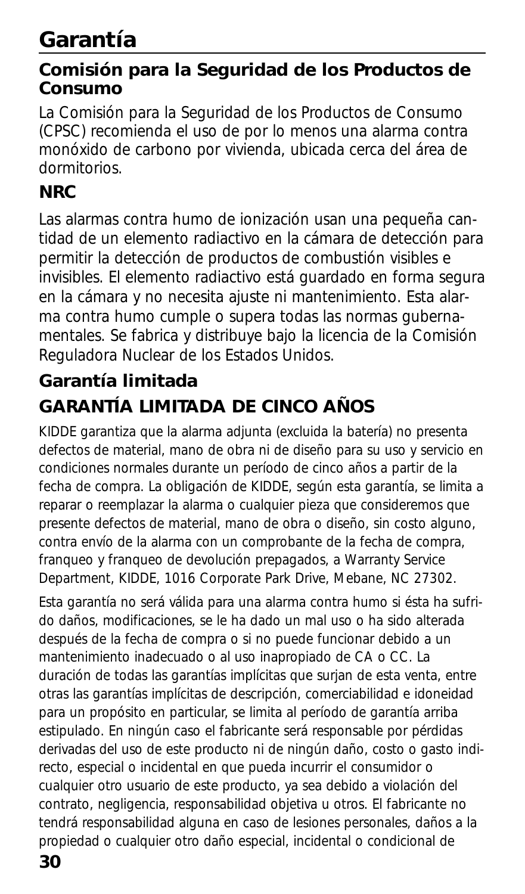# Garantía

## Comisión para la Seguridad de los Productos de Consumo

La Comisión para la Seguridad de los Productos de Consumo (CPSC) recomienda el uso de por lo menos una alarma contra monóxido de carbono por vivienda, ubicada cerca del área de dormitorios.

## NRC

Las alarmas contra humo de ionización usan una pequeña cantidad de un elemento radiactivo en la cámara de detección para permitir la detección de productos de combustión visibles e invisibles. El elemento radiactivo está guardado en forma segura en la cámara y no necesita ajuste ni mantenimiento. Esta alarma contra humo cumple o supera todas las normas gubernamentales. Se fabrica y distribuye bajo la licencia de la Comisión Reguladora Nuclear de los Estados Unidos.

## Garantía limitada

## GARANTÍA LIMITADA DE CINCO AÑOS

KIDDE garantiza que la alarma adjunta (excluida la batería) no presenta defectos de material, mano de obra ni de diseño para su uso y servicio en condiciones normales durante un período de cinco años a partir de la fecha de compra. La obligación de KIDDE, según esta garantía, se limita a reparar o reemplazar la alarma o cualquier pieza que consideremos que presente defectos de material, mano de obra o diseño, sin costo alguno, contra envío de la alarma con un comprobante de la fecha de compra, franqueo y franqueo de devolución prepagados, a Warranty Service Department, KIDDE, 1016 Corporate Park Drive, Mebane, NC 27302.

Esta garantía no será válida para una alarma contra humo si ésta ha sufrido daños, modificaciones, se le ha dado un mal uso o ha sido alterada después de la fecha de compra o si no puede funcionar debido a un mantenimiento inadecuado o al uso inapropiado de CA o CC. La duración de todas las garantías implícitas que surjan de esta venta, entre otras las garantías implícitas de descripción, comerciabilidad e idoneidad para un propósito en particular, se limita al período de garantía arriba estipulado. En ningún caso el fabricante será responsable por pérdidas derivadas del uso de este producto ni de ningún daño, costo o gasto indirecto, especial o incidental en que pueda incurrir el consumidor o cualquier otro usuario de este producto, ya sea debido a violación del contrato, negligencia, responsabilidad objetiva u otros. El fabricante no tendrá responsabilidad alguna en caso de lesiones personales, daños a la propiedad o cualquier otro daño especial, incidental o condicional de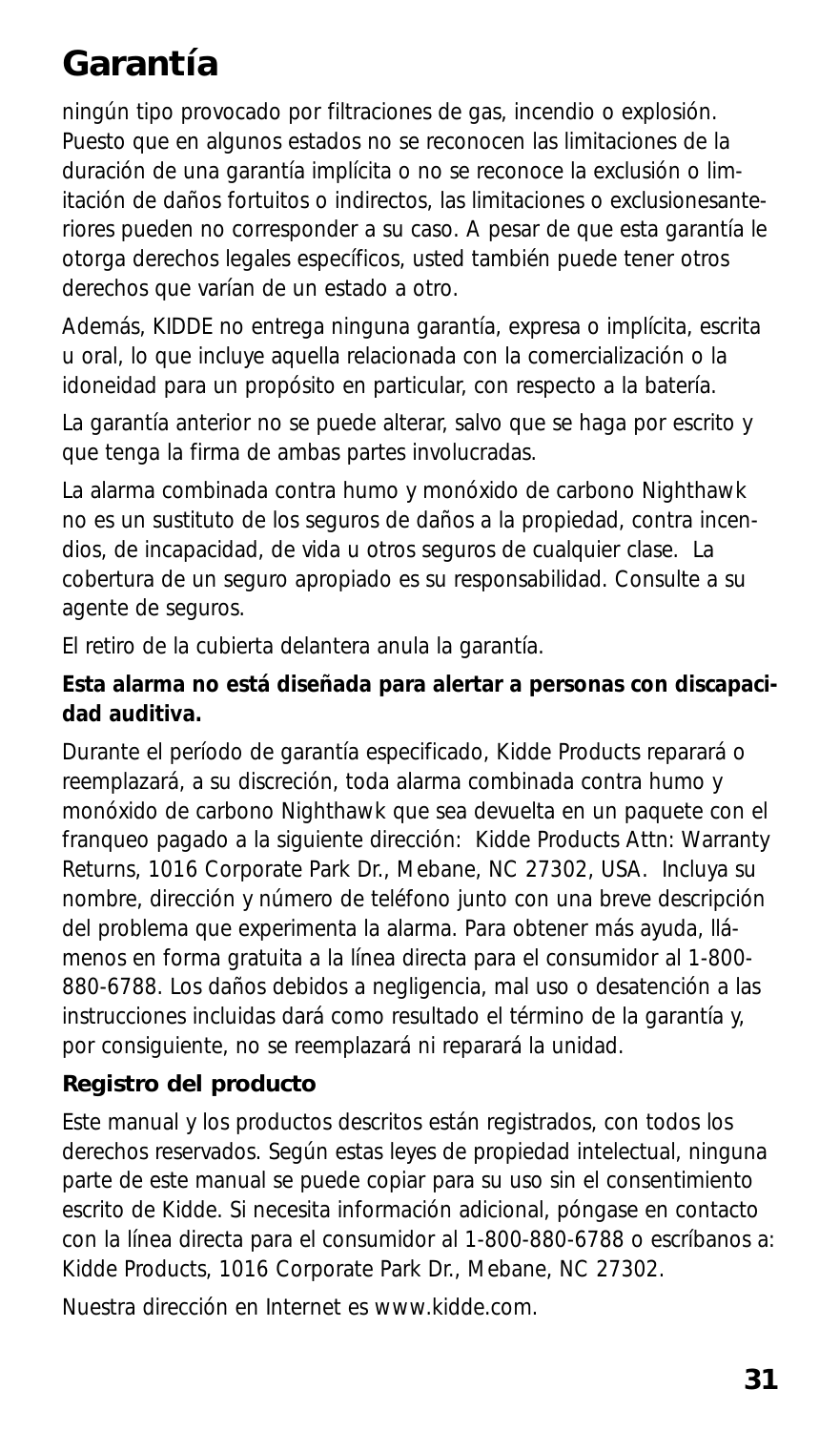# Garantía

ningún tipo provocado por filtraciones de gas, incendio o explosión. Puesto que en algunos estados no se reconocen las limitaciones de la duración de una garantía implícita o no se reconoce la exclusión o limitación de daños fortuitos o indirectos, las limitaciones o exclusionesanteriores pueden no corresponder a su caso. A pesar de que esta garantía le otorga derechos legales específicos, usted también puede tener otros derechos que varían de un estado a otro.

Además, KIDDE no entrega ninguna garantía, expresa o implícita, escrita u oral, lo que incluye aquella relacionada con la comercialización o la idoneidad para un propósito en particular, con respecto a la batería.

La garantía anterior no se puede alterar, salvo que se haga por escrito y que tenga la firma de ambas partes involucradas.

La alarma combinada contra humo y monóxido de carbono Nighthawk no es un sustituto de los seguros de daños a la propiedad, contra incendios, de incapacidad, de vida u otros seguros de cualquier clase. La cobertura de un seguro apropiado es su responsabilidad. Consulte a su agente de seguros.

El retiro de la cubierta delantera anula la garantía.

**Esta alarma no está diseñada para alertar a personas con discapacidad auditiva.**

Durante el período de garantía especificado, Kidde Products reparará o reemplazará, a su discreción, toda alarma combinada contra humo y monóxido de carbono Nighthawk que sea devuelta en un paquete con el franqueo pagado a la siguiente dirección: Kidde Products Attn: Warranty Returns, 1016 Corporate Park Dr., Mebane, NC 27302, USA. Incluya su nombre, dirección y número de teléfono junto con una breve descripción del problema que experimenta la alarma. Para obtener más ayuda, llámenos en forma gratuita a la línea directa para el consumidor al 1-800-880-6788. Los daños debidos a negligencia, mal uso o desatención a las instrucciones incluidas dará como resultado el término de la garantía y, por consiguiente, no se reemplazará ni reparará la unidad.

**Registro del producto**

Este manual y los productos descritos están registrados, con todos los derechos reservados. Según estas leyes de propiedad intelectual, ninguna parte de este manual se puede copiar para su uso sin el consentimiento escrito de Kidde. Si necesita información adicional, póngase en contacto con la línea directa para el consumidor al 1-800-880-6788 o escríbanos a: Kidde Products, 1016 Corporate Park Dr., Mebane, NC 27302.

Nuestra dirección en Internet es www.kidde.com.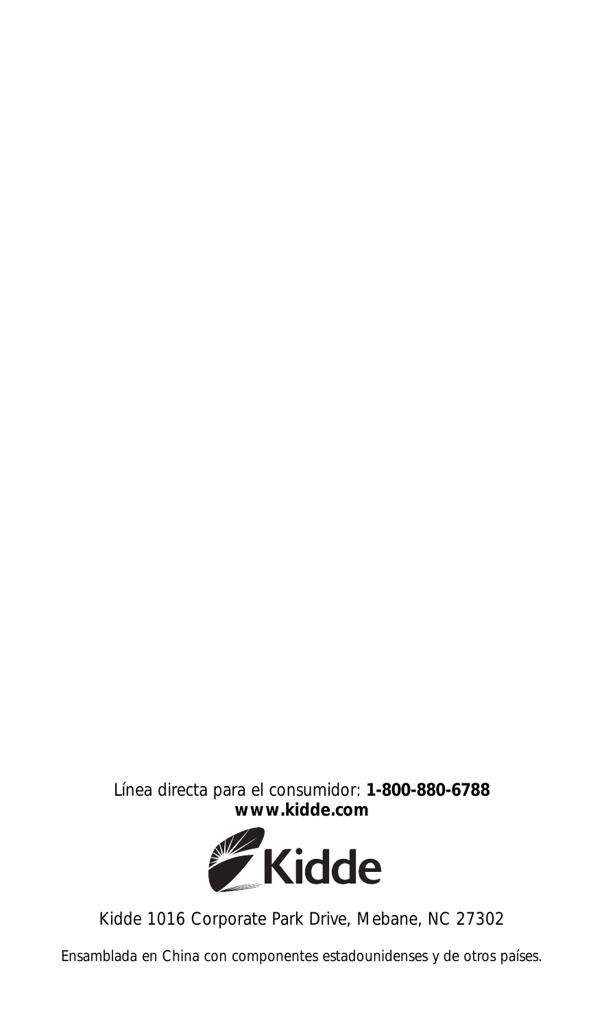Línea directa para el consumidor: **1-800-880-6788**
**www.kidde.com**

Kidde

Kidde 1016 Corporate Park Drive, Mebane, NC 27302

Ensamblada en China con componentes estadounidenses y de otros países.